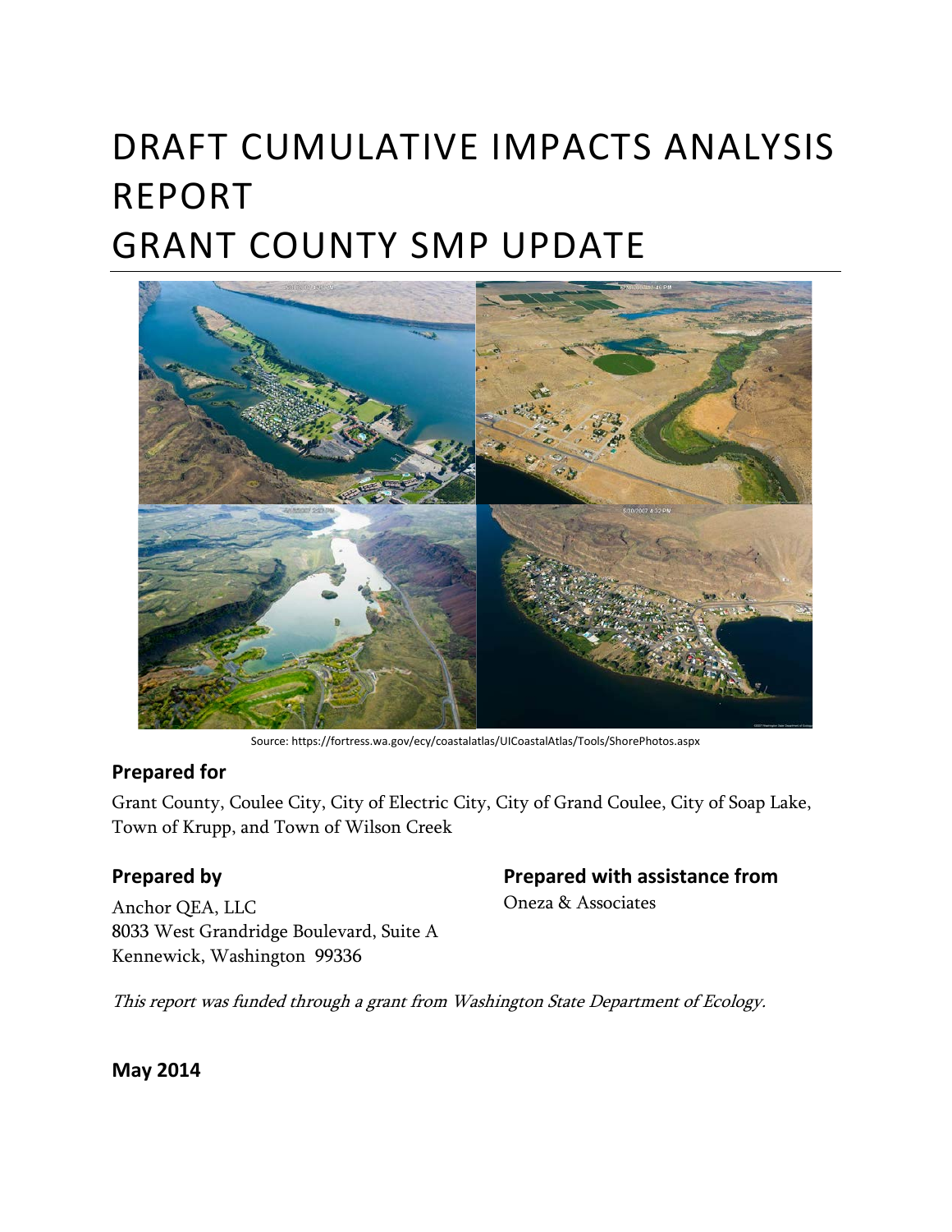# DRAFT CUMULATIVE IMPACTS ANALYSIS REPORT
# GRANT COUNTY SMP UPDATE

Source: https://fortress.wa.gov/ecy/coastalatlas/UICoastalAtlas/Tools/ShorePhotos.aspx

## Prepared for

Grant County, Coulee City, City of Electric City, City of Grand Coulee, City of Soap Lake, Town of Krupp, and Town of Wilson Creek

## Prepared by

Anchor QEA, LLC
8033 West Grandridge Boulevard, Suite A
Kennewick, Washington 99336

## Prepared with assistance from

Oneza & Associates

*This report was funded through a grant from Washington State Department of Ecology.*

**May 2014**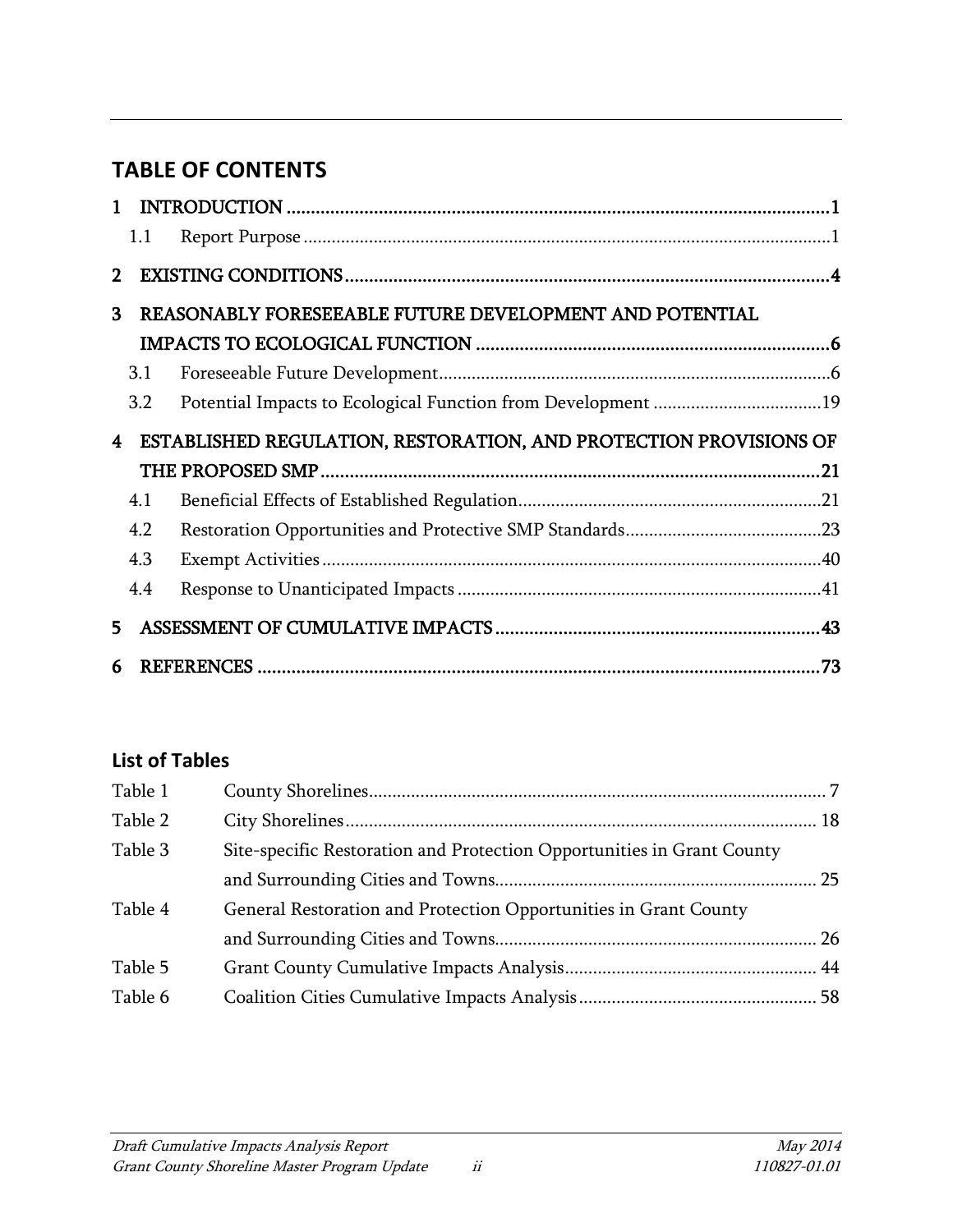# TABLE OF CONTENTS

1 INTRODUCTION ..........1
  1.1 Report Purpose ..........1

2 EXISTING CONDITIONS ..........4

3 REASONABLY FORESEEABLE FUTURE DEVELOPMENT AND POTENTIAL IMPACTS TO ECOLOGICAL FUNCTION ..........6
  3.1 Foreseeable Future Development ..........6
  3.2 Potential Impacts to Ecological Function from Development ..........19

4 ESTABLISHED REGULATION, RESTORATION, AND PROTECTION PROVISIONS OF THE PROPOSED SMP ..........21
  4.1 Beneficial Effects of Established Regulation ..........21
  4.2 Restoration Opportunities and Protective SMP Standards ..........23
  4.3 Exempt Activities ..........40
  4.4 Response to Unanticipated Impacts ..........41

5 ASSESSMENT OF CUMULATIVE IMPACTS ..........43

6 REFERENCES ..........73

## List of Tables

| | | |
|---|---|---|
| Table 1 | County Shorelines | 7 |
| Table 2 | City Shorelines | 18 |
| Table 3 | Site-specific Restoration and Protection Opportunities in Grant County and Surrounding Cities and Towns | 25 |
| Table 4 | General Restoration and Protection Opportunities in Grant County and Surrounding Cities and Towns | 26 |
| Table 5 | Grant County Cumulative Impacts Analysis | 44 |
| Table 6 | Coalition Cities Cumulative Impacts Analysis | 58 |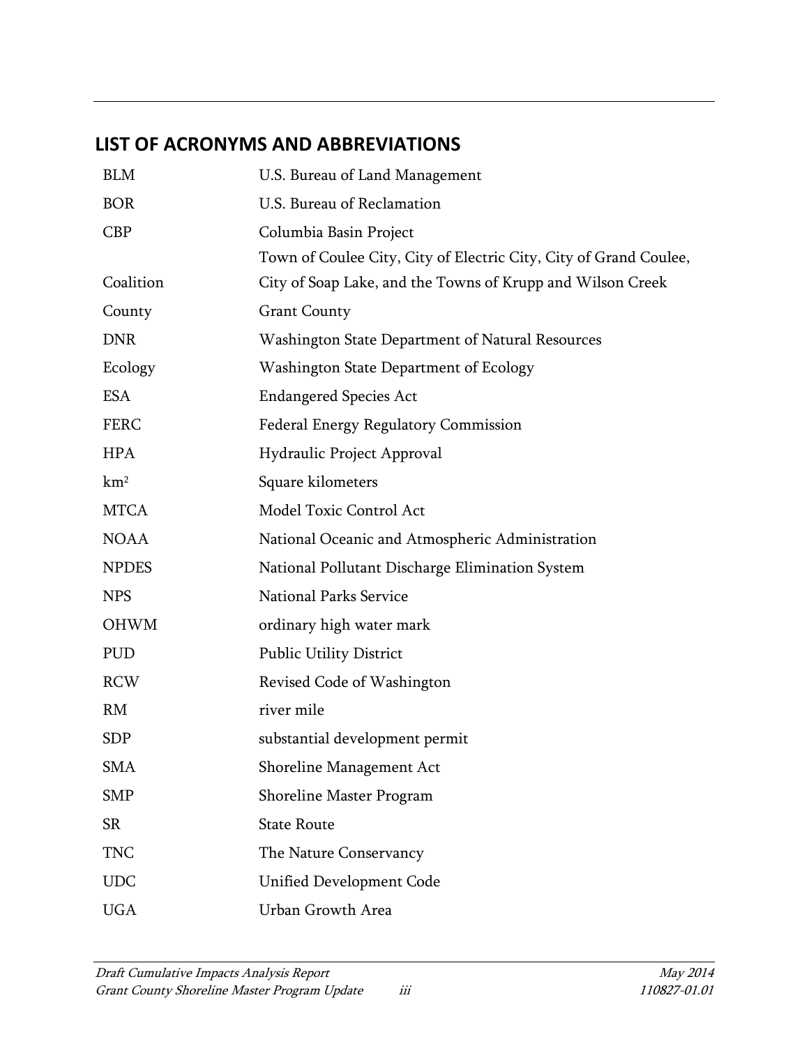## LIST OF ACRONYMS AND ABBREVIATIONS

| | |
|---|---|
| BLM | U.S. Bureau of Land Management |
| BOR | U.S. Bureau of Reclamation |
| CBP | Columbia Basin Project |
| Coalition | Town of Coulee City, City of Electric City, City of Grand Coulee, City of Soap Lake, and the Towns of Krupp and Wilson Creek |
| County | Grant County |
| DNR | Washington State Department of Natural Resources |
| Ecology | Washington State Department of Ecology |
| ESA | Endangered Species Act |
| FERC | Federal Energy Regulatory Commission |
| HPA | Hydraulic Project Approval |
| $km^2$ | Square kilometers |
| MTCA | Model Toxic Control Act |
| NOAA | National Oceanic and Atmospheric Administration |
| NPDES | National Pollutant Discharge Elimination System |
| NPS | National Parks Service |
| OHWM | ordinary high water mark |
| PUD | Public Utility District |
| RCW | Revised Code of Washington |
| RM | river mile |
| SDP | substantial development permit |
| SMA | Shoreline Management Act |
| SMP | Shoreline Master Program |
| SR | State Route |
| TNC | The Nature Conservancy |
| UDC | Unified Development Code |
| UGA | Urban Growth Area |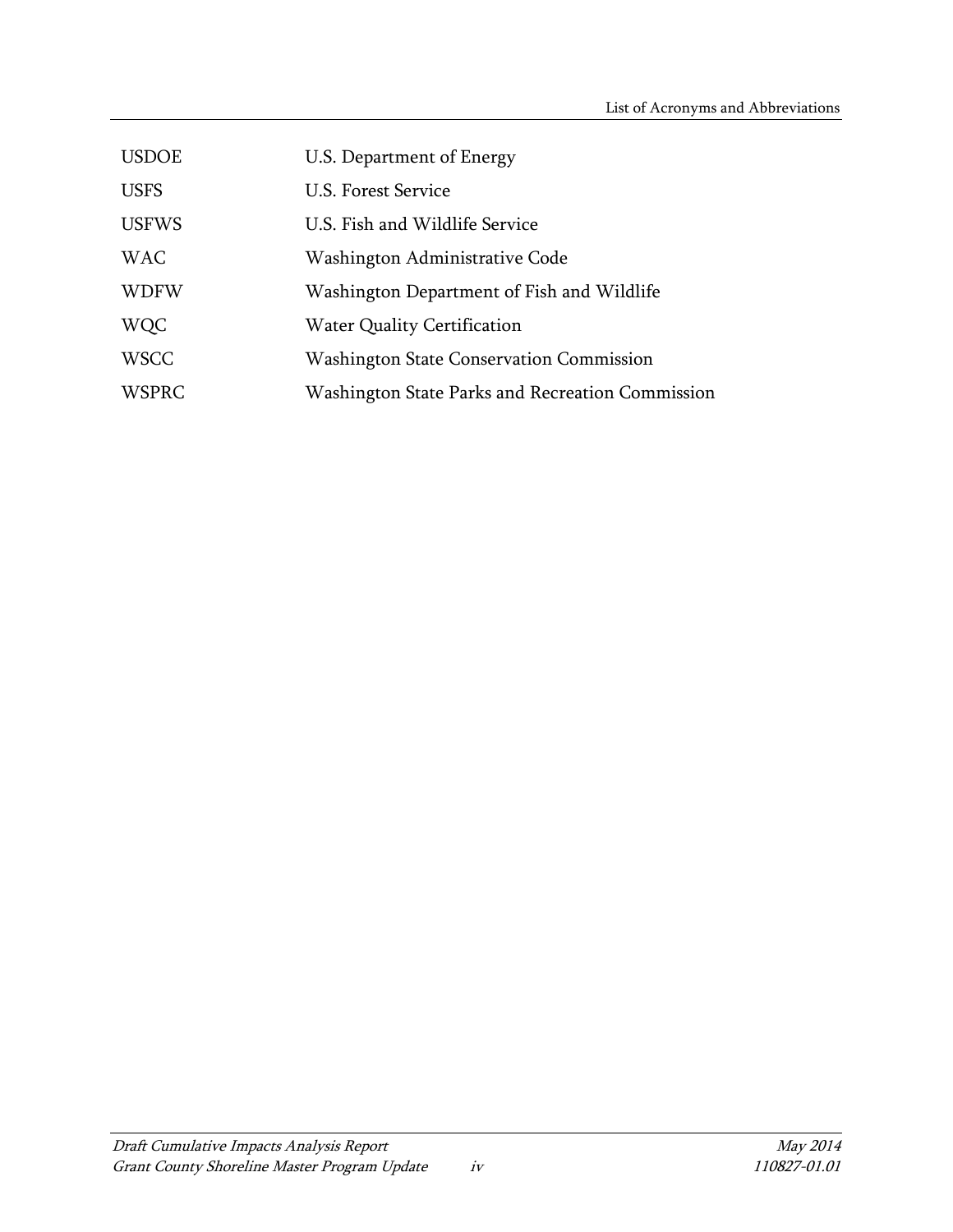| | |
|---|---|
| USDOE | U.S. Department of Energy |
| USFS | U.S. Forest Service |
| USFWS | U.S. Fish and Wildlife Service |
| WAC | Washington Administrative Code |
| WDFW | Washington Department of Fish and Wildlife |
| WQC | Water Quality Certification |
| WSCC | Washington State Conservation Commission |
| WSPRC | Washington State Parks and Recreation Commission |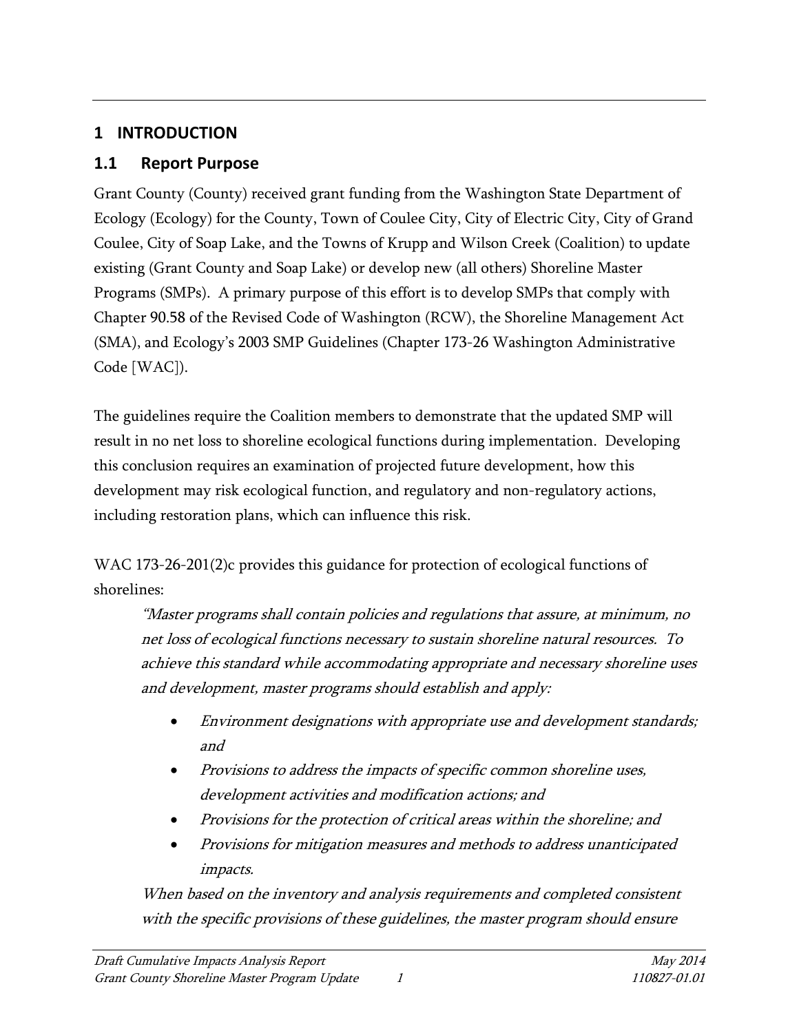# 1 INTRODUCTION

## 1.1 Report Purpose

Grant County (County) received grant funding from the Washington State Department of Ecology (Ecology) for the County, Town of Coulee City, City of Electric City, City of Grand Coulee, City of Soap Lake, and the Towns of Krupp and Wilson Creek (Coalition) to update existing (Grant County and Soap Lake) or develop new (all others) Shoreline Master Programs (SMPs). A primary purpose of this effort is to develop SMPs that comply with Chapter 90.58 of the Revised Code of Washington (RCW), the Shoreline Management Act (SMA), and Ecology's 2003 SMP Guidelines (Chapter 173-26 Washington Administrative Code [WAC]).

The guidelines require the Coalition members to demonstrate that the updated SMP will result in no net loss to shoreline ecological functions during implementation. Developing this conclusion requires an examination of projected future development, how this development may risk ecological function, and regulatory and non-regulatory actions, including restoration plans, which can influence this risk.

WAC 173-26-201(2)c provides this guidance for protection of ecological functions of shorelines:

> *"Master programs shall contain policies and regulations that assure, at minimum, no net loss of ecological functions necessary to sustain shoreline natural resources. To achieve this standard while accommodating appropriate and necessary shoreline uses and development, master programs should establish and apply:*
>
> - *Environment designations with appropriate use and development standards; and*
> - *Provisions to address the impacts of specific common shoreline uses, development activities and modification actions; and*
> - *Provisions for the protection of critical areas within the shoreline; and*
> - *Provisions for mitigation measures and methods to address unanticipated impacts.*
>
> *When based on the inventory and analysis requirements and completed consistent with the specific provisions of these guidelines, the master program should ensure*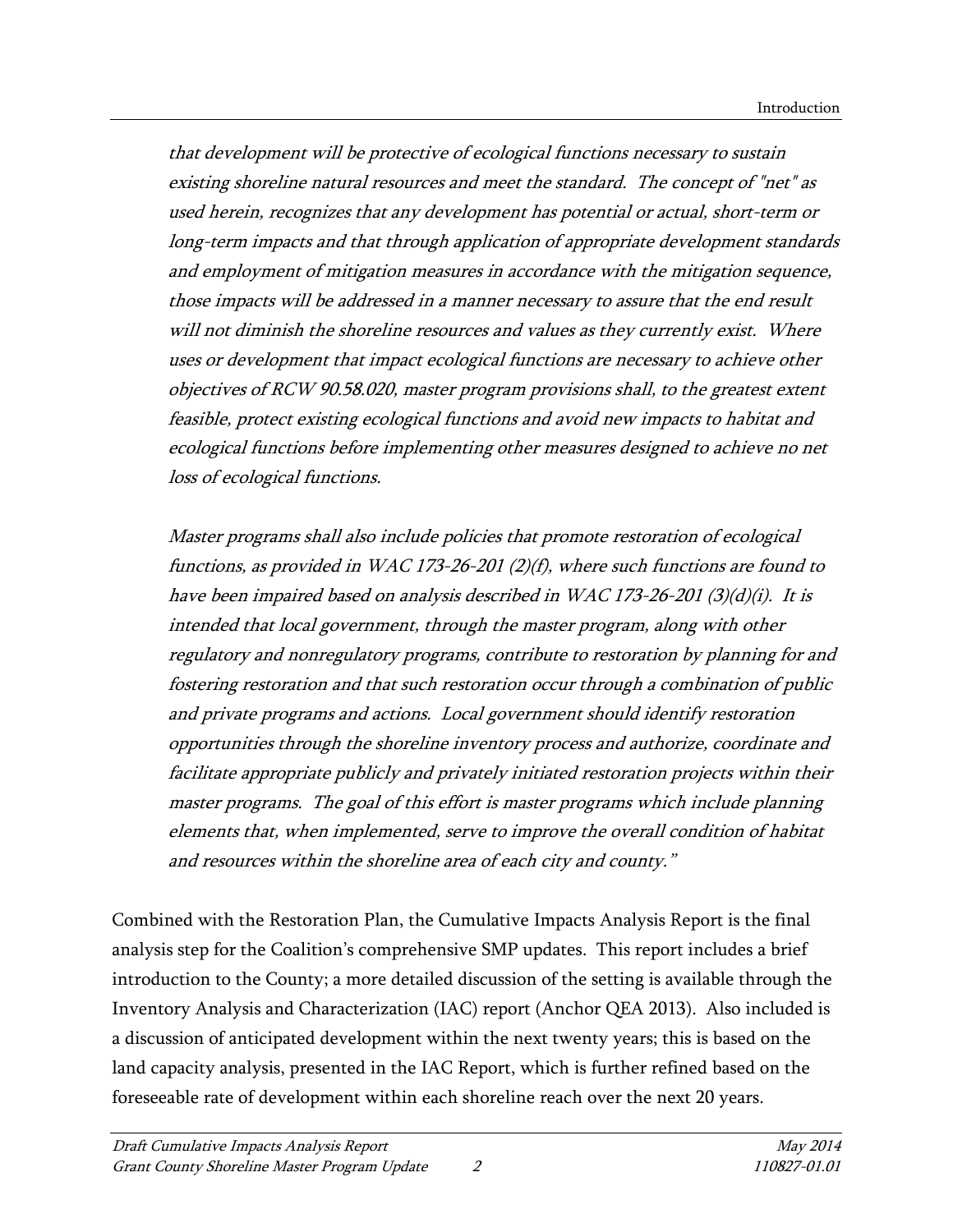*that development will be protective of ecological functions necessary to sustain existing shoreline natural resources and meet the standard. The concept of "net" as used herein, recognizes that any development has potential or actual, short-term or long-term impacts and that through application of appropriate development standards and employment of mitigation measures in accordance with the mitigation sequence, those impacts will be addressed in a manner necessary to assure that the end result will not diminish the shoreline resources and values as they currently exist. Where uses or development that impact ecological functions are necessary to achieve other objectives of RCW 90.58.020, master program provisions shall, to the greatest extent feasible, protect existing ecological functions and avoid new impacts to habitat and ecological functions before implementing other measures designed to achieve no net loss of ecological functions.*

*Master programs shall also include policies that promote restoration of ecological functions, as provided in WAC 173-26-201 (2)(f), where such functions are found to have been impaired based on analysis described in WAC 173-26-201 (3)(d)(i). It is intended that local government, through the master program, along with other regulatory and nonregulatory programs, contribute to restoration by planning for and fostering restoration and that such restoration occur through a combination of public and private programs and actions. Local government should identify restoration opportunities through the shoreline inventory process and authorize, coordinate and facilitate appropriate publicly and privately initiated restoration projects within their master programs. The goal of this effort is master programs which include planning elements that, when implemented, serve to improve the overall condition of habitat and resources within the shoreline area of each city and county."*

Combined with the Restoration Plan, the Cumulative Impacts Analysis Report is the final analysis step for the Coalition's comprehensive SMP updates. This report includes a brief introduction to the County; a more detailed discussion of the setting is available through the Inventory Analysis and Characterization (IAC) report (Anchor QEA 2013). Also included is a discussion of anticipated development within the next twenty years; this is based on the land capacity analysis, presented in the IAC Report, which is further refined based on the foreseeable rate of development within each shoreline reach over the next 20 years.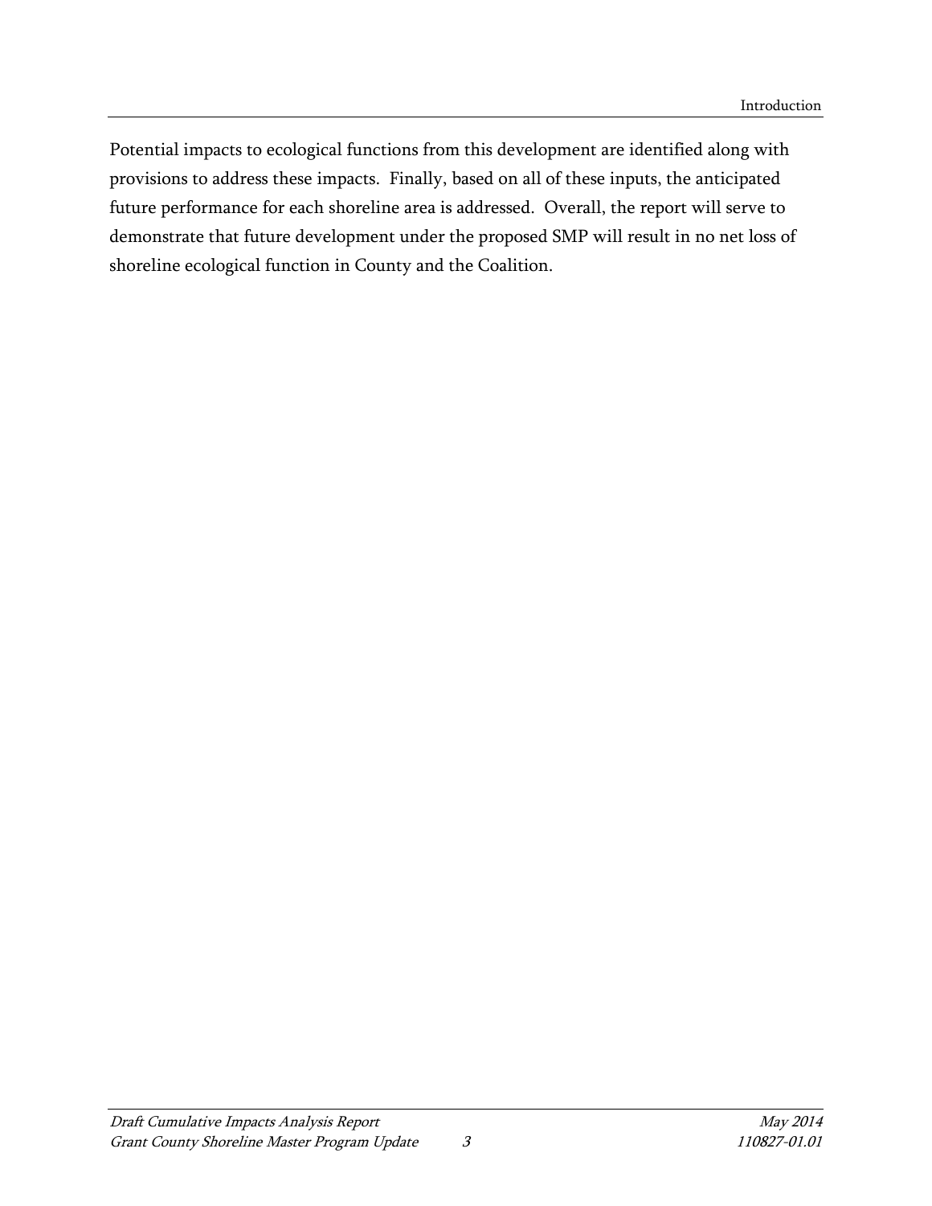Potential impacts to ecological functions from this development are identified along with provisions to address these impacts. Finally, based on all of these inputs, the anticipated future performance for each shoreline area is addressed. Overall, the report will serve to demonstrate that future development under the proposed SMP will result in no net loss of shoreline ecological function in County and the Coalition.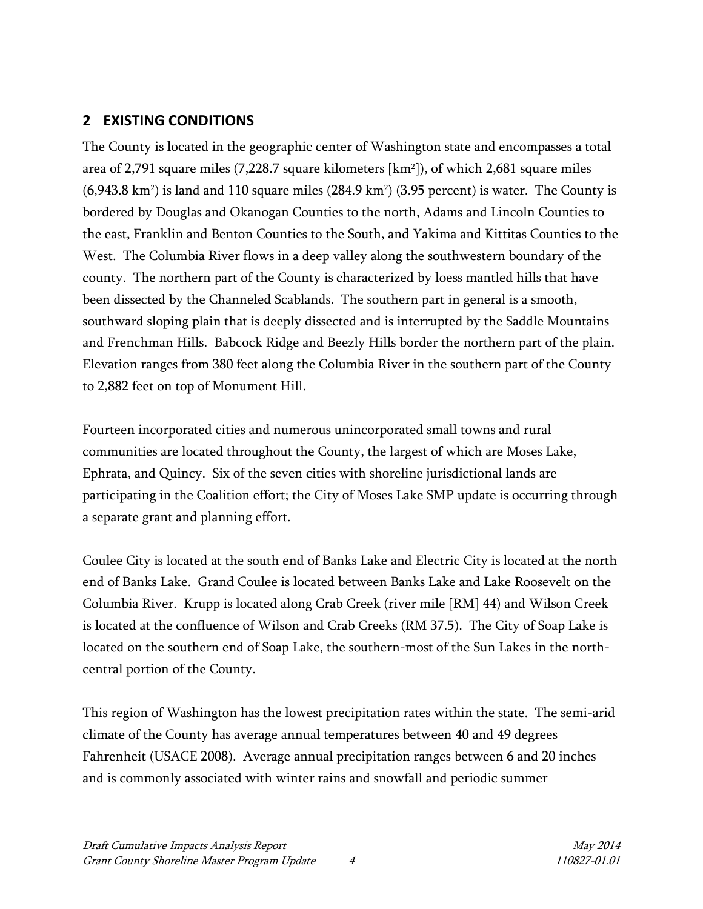## 2 EXISTING CONDITIONS

The County is located in the geographic center of Washington state and encompasses a total area of 2,791 square miles (7,228.7 square kilometers [$km^2$]), of which 2,681 square miles (6,943.8 $km^2$) is land and 110 square miles (284.9 $km^2$) (3.95 percent) is water. The County is bordered by Douglas and Okanogan Counties to the north, Adams and Lincoln Counties to the east, Franklin and Benton Counties to the South, and Yakima and Kittitas Counties to the West. The Columbia River flows in a deep valley along the southwestern boundary of the county. The northern part of the County is characterized by loess mantled hills that have been dissected by the Channeled Scablands. The southern part in general is a smooth, southward sloping plain that is deeply dissected and is interrupted by the Saddle Mountains and Frenchman Hills. Babcock Ridge and Beezly Hills border the northern part of the plain. Elevation ranges from 380 feet along the Columbia River in the southern part of the County to 2,882 feet on top of Monument Hill.

Fourteen incorporated cities and numerous unincorporated small towns and rural communities are located throughout the County, the largest of which are Moses Lake, Ephrata, and Quincy. Six of the seven cities with shoreline jurisdictional lands are participating in the Coalition effort; the City of Moses Lake SMP update is occurring through a separate grant and planning effort.

Coulee City is located at the south end of Banks Lake and Electric City is located at the north end of Banks Lake. Grand Coulee is located between Banks Lake and Lake Roosevelt on the Columbia River. Krupp is located along Crab Creek (river mile [RM] 44) and Wilson Creek is located at the confluence of Wilson and Crab Creeks (RM 37.5). The City of Soap Lake is located on the southern end of Soap Lake, the southern-most of the Sun Lakes in the north-central portion of the County.

This region of Washington has the lowest precipitation rates within the state. The semi-arid climate of the County has average annual temperatures between 40 and 49 degrees Fahrenheit (USACE 2008). Average annual precipitation ranges between 6 and 20 inches and is commonly associated with winter rains and snowfall and periodic summer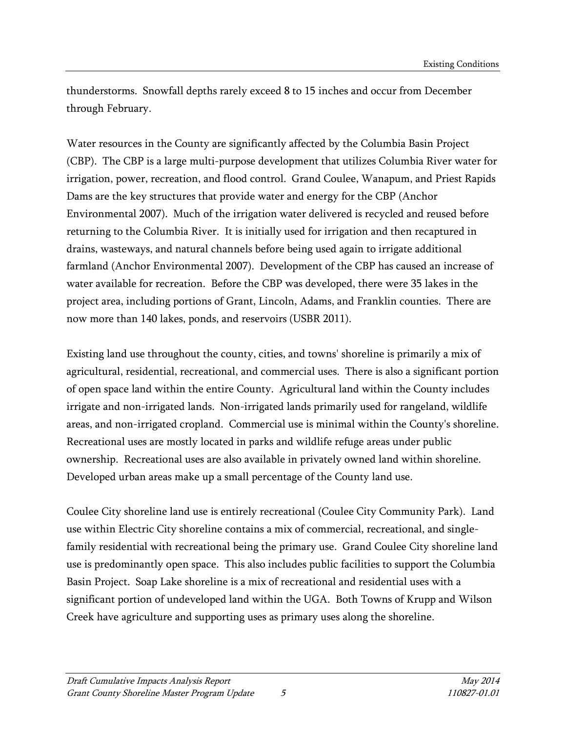thunderstorms. Snowfall depths rarely exceed 8 to 15 inches and occur from December through February.

Water resources in the County are significantly affected by the Columbia Basin Project (CBP). The CBP is a large multi-purpose development that utilizes Columbia River water for irrigation, power, recreation, and flood control. Grand Coulee, Wanapum, and Priest Rapids Dams are the key structures that provide water and energy for the CBP (Anchor Environmental 2007). Much of the irrigation water delivered is recycled and reused before returning to the Columbia River. It is initially used for irrigation and then recaptured in drains, wasteways, and natural channels before being used again to irrigate additional farmland (Anchor Environmental 2007). Development of the CBP has caused an increase of water available for recreation. Before the CBP was developed, there were 35 lakes in the project area, including portions of Grant, Lincoln, Adams, and Franklin counties. There are now more than 140 lakes, ponds, and reservoirs (USBR 2011).

Existing land use throughout the county, cities, and towns' shoreline is primarily a mix of agricultural, residential, recreational, and commercial uses. There is also a significant portion of open space land within the entire County. Agricultural land within the County includes irrigate and non-irrigated lands. Non-irrigated lands primarily used for rangeland, wildlife areas, and non-irrigated cropland. Commercial use is minimal within the County's shoreline. Recreational uses are mostly located in parks and wildlife refuge areas under public ownership. Recreational uses are also available in privately owned land within shoreline. Developed urban areas make up a small percentage of the County land use.

Coulee City shoreline land use is entirely recreational (Coulee City Community Park). Land use within Electric City shoreline contains a mix of commercial, recreational, and single-family residential with recreational being the primary use. Grand Coulee City shoreline land use is predominantly open space. This also includes public facilities to support the Columbia Basin Project. Soap Lake shoreline is a mix of recreational and residential uses with a significant portion of undeveloped land within the UGA. Both Towns of Krupp and Wilson Creek have agriculture and supporting uses as primary uses along the shoreline.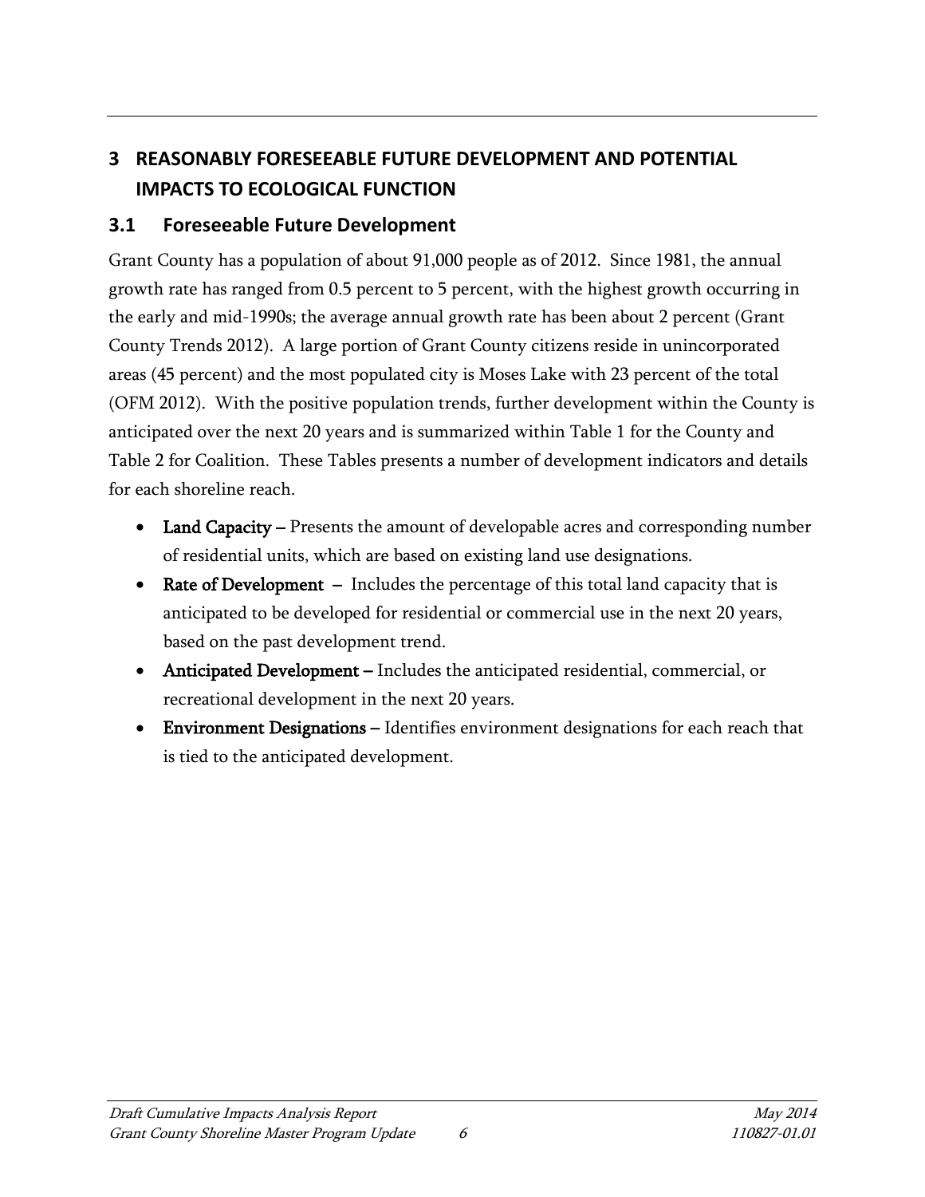# 3 REASONABLY FORESEEABLE FUTURE DEVELOPMENT AND POTENTIAL IMPACTS TO ECOLOGICAL FUNCTION

## 3.1 Foreseeable Future Development

Grant County has a population of about 91,000 people as of 2012. Since 1981, the annual growth rate has ranged from 0.5 percent to 5 percent, with the highest growth occurring in the early and mid-1990s; the average annual growth rate has been about 2 percent (Grant County Trends 2012). A large portion of Grant County citizens reside in unincorporated areas (45 percent) and the most populated city is Moses Lake with 23 percent of the total (OFM 2012). With the positive population trends, further development within the County is anticipated over the next 20 years and is summarized within Table 1 for the County and Table 2 for Coalition. These Tables presents a number of development indicators and details for each shoreline reach.

- **Land Capacity –** Presents the amount of developable acres and corresponding number of residential units, which are based on existing land use designations.
- **Rate of Development –** Includes the percentage of this total land capacity that is anticipated to be developed for residential or commercial use in the next 20 years, based on the past development trend.
- **Anticipated Development –** Includes the anticipated residential, commercial, or recreational development in the next 20 years.
- **Environment Designations –** Identifies environment designations for each reach that is tied to the anticipated development.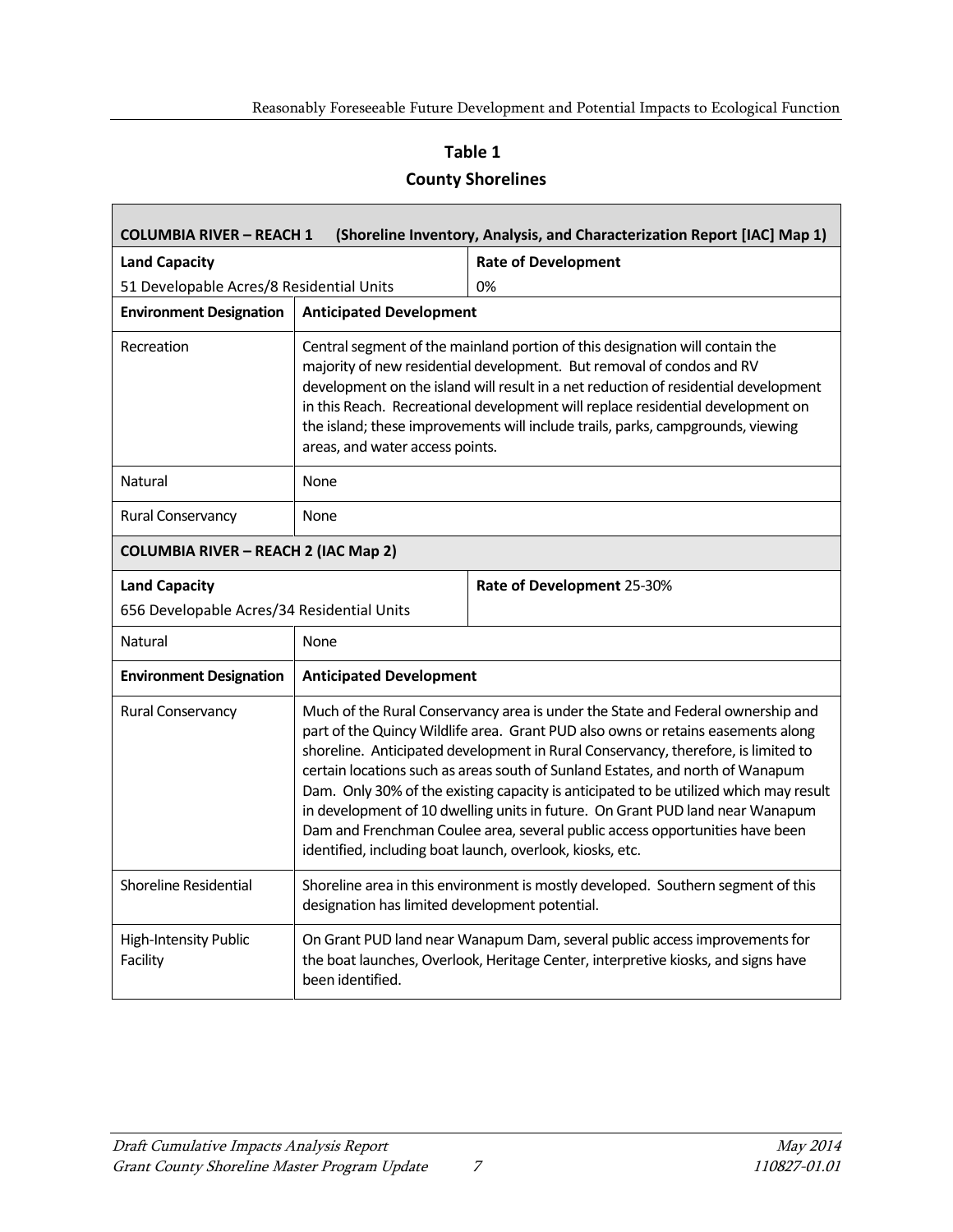# Table 1

## County Shorelines

| COLUMBIA RIVER – REACH 1 (Shoreline Inventory, Analysis, and Characterization Report [IAC] Map 1) | | |
|---|---|---|
| **Land Capacity**<br>51 Developable Acres/8 Residential Units | | **Rate of Development**<br>0% |
| **Environment Designation** | **Anticipated Development** | |
| Recreation | Central segment of the mainland portion of this designation will contain the majority of new residential development. But removal of condos and RV development on the island will result in a net reduction of residential development in this Reach. Recreational development will replace residential development on the island; these improvements will include trails, parks, campgrounds, viewing areas, and water access points. | |
| Natural | None | |
| Rural Conservancy | None | |
| **COLUMBIA RIVER – REACH 2 (IAC Map 2)** | | |
| **Land Capacity**<br>656 Developable Acres/34 Residential Units | | **Rate of Development** 25-30% |
| Natural | None | |
| **Environment Designation** | **Anticipated Development** | |
| Rural Conservancy | Much of the Rural Conservancy area is under the State and Federal ownership and part of the Quincy Wildlife area. Grant PUD also owns or retains easements along shoreline. Anticipated development in Rural Conservancy, therefore, is limited to certain locations such as areas south of Sunland Estates, and north of Wanapum Dam. Only 30% of the existing capacity is anticipated to be utilized which may result in development of 10 dwelling units in future. On Grant PUD land near Wanapum Dam and Frenchman Coulee area, several public access opportunities have been identified, including boat launch, overlook, kiosks, etc. | |
| Shoreline Residential | Shoreline area in this environment is mostly developed. Southern segment of this designation has limited development potential. | |
| High-Intensity Public Facility | On Grant PUD land near Wanapum Dam, several public access improvements for the boat launches, Overlook, Heritage Center, interpretive kiosks, and signs have been identified. | |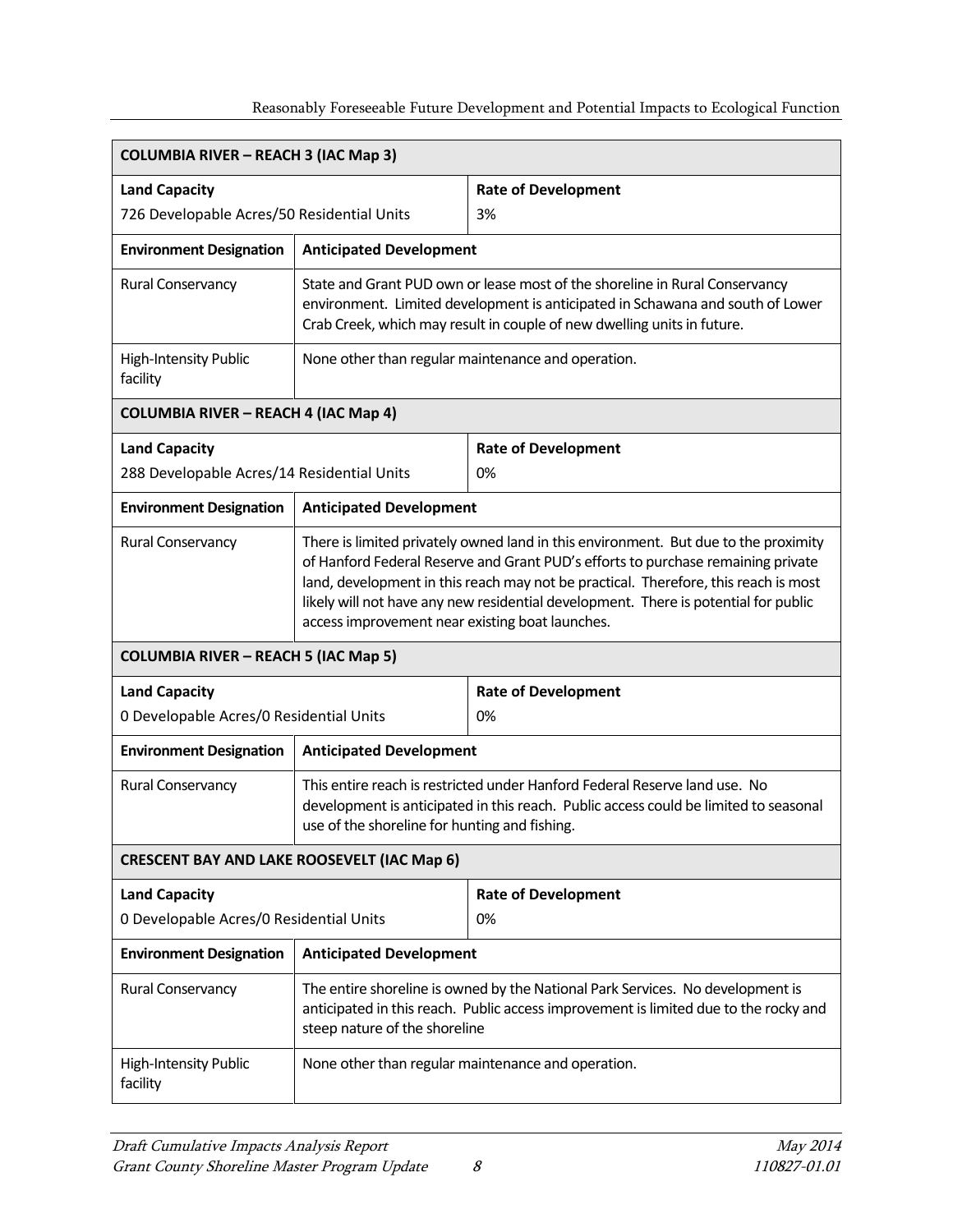| **COLUMBIA RIVER – REACH 3 (IAC Map 3)** | | |
|---|---|---|
| **Land Capacity**<br>726 Developable Acres/50 Residential Units | | **Rate of Development**<br>3% |
| **Environment Designation** | **Anticipated Development** | |
| Rural Conservancy | State and Grant PUD own or lease most of the shoreline in Rural Conservancy environment. Limited development is anticipated in Schawana and south of Lower Crab Creek, which may result in couple of new dwelling units in future. | |
| High-Intensity Public facility | None other than regular maintenance and operation. | |
| **COLUMBIA RIVER – REACH 4 (IAC Map 4)** | | |
| **Land Capacity**<br>288 Developable Acres/14 Residential Units | | **Rate of Development**<br>0% |
| **Environment Designation** | **Anticipated Development** | |
| Rural Conservancy | There is limited privately owned land in this environment. But due to the proximity of Hanford Federal Reserve and Grant PUD's efforts to purchase remaining private land, development in this reach may not be practical. Therefore, this reach is most likely will not have any new residential development. There is potential for public access improvement near existing boat launches. | |
| **COLUMBIA RIVER – REACH 5 (IAC Map 5)** | | |
| **Land Capacity**<br>0 Developable Acres/0 Residential Units | | **Rate of Development**<br>0% |
| **Environment Designation** | **Anticipated Development** | |
| Rural Conservancy | This entire reach is restricted under Hanford Federal Reserve land use. No development is anticipated in this reach. Public access could be limited to seasonal use of the shoreline for hunting and fishing. | |
| **CRESCENT BAY AND LAKE ROOSEVELT (IAC Map 6)** | | |
| **Land Capacity**<br>0 Developable Acres/0 Residential Units | | **Rate of Development**<br>0% |
| **Environment Designation** | **Anticipated Development** | |
| Rural Conservancy | The entire shoreline is owned by the National Park Services. No development is anticipated in this reach. Public access improvement is limited due to the rocky and steep nature of the shoreline | |
| High-Intensity Public facility | None other than regular maintenance and operation. | |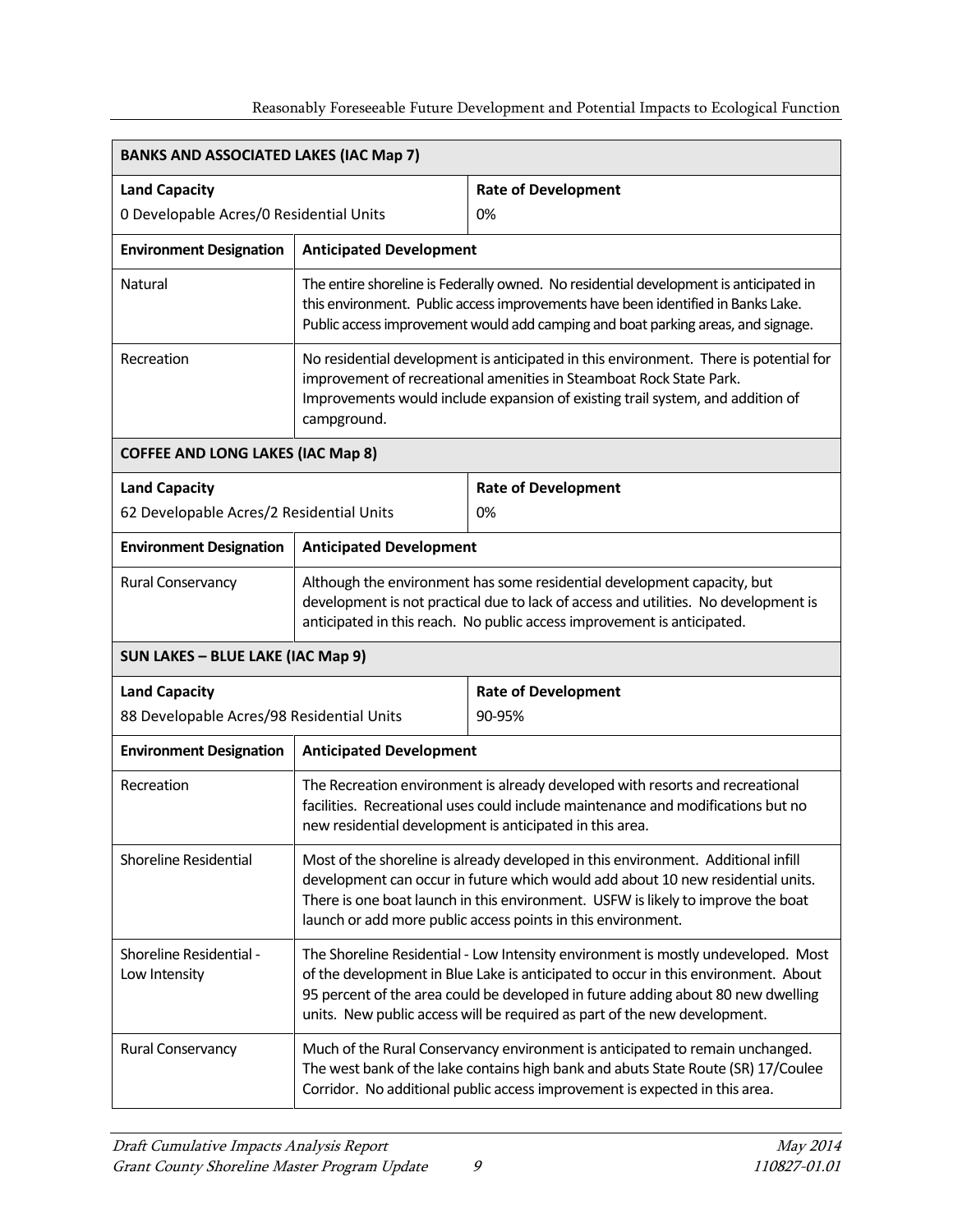| **BANKS AND ASSOCIATED LAKES (IAC Map 7)** | | |
|---|---|---|
| **Land Capacity**<br>0 Developable Acres/0 Residential Units | | **Rate of Development**<br>0% |
| **Environment Designation** | **Anticipated Development** | |
| Natural | The entire shoreline is Federally owned. No residential development is anticipated in this environment. Public access improvements have been identified in Banks Lake. Public access improvement would add camping and boat parking areas, and signage. | |
| Recreation | No residential development is anticipated in this environment. There is potential for improvement of recreational amenities in Steamboat Rock State Park. Improvements would include expansion of existing trail system, and addition of campground. | |
| **COFFEE AND LONG LAKES (IAC Map 8)** | | |
| **Land Capacity**<br>62 Developable Acres/2 Residential Units | | **Rate of Development**<br>0% |
| **Environment Designation** | **Anticipated Development** | |
| Rural Conservancy | Although the environment has some residential development capacity, but development is not practical due to lack of access and utilities. No development is anticipated in this reach. No public access improvement is anticipated. | |
| **SUN LAKES – BLUE LAKE (IAC Map 9)** | | |
| **Land Capacity**<br>88 Developable Acres/98 Residential Units | | **Rate of Development**<br>90-95% |
| **Environment Designation** | **Anticipated Development** | |
| Recreation | The Recreation environment is already developed with resorts and recreational facilities. Recreational uses could include maintenance and modifications but no new residential development is anticipated in this area. | |
| Shoreline Residential | Most of the shoreline is already developed in this environment. Additional infill development can occur in future which would add about 10 new residential units. There is one boat launch in this environment. USFW is likely to improve the boat launch or add more public access points in this environment. | |
| Shoreline Residential - Low Intensity | The Shoreline Residential - Low Intensity environment is mostly undeveloped. Most of the development in Blue Lake is anticipated to occur in this environment. About 95 percent of the area could be developed in future adding about 80 new dwelling units. New public access will be required as part of the new development. | |
| Rural Conservancy | Much of the Rural Conservancy environment is anticipated to remain unchanged. The west bank of the lake contains high bank and abuts State Route (SR) 17/Coulee Corridor. No additional public access improvement is expected in this area. | |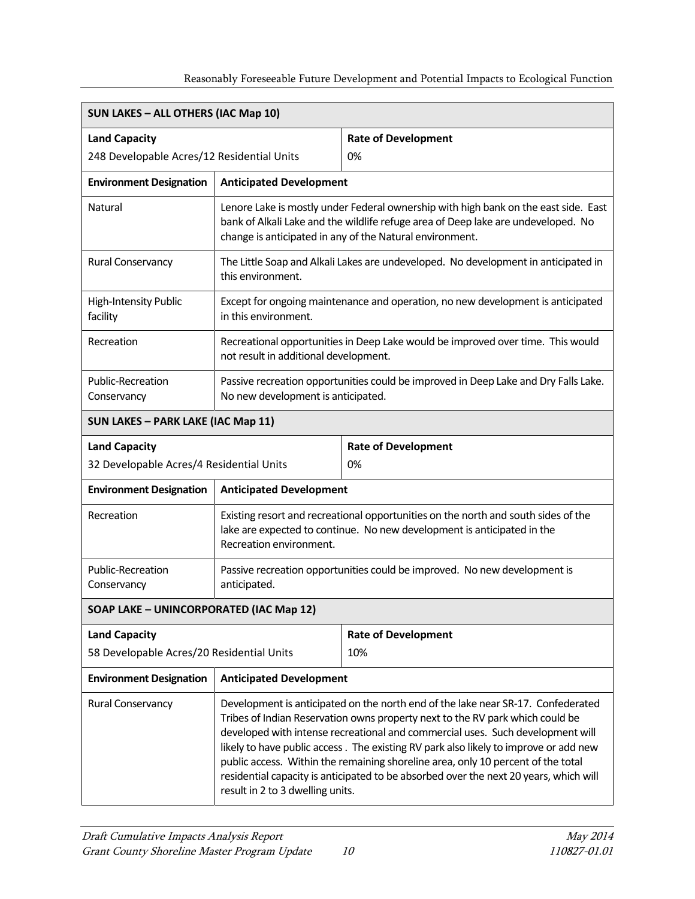| SUN LAKES – ALL OTHERS (IAC Map 10) | |
|---|---|
| **Land Capacity**<br>248 Developable Acres/12 Residential Units | **Rate of Development**<br>0% |
| **Environment Designation** | **Anticipated Development** |
| Natural | Lenore Lake is mostly under Federal ownership with high bank on the east side. East bank of Alkali Lake and the wildlife refuge area of Deep lake are undeveloped. No change is anticipated in any of the Natural environment. |
| Rural Conservancy | The Little Soap and Alkali Lakes are undeveloped. No development in anticipated in this environment. |
| High-Intensity Public facility | Except for ongoing maintenance and operation, no new development is anticipated in this environment. |
| Recreation | Recreational opportunities in Deep Lake would be improved over time. This would not result in additional development. |
| Public-Recreation Conservancy | Passive recreation opportunities could be improved in Deep Lake and Dry Falls Lake. No new development is anticipated. |
| **SUN LAKES – PARK LAKE (IAC Map 11)** | |
| **Land Capacity**<br>32 Developable Acres/4 Residential Units | **Rate of Development**<br>0% |
| **Environment Designation** | **Anticipated Development** |
| Recreation | Existing resort and recreational opportunities on the north and south sides of the lake are expected to continue. No new development is anticipated in the Recreation environment. |
| Public-Recreation Conservancy | Passive recreation opportunities could be improved. No new development is anticipated. |
| **SOAP LAKE – UNINCORPORATED (IAC Map 12)** | |
| **Land Capacity**<br>58 Developable Acres/20 Residential Units | **Rate of Development**<br>10% |
| **Environment Designation** | **Anticipated Development** |
| Rural Conservancy | Development is anticipated on the north end of the lake near SR-17. Confederated Tribes of Indian Reservation owns property next to the RV park which could be developed with intense recreational and commercial uses. Such development will likely to have public access . The existing RV park also likely to improve or add new public access. Within the remaining shoreline area, only 10 percent of the total residential capacity is anticipated to be absorbed over the next 20 years, which will result in 2 to 3 dwelling units. |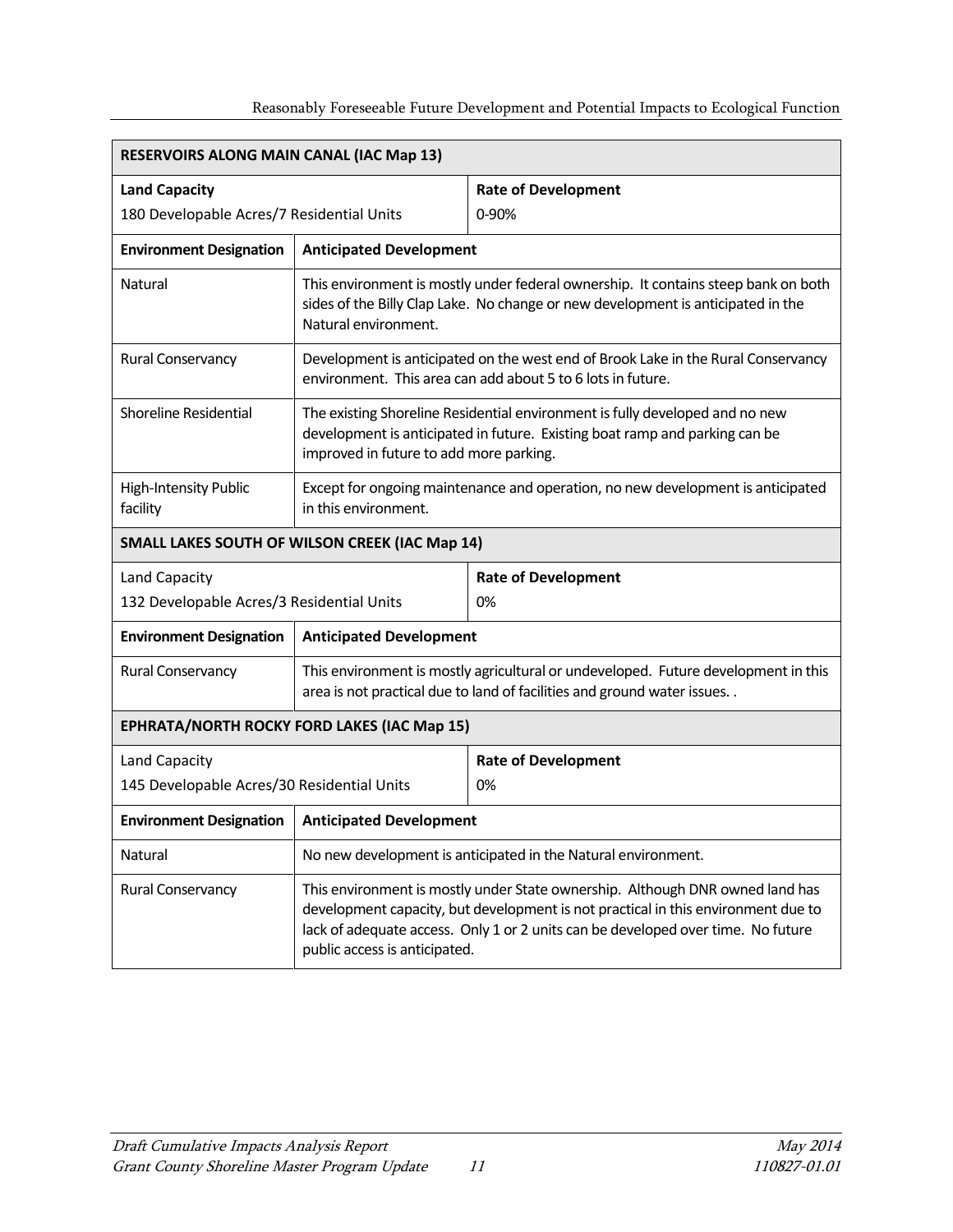| RESERVOIRS ALONG MAIN CANAL (IAC Map 13) | | |
|---|---|---|
| **Land Capacity**<br>180 Developable Acres/7 Residential Units | | **Rate of Development**<br>0-90% |
| **Environment Designation** | **Anticipated Development** | |
| Natural | This environment is mostly under federal ownership. It contains steep bank on both sides of the Billy Clap Lake. No change or new development is anticipated in the Natural environment. | |
| Rural Conservancy | Development is anticipated on the west end of Brook Lake in the Rural Conservancy environment. This area can add about 5 to 6 lots in future. | |
| Shoreline Residential | The existing Shoreline Residential environment is fully developed and no new development is anticipated in future. Existing boat ramp and parking can be improved in future to add more parking. | |
| High-Intensity Public facility | Except for ongoing maintenance and operation, no new development is anticipated in this environment. | |
| **SMALL LAKES SOUTH OF WILSON CREEK (IAC Map 14)** | | |
| Land Capacity<br>132 Developable Acres/3 Residential Units | | **Rate of Development**<br>0% |
| **Environment Designation** | **Anticipated Development** | |
| Rural Conservancy | This environment is mostly agricultural or undeveloped. Future development in this area is not practical due to land of facilities and ground water issues. . | |
| **EPHRATA/NORTH ROCKY FORD LAKES (IAC Map 15)** | | |
| Land Capacity<br>145 Developable Acres/30 Residential Units | | **Rate of Development**<br>0% |
| **Environment Designation** | **Anticipated Development** | |
| Natural | No new development is anticipated in the Natural environment. | |
| Rural Conservancy | This environment is mostly under State ownership. Although DNR owned land has development capacity, but development is not practical in this environment due to lack of adequate access. Only 1 or 2 units can be developed over time. No future public access is anticipated. | |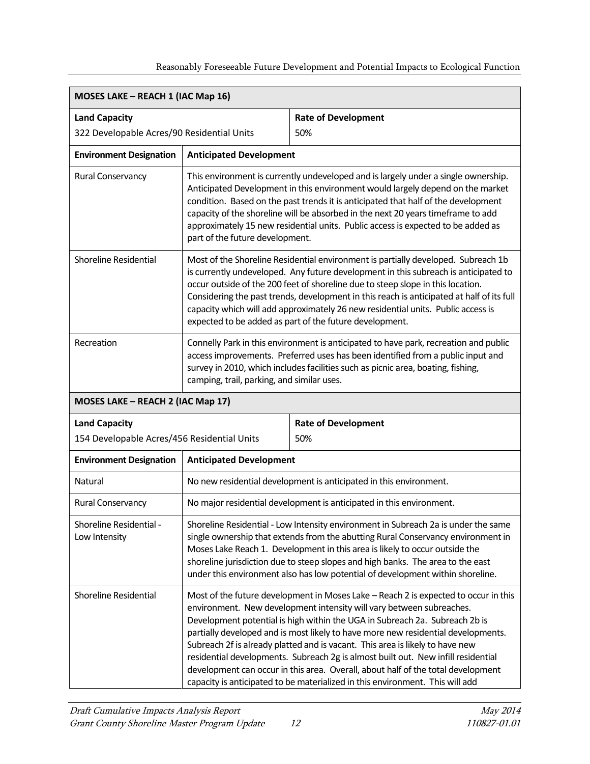| MOSES LAKE – REACH 1 (IAC Map 16) | |
|---|---|
| **Land Capacity**<br>322 Developable Acres/90 Residential Units | **Rate of Development**<br>50% |
| **Environment Designation** | **Anticipated Development** |
| Rural Conservancy | This environment is currently undeveloped and is largely under a single ownership. Anticipated Development in this environment would largely depend on the market condition. Based on the past trends it is anticipated that half of the development capacity of the shoreline will be absorbed in the next 20 years timeframe to add approximately 15 new residential units. Public access is expected to be added as part of the future development. |
| Shoreline Residential | Most of the Shoreline Residential environment is partially developed. Subreach 1b is currently undeveloped. Any future development in this subreach is anticipated to occur outside of the 200 feet of shoreline due to steep slope in this location. Considering the past trends, development in this reach is anticipated at half of its full capacity which will add approximately 26 new residential units. Public access is expected to be added as part of the future development. |
| Recreation | Connelly Park in this environment is anticipated to have park, recreation and public access improvements. Preferred uses has been identified from a public input and survey in 2010, which includes facilities such as picnic area, boating, fishing, camping, trail, parking, and similar uses. |

| MOSES LAKE – REACH 2 (IAC Map 17) | |
|---|---|
| **Land Capacity**<br>154 Developable Acres/456 Residential Units | **Rate of Development**<br>50% |
| **Environment Designation** | **Anticipated Development** |
| Natural | No new residential development is anticipated in this environment. |
| Rural Conservancy | No major residential development is anticipated in this environment. |
| Shoreline Residential - Low Intensity | Shoreline Residential - Low Intensity environment in Subreach 2a is under the same single ownership that extends from the abutting Rural Conservancy environment in Moses Lake Reach 1. Development in this area is likely to occur outside the shoreline jurisdiction due to steep slopes and high banks. The area to the east under this environment also has low potential of development within shoreline. |
| Shoreline Residential | Most of the future development in Moses Lake – Reach 2 is expected to occur in this environment. New development intensity will vary between subreaches. Development potential is high within the UGA in Subreach 2a. Subreach 2b is partially developed and is most likely to have more new residential developments. Subreach 2f is already platted and is vacant. This area is likely to have new residential developments. Subreach 2g is almost built out. New infill residential development can occur in this area. Overall, about half of the total development capacity is anticipated to be materialized in this environment. This will add |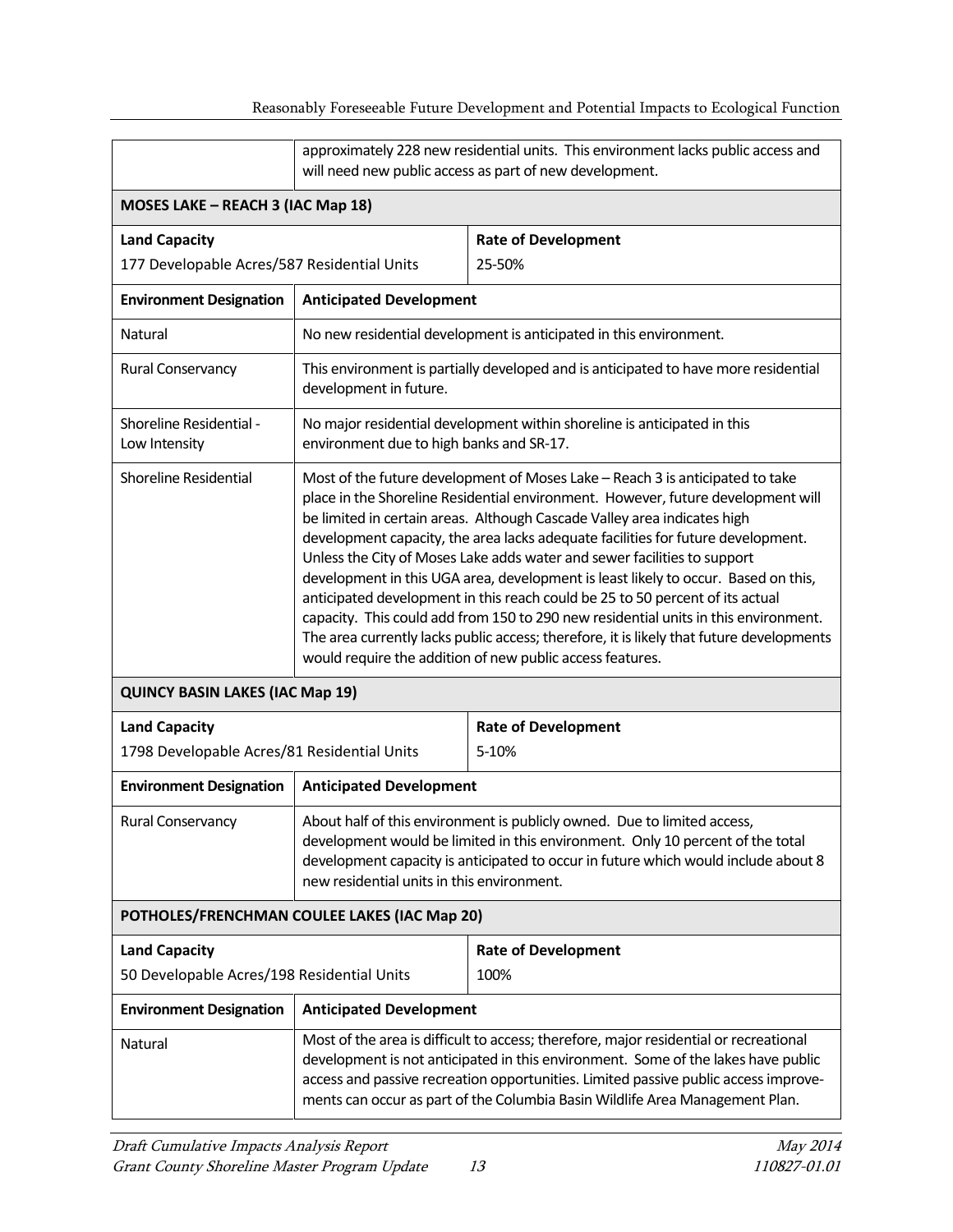| | approximately 228 new residential units. This environment lacks public access and will need new public access as part of new development. |
|---|---|

**MOSES LAKE – REACH 3 (IAC Map 18)**

| Land Capacity | Rate of Development |
|---|---|
| 177 Developable Acres/587 Residential Units | 25-50% |

| Environment Designation | Anticipated Development |
|---|---|
| Natural | No new residential development is anticipated in this environment. |
| Rural Conservancy | This environment is partially developed and is anticipated to have more residential development in future. |
| Shoreline Residential - Low Intensity | No major residential development within shoreline is anticipated in this environment due to high banks and SR-17. |
| Shoreline Residential | Most of the future development of Moses Lake – Reach 3 is anticipated to take place in the Shoreline Residential environment. However, future development will be limited in certain areas. Although Cascade Valley area indicates high development capacity, the area lacks adequate facilities for future development. Unless the City of Moses Lake adds water and sewer facilities to support development in this UGA area, development is least likely to occur. Based on this, anticipated development in this reach could be 25 to 50 percent of its actual capacity. This could add from 150 to 290 new residential units in this environment. The area currently lacks public access; therefore, it is likely that future developments would require the addition of new public access features. |

**QUINCY BASIN LAKES (IAC Map 19)**

| Land Capacity | Rate of Development |
|---|---|
| 1798 Developable Acres/81 Residential Units | 5-10% |

| Environment Designation | Anticipated Development |
|---|---|
| Rural Conservancy | About half of this environment is publicly owned. Due to limited access, development would be limited in this environment. Only 10 percent of the total development capacity is anticipated to occur in future which would include about 8 new residential units in this environment. |

**POTHOLES/FRENCHMAN COULEE LAKES (IAC Map 20)**

| Land Capacity | Rate of Development |
|---|---|
| 50 Developable Acres/198 Residential Units | 100% |

| Environment Designation | Anticipated Development |
|---|---|
| Natural | Most of the area is difficult to access; therefore, major residential or recreational development is not anticipated in this environment. Some of the lakes have public access and passive recreation opportunities. Limited passive public access improvements can occur as part of the Columbia Basin Wildlife Area Management Plan. |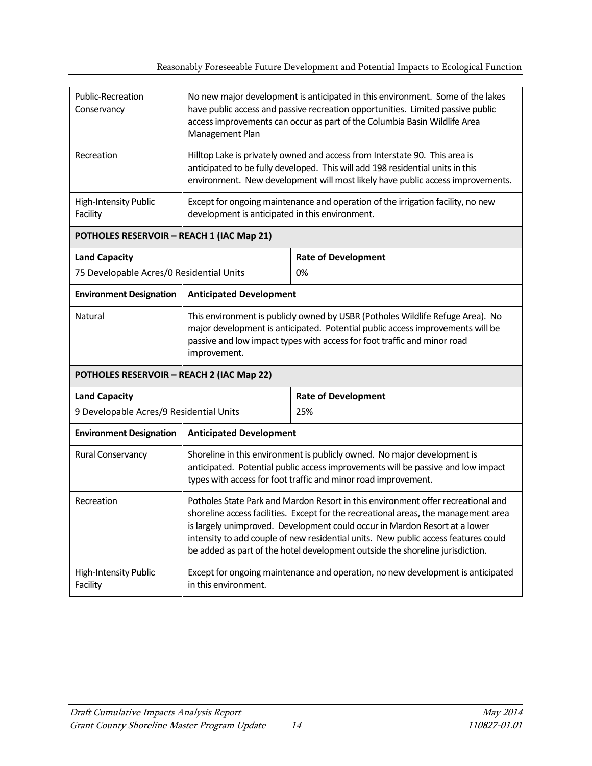| Environment Designation | Anticipated Development |
|---|---|
| Public-Recreation Conservancy | No new major development is anticipated in this environment. Some of the lakes have public access and passive recreation opportunities. Limited passive public access improvements can occur as part of the Columbia Basin Wildlife Area Management Plan |
| Recreation | Hilltop Lake is privately owned and access from Interstate 90. This area is anticipated to be fully developed. This will add 198 residential units in this environment. New development will most likely have public access improvements. |
| High-Intensity Public Facility | Except for ongoing maintenance and operation of the irrigation facility, no new development is anticipated in this environment. |

**POTHOLES RESERVOIR – REACH 1 (IAC Map 21)**

| Land Capacity | Rate of Development |
|---|---|
| 75 Developable Acres/0 Residential Units | 0% |

| Environment Designation | Anticipated Development |
|---|---|
| Natural | This environment is publicly owned by USBR (Potholes Wildlife Refuge Area). No major development is anticipated. Potential public access improvements will be passive and low impact types with access for foot traffic and minor road improvement. |

**POTHOLES RESERVOIR – REACH 2 (IAC Map 22)**

| Land Capacity | Rate of Development |
|---|---|
| 9 Developable Acres/9 Residential Units | 25% |

| Environment Designation | Anticipated Development |
|---|---|
| Rural Conservancy | Shoreline in this environment is publicly owned. No major development is anticipated. Potential public access improvements will be passive and low impact types with access for foot traffic and minor road improvement. |
| Recreation | Potholes State Park and Mardon Resort in this environment offer recreational and shoreline access facilities. Except for the recreational areas, the management area is largely unimproved. Development could occur in Mardon Resort at a lower intensity to add couple of new residential units. New public access features could be added as part of the hotel development outside the shoreline jurisdiction. |
| High-Intensity Public Facility | Except for ongoing maintenance and operation, no new development is anticipated in this environment. |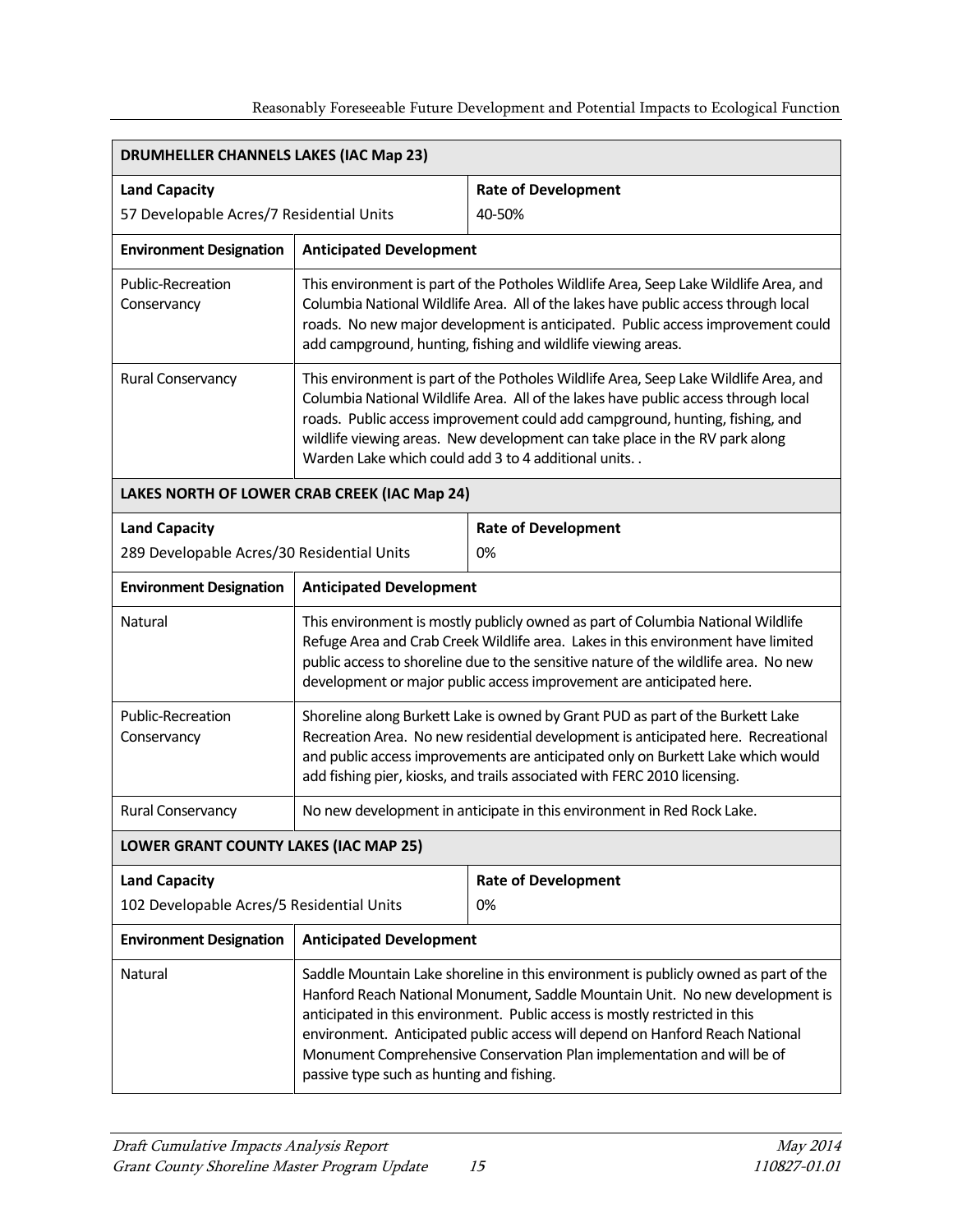| DRUMHELLER CHANNELS LAKES (IAC Map 23) | |
|---|---|
| **Land Capacity**<br>57 Developable Acres/7 Residential Units | **Rate of Development**<br>40-50% |
| **Environment Designation** | **Anticipated Development** |
| Public-Recreation Conservancy | This environment is part of the Potholes Wildlife Area, Seep Lake Wildlife Area, and Columbia National Wildlife Area. All of the lakes have public access through local roads. No new major development is anticipated. Public access improvement could add campground, hunting, fishing and wildlife viewing areas. |
| Rural Conservancy | This environment is part of the Potholes Wildlife Area, Seep Lake Wildlife Area, and Columbia National Wildlife Area. All of the lakes have public access through local roads. Public access improvement could add campground, hunting, fishing, and wildlife viewing areas. New development can take place in the RV park along Warden Lake which could add 3 to 4 additional units. . |

| LAKES NORTH OF LOWER CRAB CREEK (IAC Map 24) | |
|---|---|
| **Land Capacity**<br>289 Developable Acres/30 Residential Units | **Rate of Development**<br>0% |
| **Environment Designation** | **Anticipated Development** |
| Natural | This environment is mostly publicly owned as part of Columbia National Wildlife Refuge Area and Crab Creek Wildlife area. Lakes in this environment have limited public access to shoreline due to the sensitive nature of the wildlife area. No new development or major public access improvement are anticipated here. |
| Public-Recreation Conservancy | Shoreline along Burkett Lake is owned by Grant PUD as part of the Burkett Lake Recreation Area. No new residential development is anticipated here. Recreational and public access improvements are anticipated only on Burkett Lake which would add fishing pier, kiosks, and trails associated with FERC 2010 licensing. |
| Rural Conservancy | No new development in anticipate in this environment in Red Rock Lake. |

| LOWER GRANT COUNTY LAKES (IAC MAP 25) | |
|---|---|
| **Land Capacity**<br>102 Developable Acres/5 Residential Units | **Rate of Development**<br>0% |
| **Environment Designation** | **Anticipated Development** |
| Natural | Saddle Mountain Lake shoreline in this environment is publicly owned as part of the Hanford Reach National Monument, Saddle Mountain Unit. No new development is anticipated in this environment. Public access is mostly restricted in this environment. Anticipated public access will depend on Hanford Reach National Monument Comprehensive Conservation Plan implementation and will be of passive type such as hunting and fishing. |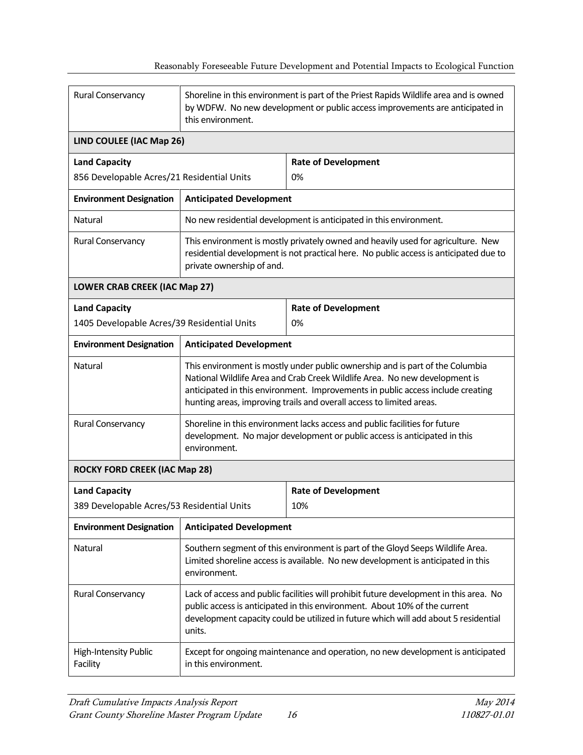| Rural Conservancy | Shoreline in this environment is part of the Priest Rapids Wildlife area and is owned by WDFW. No new development or public access improvements are anticipated in this environment. |
|---|---|
| **LIND COULEE (IAC Map 26)** | |
| **Land Capacity**<br>856 Developable Acres/21 Residential Units | **Rate of Development**<br>0% |
| **Environment Designation** | **Anticipated Development** |
| Natural | No new residential development is anticipated in this environment. |
| Rural Conservancy | This environment is mostly privately owned and heavily used for agriculture. New residential development is not practical here. No public access is anticipated due to private ownership of and. |
| **LOWER CRAB CREEK (IAC Map 27)** | |
| **Land Capacity**<br>1405 Developable Acres/39 Residential Units | **Rate of Development**<br>0% |
| **Environment Designation** | **Anticipated Development** |
| Natural | This environment is mostly under public ownership and is part of the Columbia National Wildlife Area and Crab Creek Wildlife Area. No new development is anticipated in this environment. Improvements in public access include creating hunting areas, improving trails and overall access to limited areas. |
| Rural Conservancy | Shoreline in this environment lacks access and public facilities for future development. No major development or public access is anticipated in this environment. |
| **ROCKY FORD CREEK (IAC Map 28)** | |
| **Land Capacity**<br>389 Developable Acres/53 Residential Units | **Rate of Development**<br>10% |
| **Environment Designation** | **Anticipated Development** |
| Natural | Southern segment of this environment is part of the Gloyd Seeps Wildlife Area. Limited shoreline access is available. No new development is anticipated in this environment. |
| Rural Conservancy | Lack of access and public facilities will prohibit future development in this area. No public access is anticipated in this environment. About 10% of the current development capacity could be utilized in future which will add about 5 residential units. |
| High-Intensity Public Facility | Except for ongoing maintenance and operation, no new development is anticipated in this environment. |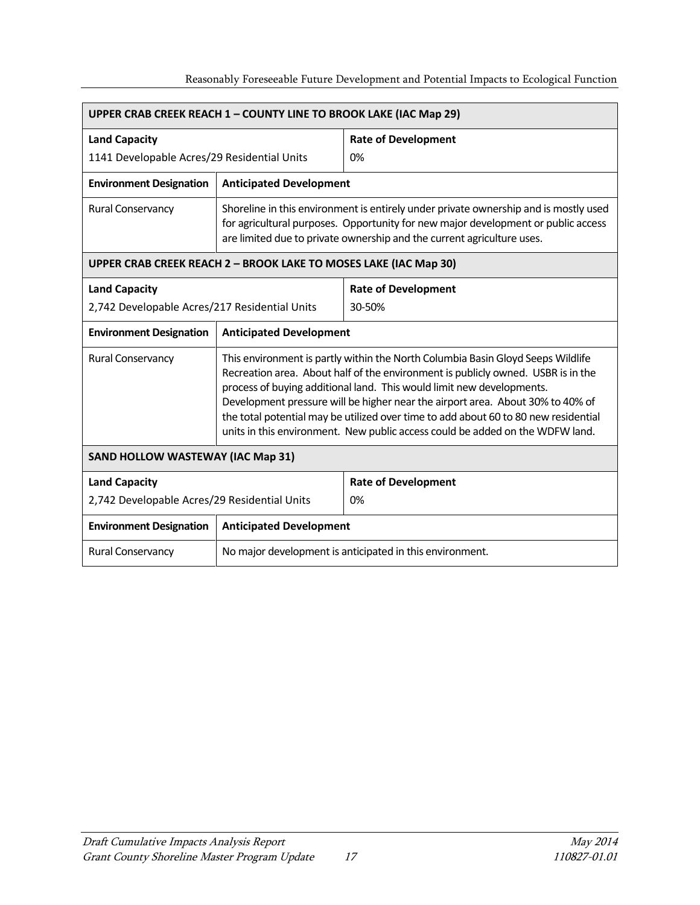| UPPER CRAB CREEK REACH 1 – COUNTY LINE TO BROOK LAKE (IAC Map 29) | | |
|---|---|---|
| **Land Capacity**<br>1141 Developable Acres/29 Residential Units | | **Rate of Development**<br>0% |
| **Environment Designation** | **Anticipated Development** | |
| Rural Conservancy | Shoreline in this environment is entirely under private ownership and is mostly used for agricultural purposes. Opportunity for new major development or public access are limited due to private ownership and the current agriculture uses. | |
| **UPPER CRAB CREEK REACH 2 – BROOK LAKE TO MOSES LAKE (IAC Map 30)** | | |
| **Land Capacity**<br>2,742 Developable Acres/217 Residential Units | | **Rate of Development**<br>30-50% |
| **Environment Designation** | **Anticipated Development** | |
| Rural Conservancy | This environment is partly within the North Columbia Basin Gloyd Seeps Wildlife Recreation area. About half of the environment is publicly owned. USBR is in the process of buying additional land. This would limit new developments. Development pressure will be higher near the airport area. About 30% to 40% of the total potential may be utilized over time to add about 60 to 80 new residential units in this environment. New public access could be added on the WDFW land. | |
| **SAND HOLLOW WASTEWAY (IAC Map 31)** | | |
| **Land Capacity**<br>2,742 Developable Acres/29 Residential Units | | **Rate of Development**<br>0% |
| **Environment Designation** | **Anticipated Development** | |
| Rural Conservancy | No major development is anticipated in this environment. | |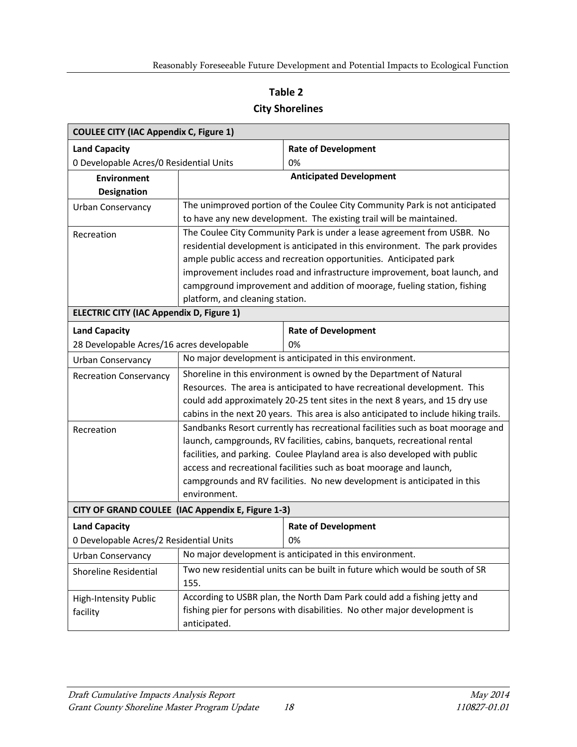**Table 2**

**City Shorelines**

| **COULEE CITY (IAC Appendix C, Figure 1)** | | |
|---|---|---|
| **Land Capacity**<br>0 Developable Acres/0 Residential Units | | **Rate of Development**<br>0% |
| **Environment Designation** | **Anticipated Development** | |
| Urban Conservancy | The unimproved portion of the Coulee City Community Park is not anticipated to have any new development. The existing trail will be maintained. | |
| Recreation | The Coulee City Community Park is under a lease agreement from USBR. No residential development is anticipated in this environment. The park provides ample public access and recreation opportunities. Anticipated park improvement includes road and infrastructure improvement, boat launch, and campground improvement and addition of moorage, fueling station, fishing platform, and cleaning station. | |
| **ELECTRIC CITY (IAC Appendix D, Figure 1)** | | |
| **Land Capacity**<br>28 Developable Acres/16 acres developable | | **Rate of Development**<br>0% |
| Urban Conservancy | No major development is anticipated in this environment. | |
| Recreation Conservancy | Shoreline in this environment is owned by the Department of Natural Resources. The area is anticipated to have recreational development. This could add approximately 20-25 tent sites in the next 8 years, and 15 dry use cabins in the next 20 years. This area is also anticipated to include hiking trails. | |
| Recreation | Sandbanks Resort currently has recreational facilities such as boat moorage and launch, campgrounds, RV facilities, cabins, banquets, recreational rental facilities, and parking. Coulee Playland area is also developed with public access and recreational facilities such as boat moorage and launch, campgrounds and RV facilities. No new development is anticipated in this environment. | |
| **CITY OF GRAND COULEE (IAC Appendix E, Figure 1-3)** | | |
| **Land Capacity**<br>0 Developable Acres/2 Residential Units | | **Rate of Development**<br>0% |
| Urban Conservancy | No major development is anticipated in this environment. | |
| Shoreline Residential | Two new residential units can be built in future which would be south of SR 155. | |
| High-Intensity Public facility | According to USBR plan, the North Dam Park could add a fishing jetty and fishing pier for persons with disabilities. No other major development is anticipated. | |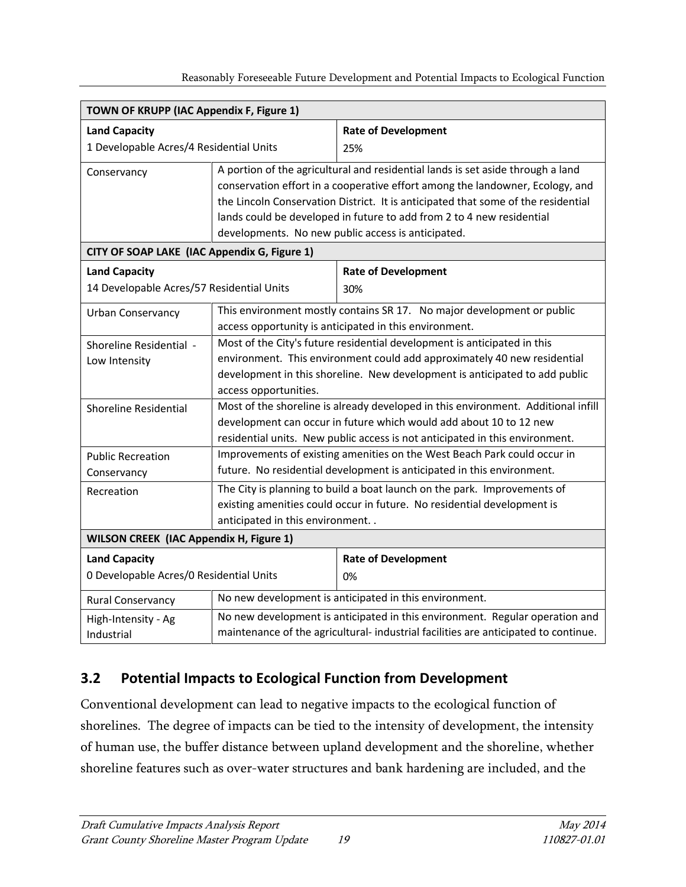| TOWN OF KRUPP (IAC Appendix F, Figure 1) | | |
|---|---|---|
| **Land Capacity**<br>1 Developable Acres/4 Residential Units | | **Rate of Development**<br>25% |
| Conservancy | A portion of the agricultural and residential lands is set aside through a land conservation effort in a cooperative effort among the landowner, Ecology, and the Lincoln Conservation District. It is anticipated that some of the residential lands could be developed in future to add from 2 to 4 new residential developments. No new public access is anticipated. | |
| **CITY OF SOAP LAKE (IAC Appendix G, Figure 1)** | | |
| **Land Capacity**<br>14 Developable Acres/57 Residential Units | | **Rate of Development**<br>30% |
| Urban Conservancy | This environment mostly contains SR 17. No major development or public access opportunity is anticipated in this environment. | |
| Shoreline Residential - Low Intensity | Most of the City's future residential development is anticipated in this environment. This environment could add approximately 40 new residential development in this shoreline. New development is anticipated to add public access opportunities. | |
| Shoreline Residential | Most of the shoreline is already developed in this environment. Additional infill development can occur in future which would add about 10 to 12 new residential units. New public access is not anticipated in this environment. | |
| Public Recreation Conservancy | Improvements of existing amenities on the West Beach Park could occur in future. No residential development is anticipated in this environment. | |
| Recreation | The City is planning to build a boat launch on the park. Improvements of existing amenities could occur in future. No residential development is anticipated in this environment. . | |
| **WILSON CREEK (IAC Appendix H, Figure 1)** | | |
| **Land Capacity**<br>0 Developable Acres/0 Residential Units | | **Rate of Development**<br>0% |
| Rural Conservancy | No new development is anticipated in this environment. | |
| High-Intensity - Ag Industrial | No new development is anticipated in this environment. Regular operation and maintenance of the agricultural- industrial facilities are anticipated to continue. | |

## 3.2 Potential Impacts to Ecological Function from Development

Conventional development can lead to negative impacts to the ecological function of shorelines. The degree of impacts can be tied to the intensity of development, the intensity of human use, the buffer distance between upland development and the shoreline, whether shoreline features such as over-water structures and bank hardening are included, and the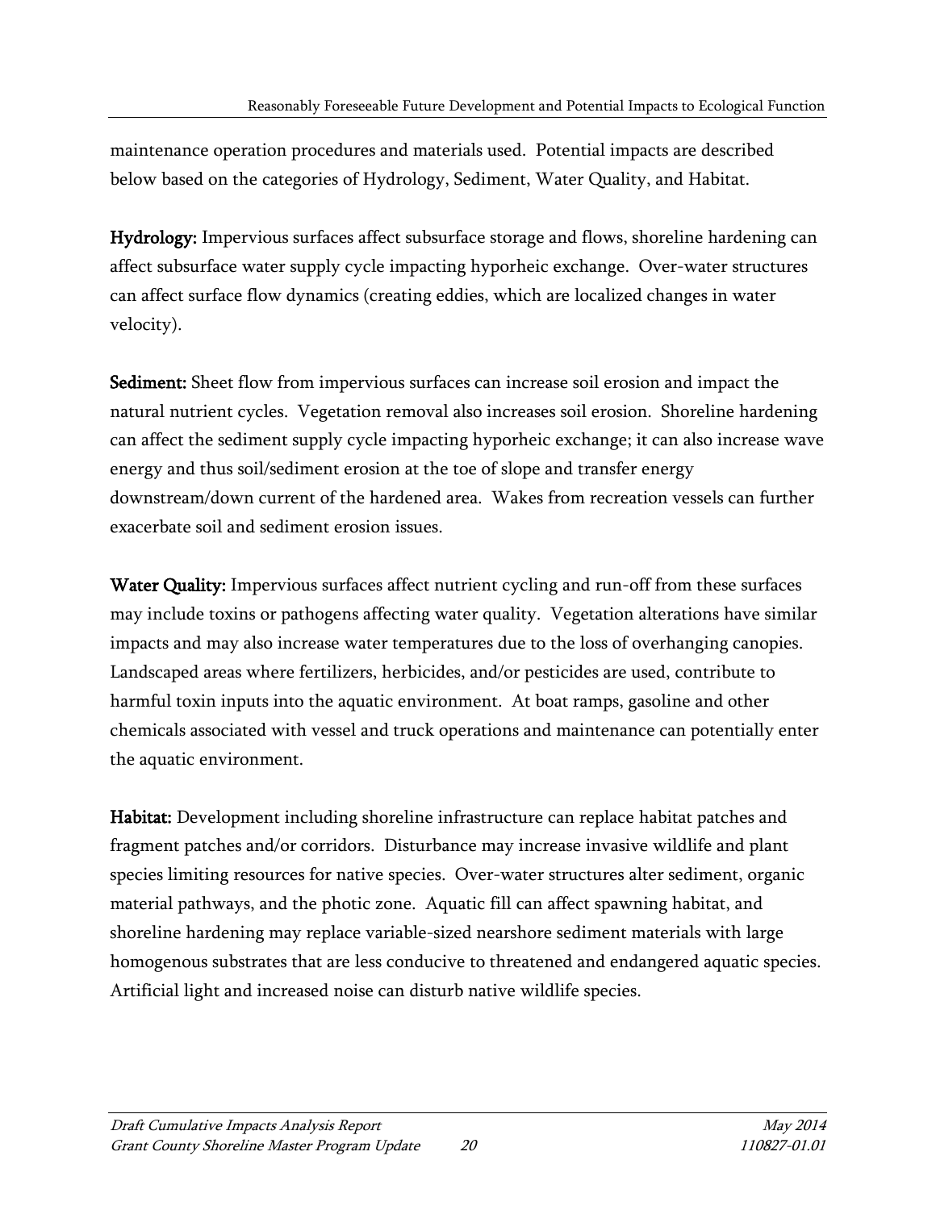maintenance operation procedures and materials used. Potential impacts are described below based on the categories of Hydrology, Sediment, Water Quality, and Habitat.

**Hydrology:** Impervious surfaces affect subsurface storage and flows, shoreline hardening can affect subsurface water supply cycle impacting hyporheic exchange. Over-water structures can affect surface flow dynamics (creating eddies, which are localized changes in water velocity).

**Sediment:** Sheet flow from impervious surfaces can increase soil erosion and impact the natural nutrient cycles. Vegetation removal also increases soil erosion. Shoreline hardening can affect the sediment supply cycle impacting hyporheic exchange; it can also increase wave energy and thus soil/sediment erosion at the toe of slope and transfer energy downstream/down current of the hardened area. Wakes from recreation vessels can further exacerbate soil and sediment erosion issues.

**Water Quality:** Impervious surfaces affect nutrient cycling and run-off from these surfaces may include toxins or pathogens affecting water quality. Vegetation alterations have similar impacts and may also increase water temperatures due to the loss of overhanging canopies. Landscaped areas where fertilizers, herbicides, and/or pesticides are used, contribute to harmful toxin inputs into the aquatic environment. At boat ramps, gasoline and other chemicals associated with vessel and truck operations and maintenance can potentially enter the aquatic environment.

**Habitat:** Development including shoreline infrastructure can replace habitat patches and fragment patches and/or corridors. Disturbance may increase invasive wildlife and plant species limiting resources for native species. Over-water structures alter sediment, organic material pathways, and the photic zone. Aquatic fill can affect spawning habitat, and shoreline hardening may replace variable-sized nearshore sediment materials with large homogenous substrates that are less conducive to threatened and endangered aquatic species. Artificial light and increased noise can disturb native wildlife species.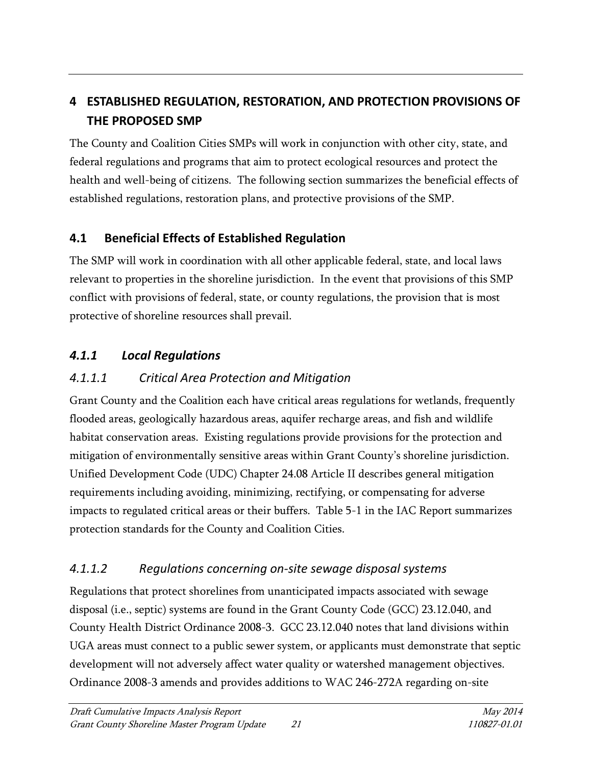# 4 ESTABLISHED REGULATION, RESTORATION, AND PROTECTION PROVISIONS OF THE PROPOSED SMP

The County and Coalition Cities SMPs will work in conjunction with other city, state, and federal regulations and programs that aim to protect ecological resources and protect the health and well-being of citizens. The following section summarizes the beneficial effects of established regulations, restoration plans, and protective provisions of the SMP.

## 4.1 Beneficial Effects of Established Regulation

The SMP will work in coordination with all other applicable federal, state, and local laws relevant to properties in the shoreline jurisdiction. In the event that provisions of this SMP conflict with provisions of federal, state, or county regulations, the provision that is most protective of shoreline resources shall prevail.

### *4.1.1 Local Regulations*

#### *4.1.1.1 Critical Area Protection and Mitigation*

Grant County and the Coalition each have critical areas regulations for wetlands, frequently flooded areas, geologically hazardous areas, aquifer recharge areas, and fish and wildlife habitat conservation areas. Existing regulations provide provisions for the protection and mitigation of environmentally sensitive areas within Grant County's shoreline jurisdiction. Unified Development Code (UDC) Chapter 24.08 Article II describes general mitigation requirements including avoiding, minimizing, rectifying, or compensating for adverse impacts to regulated critical areas or their buffers. Table 5-1 in the IAC Report summarizes protection standards for the County and Coalition Cities.

#### *4.1.1.2 Regulations concerning on-site sewage disposal systems*

Regulations that protect shorelines from unanticipated impacts associated with sewage disposal (i.e., septic) systems are found in the Grant County Code (GCC) 23.12.040, and County Health District Ordinance 2008-3. GCC 23.12.040 notes that land divisions within UGA areas must connect to a public sewer system, or applicants must demonstrate that septic development will not adversely affect water quality or watershed management objectives. Ordinance 2008-3 amends and provides additions to WAC 246-272A regarding on-site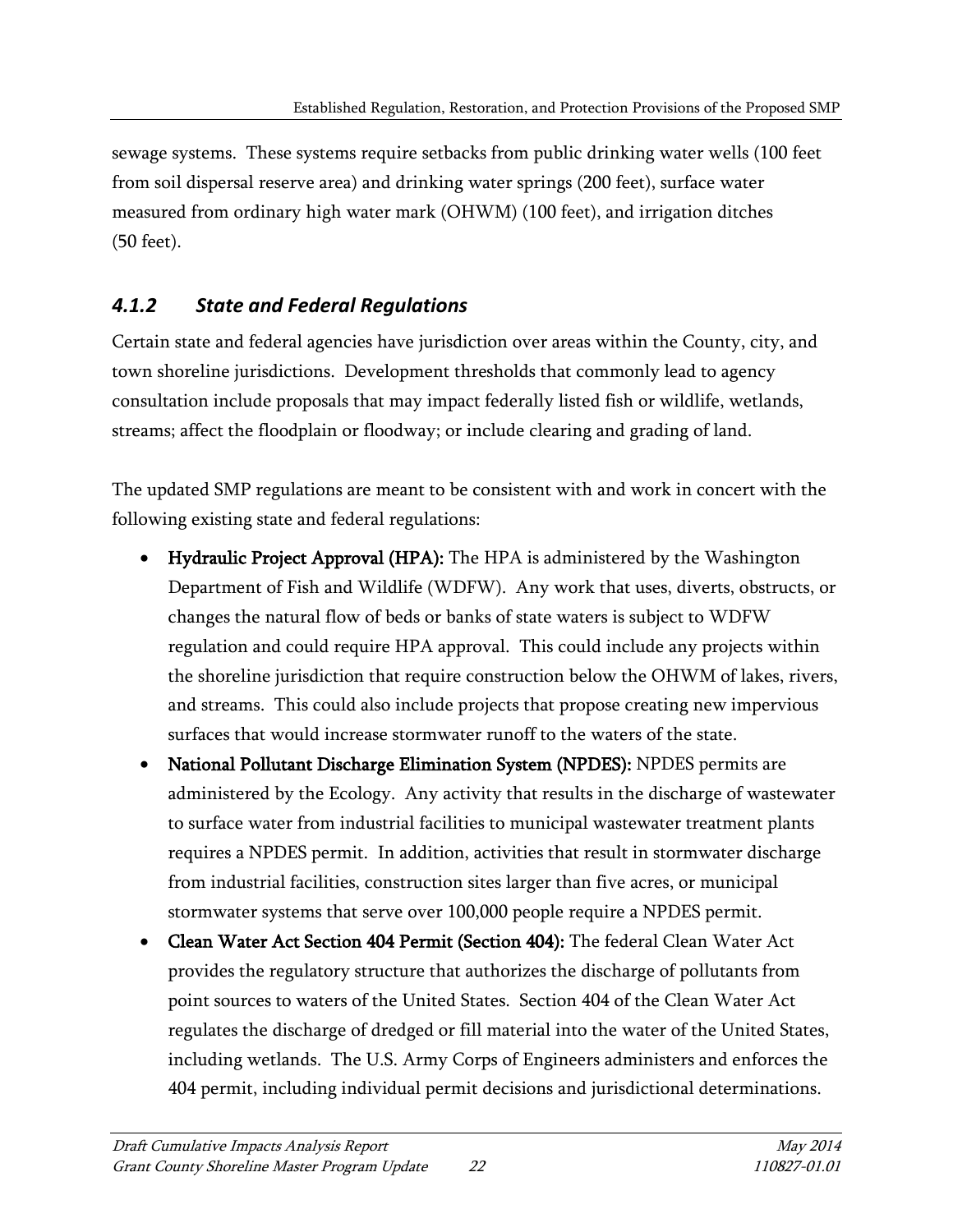sewage systems. These systems require setbacks from public drinking water wells (100 feet from soil dispersal reserve area) and drinking water springs (200 feet), surface water measured from ordinary high water mark (OHWM) (100 feet), and irrigation ditches (50 feet).

### *4.1.2 State and Federal Regulations*

Certain state and federal agencies have jurisdiction over areas within the County, city, and town shoreline jurisdictions. Development thresholds that commonly lead to agency consultation include proposals that may impact federally listed fish or wildlife, wetlands, streams; affect the floodplain or floodway; or include clearing and grading of land.

The updated SMP regulations are meant to be consistent with and work in concert with the following existing state and federal regulations:

- **Hydraulic Project Approval (HPA):** The HPA is administered by the Washington Department of Fish and Wildlife (WDFW). Any work that uses, diverts, obstructs, or changes the natural flow of beds or banks of state waters is subject to WDFW regulation and could require HPA approval. This could include any projects within the shoreline jurisdiction that require construction below the OHWM of lakes, rivers, and streams. This could also include projects that propose creating new impervious surfaces that would increase stormwater runoff to the waters of the state.
- **National Pollutant Discharge Elimination System (NPDES):** NPDES permits are administered by the Ecology. Any activity that results in the discharge of wastewater to surface water from industrial facilities to municipal wastewater treatment plants requires a NPDES permit. In addition, activities that result in stormwater discharge from industrial facilities, construction sites larger than five acres, or municipal stormwater systems that serve over 100,000 people require a NPDES permit.
- **Clean Water Act Section 404 Permit (Section 404):** The federal Clean Water Act provides the regulatory structure that authorizes the discharge of pollutants from point sources to waters of the United States. Section 404 of the Clean Water Act regulates the discharge of dredged or fill material into the water of the United States, including wetlands. The U.S. Army Corps of Engineers administers and enforces the 404 permit, including individual permit decisions and jurisdictional determinations.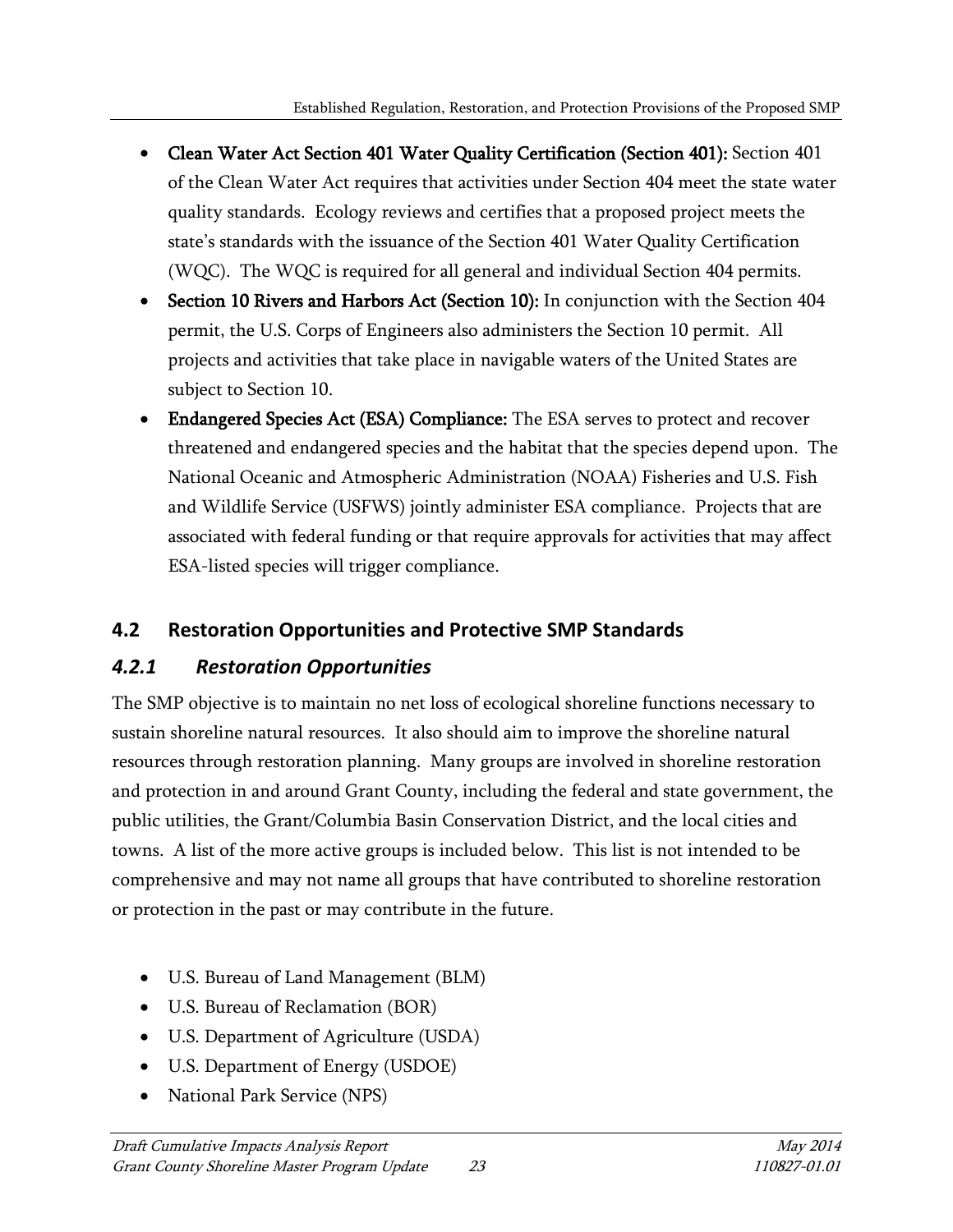- **Clean Water Act Section 401 Water Quality Certification (Section 401):** Section 401 of the Clean Water Act requires that activities under Section 404 meet the state water quality standards. Ecology reviews and certifies that a proposed project meets the state's standards with the issuance of the Section 401 Water Quality Certification (WQC). The WQC is required for all general and individual Section 404 permits.
- **Section 10 Rivers and Harbors Act (Section 10):** In conjunction with the Section 404 permit, the U.S. Corps of Engineers also administers the Section 10 permit. All projects and activities that take place in navigable waters of the United States are subject to Section 10.
- **Endangered Species Act (ESA) Compliance:** The ESA serves to protect and recover threatened and endangered species and the habitat that the species depend upon. The National Oceanic and Atmospheric Administration (NOAA) Fisheries and U.S. Fish and Wildlife Service (USFWS) jointly administer ESA compliance. Projects that are associated with federal funding or that require approvals for activities that may affect ESA-listed species will trigger compliance.

## 4.2 Restoration Opportunities and Protective SMP Standards

### *4.2.1 Restoration Opportunities*

The SMP objective is to maintain no net loss of ecological shoreline functions necessary to sustain shoreline natural resources. It also should aim to improve the shoreline natural resources through restoration planning. Many groups are involved in shoreline restoration and protection in and around Grant County, including the federal and state government, the public utilities, the Grant/Columbia Basin Conservation District, and the local cities and towns. A list of the more active groups is included below. This list is not intended to be comprehensive and may not name all groups that have contributed to shoreline restoration or protection in the past or may contribute in the future.

- U.S. Bureau of Land Management (BLM)
- U.S. Bureau of Reclamation (BOR)
- U.S. Department of Agriculture (USDA)
- U.S. Department of Energy (USDOE)
- National Park Service (NPS)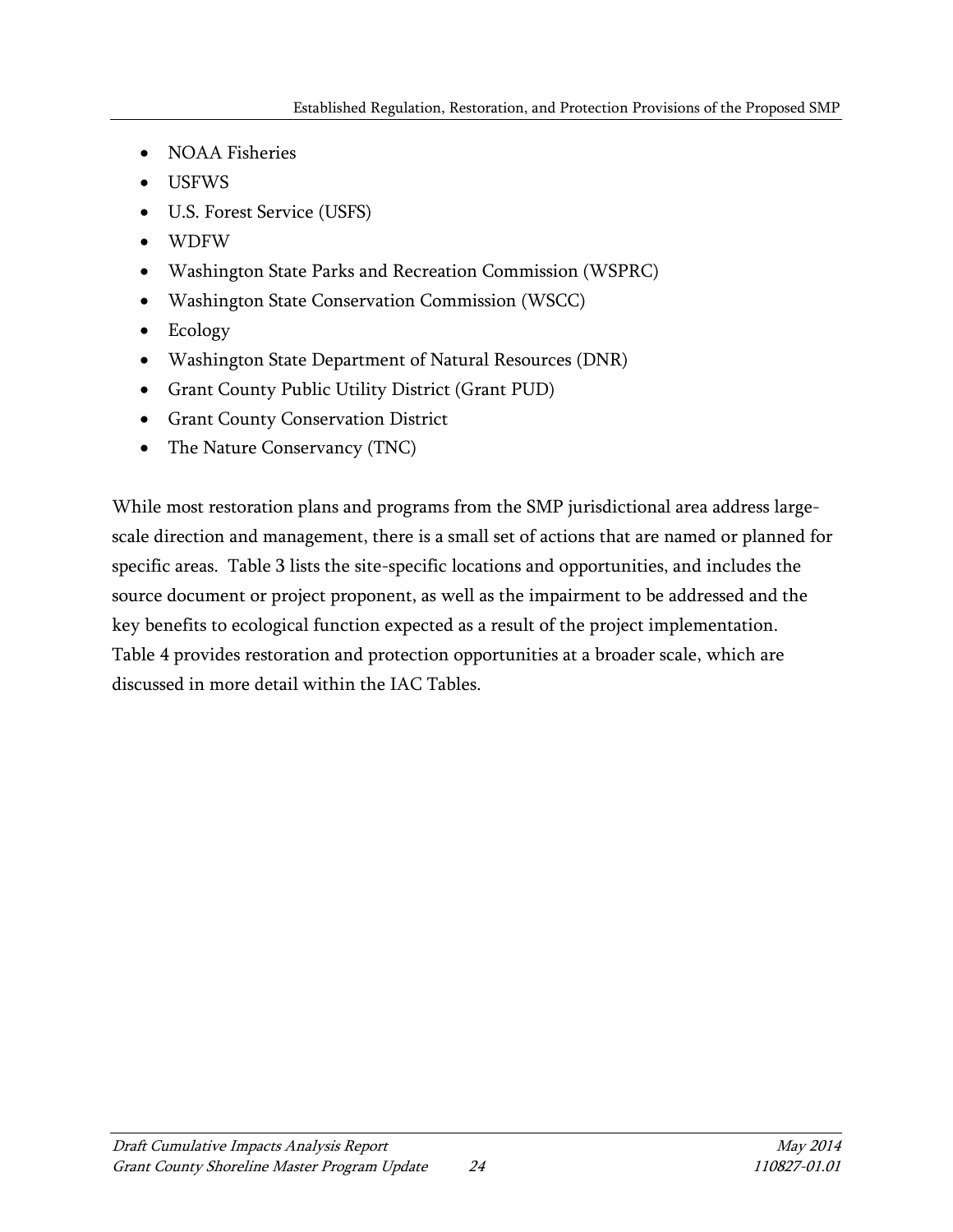- NOAA Fisheries
- USFWS
- U.S. Forest Service (USFS)
- WDFW
- Washington State Parks and Recreation Commission (WSPRC)
- Washington State Conservation Commission (WSCC)
- Ecology
- Washington State Department of Natural Resources (DNR)
- Grant County Public Utility District (Grant PUD)
- Grant County Conservation District
- The Nature Conservancy (TNC)

While most restoration plans and programs from the SMP jurisdictional area address large-scale direction and management, there is a small set of actions that are named or planned for specific areas. Table 3 lists the site-specific locations and opportunities, and includes the source document or project proponent, as well as the impairment to be addressed and the key benefits to ecological function expected as a result of the project implementation. Table 4 provides restoration and protection opportunities at a broader scale, which are discussed in more detail within the IAC Tables.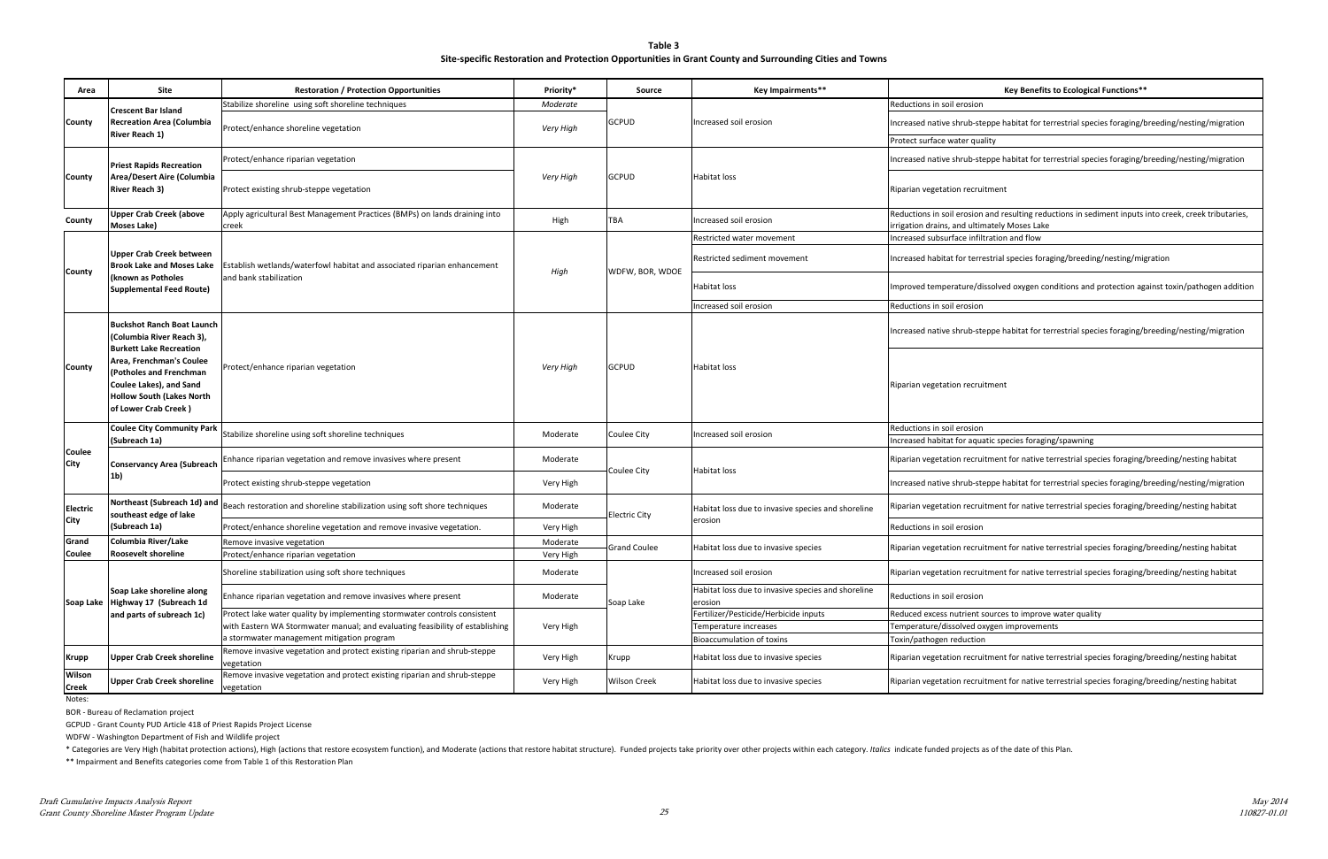**Table 3**
**Site-specific Restoration and Protection Opportunities in Grant County and Surrounding Cities and Towns**

| Area | Site | Restoration / Protection Opportunities | Priority* | Source | Key Impairments** | Key Benefits to Ecological Functions** |
|---|---|---|---|---|---|---|
| County | Crescent Bar Island Recreation Area (Columbia River Reach 1) | *Stabilize shoreline using soft shoreline techniques* | *Moderate* | GCPUD | Increased soil erosion | Reductions in soil erosion |
| | | Protect/enhance shoreline vegetation | *Very High* | | | Increased native shrub-steppe habitat for terrestrial species foraging/breeding/nesting/migration |
| | | | | | | Protect surface water quality |
| County | Priest Rapids Recreation Area/Desert Aire (Columbia River Reach 3) | Protect/enhance riparian vegetation | *Very High* | GCPUD | Habitat loss | Increased native shrub-steppe habitat for terrestrial species foraging/breeding/nesting/migration |
| | | Protect existing shrub-steppe vegetation | | | | Riparian vegetation recruitment |
| County | Upper Crab Creek (above Moses Lake) | Apply agricultural Best Management Practices (BMPs) on lands draining into creek | High | TBA | Increased soil erosion | Reductions in soil erosion and resulting reductions in sediment inputs into creek, creek tributaries, irrigation drains, and ultimately Moses Lake |
| County | Upper Crab Creek between Brook Lake and Moses Lake (known as Potholes Supplemental Feed Route) | Establish wetlands/waterfowl habitat and associated riparian enhancement and bank stabilization | *High* | WDFW, BOR, WDOE | Restricted water movement | Increased subsurface infiltration and flow |
| | | | | | Restricted sediment movement | Increased habitat for terrestrial species foraging/breeding/nesting/migration |
| | | | | | Habitat loss | Improved temperature/dissolved oxygen conditions and protection against toxin/pathogen addition |
| | | | | | Increased soil erosion | Reductions in soil erosion |
| County | Buckshot Ranch Boat Launch (Columbia River Reach 3), Burkett Lake Recreation Area, Frenchman's Coulee (Potholes and Frenchman Coulee Lakes), and Sand Hollow South (Lakes North of Lower Crab Creek) | Protect/enhance riparian vegetation | *Very High* | GCPUD | Habitat loss | Increased native shrub-steppe habitat for terrestrial species foraging/breeding/nesting/migration |
| | | | | | | Riparian vegetation recruitment |
| Coulee City | Coulee City Community Park (Subreach 1a) | Stabilize shoreline using soft shoreline techniques | Moderate | Coulee City | Increased soil erosion | Reductions in soil erosion |
| | | | | | | Increased habitat for aquatic species foraging/spawning |
| | Conservancy Area (Subreach 1b) | Enhance riparian vegetation and remove invasives where present | Moderate | Coulee City | Habitat loss | Riparian vegetation recruitment for native terrestrial species foraging/breeding/nesting habitat |
| | | Protect existing shrub-steppe vegetation | Very High | | | Increased native shrub-steppe habitat for terrestrial species foraging/breeding/nesting/migration |
| Electric City | Northeast (Subreach 1d) and southeast edge of lake (Subreach 1a) | Beach restoration and shoreline stabilization using soft shore techniques | Moderate | Electric City | Habitat loss due to invasive species and shoreline erosion | Riparian vegetation recruitment for native terrestrial species foraging/breeding/nesting habitat |
| | | Protect/enhance shoreline vegetation and remove invasive vegetation. | Very High | | | Reductions in soil erosion |
| Grand Coulee | Columbia River/Lake Roosevelt shoreline | Remove invasive vegetation | Moderate | Grand Coulee | Habitat loss due to invasive species | Riparian vegetation recruitment for native terrestrial species foraging/breeding/nesting habitat |
| | | Protect/enhance riparian vegetation | Very High | | | |
| Soap Lake | Soap Lake shoreline along Highway 17 (Subreach 1d and parts of subreach 1c) | Shoreline stabilization using soft shore techniques | Moderate | Soap Lake | Increased soil erosion | Riparian vegetation recruitment for native terrestrial species foraging/breeding/nesting habitat |
| | | Enhance riparian vegetation and remove invasives where present | Moderate | | Habitat loss due to invasive species and shoreline erosion | Reductions in soil erosion |
| | | Protect lake water quality by implementing stormwater controls consistent with Eastern WA Stormwater manual; and evaluating feasibility of establishing a stormwater management mitigation program | Very High | | Fertilizer/Pesticide/Herbicide inputs | Reduced excess nutrient sources to improve water quality |
| | | | | | Temperature increases | Temperature/dissolved oxygen improvements |
| | | | | | Bioaccumulation of toxins | Toxin/pathogen reduction |
| Krupp | Upper Crab Creek shoreline | Remove invasive vegetation and protect existing riparian and shrub-steppe vegetation | Very High | Krupp | Habitat loss due to invasive species | Riparian vegetation recruitment for native terrestrial species foraging/breeding/nesting habitat |
| Wilson Creek | Upper Crab Creek shoreline | Remove invasive vegetation and protect existing riparian and shrub-steppe vegetation | Very High | Wilson Creek | Habitat loss due to invasive species | Riparian vegetation recruitment for native terrestrial species foraging/breeding/nesting habitat |

Notes:

BOR - Bureau of Reclamation project

GCPUD - Grant County PUD Article 418 of Priest Rapids Project License

WDFW - Washington Department of Fish and Wildlife project

\* Categories are Very High (habitat protection actions), High (actions that restore ecosystem function), and Moderate (actions that restore habitat structure). Funded projects take priority over other projects within each category. *Italics* indicate funded projects as of the date of this Plan.

\*\* Impairment and Benefits categories come from Table 1 of this Restoration Plan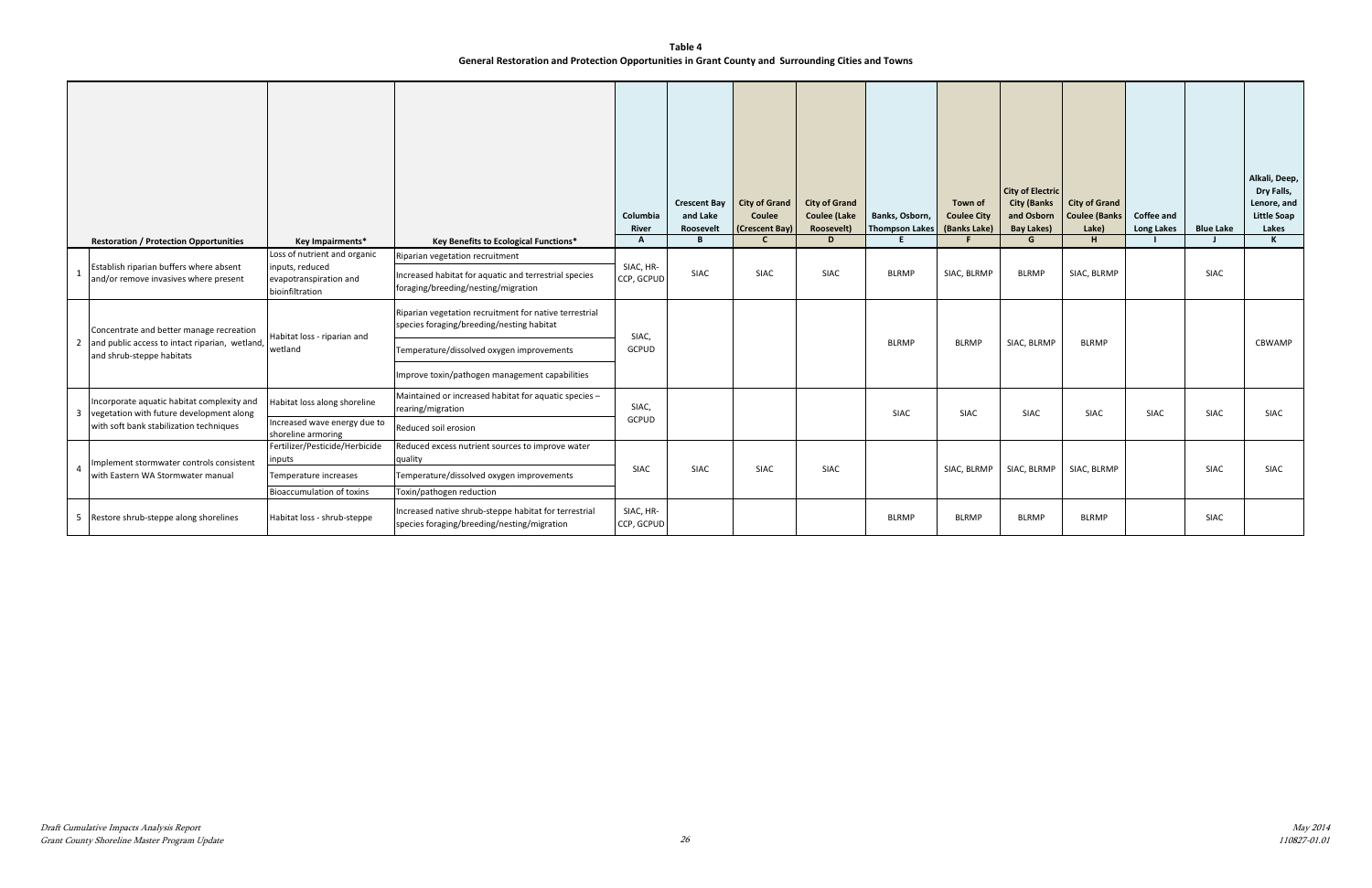**Table 4**
**General Restoration and Protection Opportunities in Grant County and Surrounding Cities and Towns**

| | Restoration / Protection Opportunities | Key Impairments* | Key Benefits to Ecological Functions* | Columbia River A | Crescent Bay and Lake Roosevelt B | City of Grand Coulee (Crescent Bay) C | City of Grand Coulee (Lake Roosevelt) D | Banks, Osborn, Thompson Lakes E | Town of Coulee City (Banks Lake) F | City of Electric City (Banks and Osborn Bay Lakes) G | City of Grand Coulee (Banks Lake) H | Coffee and Long Lakes I | Blue Lake J | Alkali, Deep, Dry Falls, Lenore, and Little Soap Lakes K |
|---|---|---|---|---|---|---|---|---|---|---|---|---|---|---|
| 1 | Establish riparian buffers where absent and/or remove invasives where present | Loss of nutrient and organic inputs, reduced evapotranspiration and bioinfiltration | Riparian vegetation recruitment; Increased habitat for aquatic and terrestrial species foraging/breeding/nesting/migration | SIAC, HR-CCP, GCPUD | SIAC | SIAC | SIAC | BLRMP | SIAC, BLRMP | BLRMP | SIAC, BLRMP | | SIAC | |
| 2 | Concentrate and better manage recreation and public access to intact riparian, wetland, and shrub-steppe habitats | Habitat loss - riparian and wetland | Riparian vegetation recruitment for native terrestrial species foraging/breeding/nesting habitat; Temperature/dissolved oxygen improvements; Improve toxin/pathogen management capabilities | SIAC, GCPUD | | | | BLRMP | BLRMP | SIAC, BLRMP | BLRMP | | | CBWAMP |
| 3 | Incorporate aquatic habitat complexity and vegetation with future development along with soft bank stabilization techniques | Habitat loss along shoreline; Increased wave energy due to shoreline armoring | Maintained or increased habitat for aquatic species – rearing/migration; Reduced soil erosion | SIAC, GCPUD | | | | SIAC | SIAC | SIAC | SIAC | SIAC | SIAC | SIAC |
| 4 | Implement stormwater controls consistent with Eastern WA Stormwater manual | Fertilizer/Pesticide/Herbicide inputs; Temperature increases; Bioaccumulation of toxins | Reduced excess nutrient sources to improve water quality; Temperature/dissolved oxygen improvements; Toxin/pathogen reduction | SIAC | SIAC | SIAC | SIAC | | SIAC, BLRMP | SIAC, BLRMP | SIAC, BLRMP | | SIAC | SIAC |
| 5 | Restore shrub-steppe along shorelines | Habitat loss - shrub-steppe | Increased native shrub-steppe habitat for terrestrial species foraging/breeding/nesting/migration | SIAC, HR-CCP, GCPUD | | | | BLRMP | BLRMP | BLRMP | BLRMP | | SIAC | |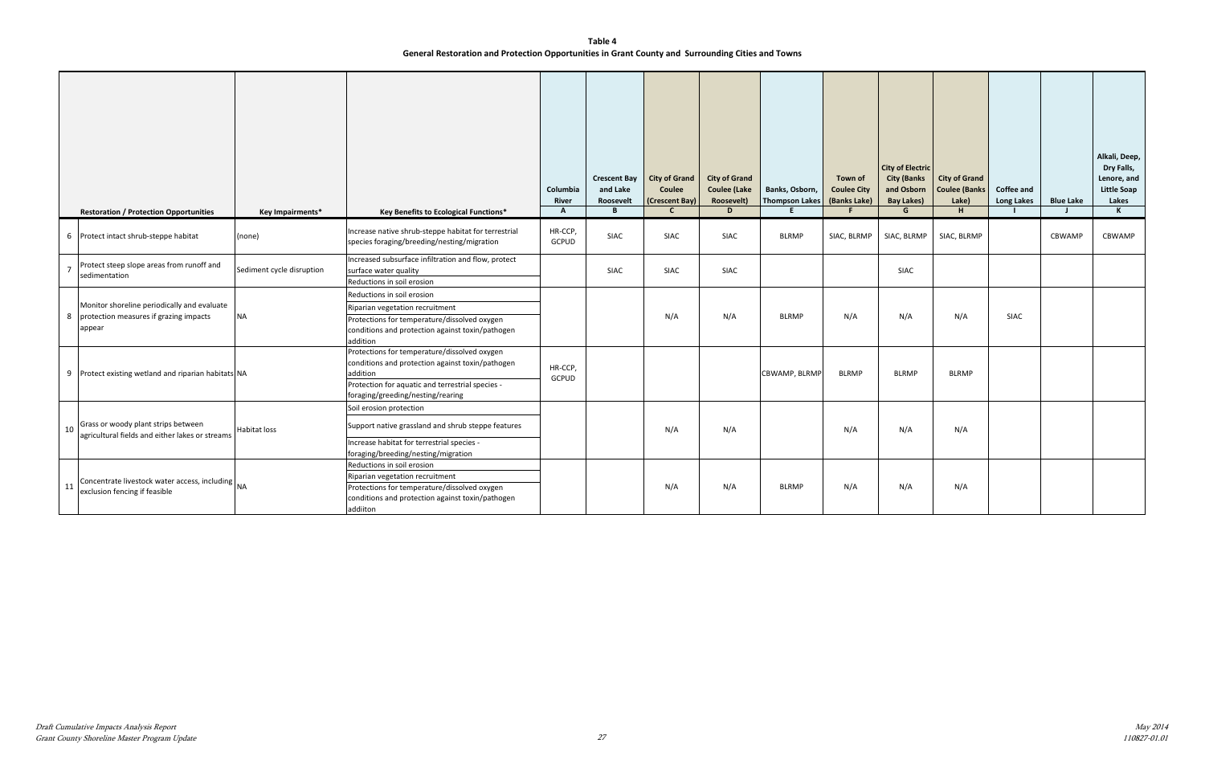**Table 4**
**General Restoration and Protection Opportunities in Grant County and Surrounding Cities and Towns**

| | Restoration / Protection Opportunities | Key Impairments* | Key Benefits to Ecological Functions* | Columbia River | Crescent Bay and Lake Roosevelt | City of Grand Coulee (Crescent Bay) | City of Grand Coulee (Lake Roosevelt) | Banks, Osborn, Thompson Lakes | Town of Coulee City (Banks Lake) | City of Electric City (Banks and Osborn Bay Lakes) | City of Grand Coulee (Banks Lake) | Coffee and Long Lakes | Blue Lake | Alkali, Deep, Dry Falls, Lenore, and Little Soap Lakes |
|---|---|---|---|---|---|---|---|---|---|---|---|---|---|---|
| | | | | A | B | C | D | E | F | G | H | I | J | K |
| 6 | Protect intact shrub-steppe habitat | (none) | Increase native shrub-steppe habitat for terrestrial species foraging/breeding/nesting/migration | HR-CCP, GCPUD | SIAC | SIAC | SIAC | BLRMP | SIAC, BLRMP | SIAC, BLRMP | SIAC, BLRMP | | CBWAMP | CBWAMP |
| 7 | Protect steep slope areas from runoff and sedimentation | Sediment cycle disruption | Increased subsurface infiltration and flow, protect surface water quality; Reductions in soil erosion | | SIAC | SIAC | SIAC | | | SIAC | | | | |
| 8 | Monitor shoreline periodically and evaluate protection measures if grazing impacts appear | NA | Reductions in soil erosion; Riparian vegetation recruitment; Protections for temperature/dissolved oxygen conditions and protection against toxin/pathogen addition | | | N/A | N/A | BLRMP | N/A | N/A | N/A | SIAC | | |
| 9 | Protect existing wetland and riparian habitats | NA | Protections for temperature/dissolved oxygen conditions and protection against toxin/pathogen addition; Protection for aquatic and terrestrial species - foraging/greeding/nesting/rearing | HR-CCP, GCPUD | | | | CBWAMP, BLRMP | BLRMP | BLRMP | BLRMP | | | |
| 10 | Grass or woody plant strips between agricultural fields and either lakes or streams | Habitat loss | Soil erosion protection; Support native grassland and shrub steppe features; Increase habitat for terrestrial species - foraging/breeding/nesting/migration | | | N/A | N/A | | N/A | N/A | N/A | | | |
| 11 | Concentrate livestock water access, including exclusion fencing if feasible | NA | Reductions in soil erosion; Riparian vegetation recruitment; Protections for temperature/dissolved oxygen conditions and protection against toxin/pathogen addiiton | | | N/A | N/A | BLRMP | N/A | N/A | N/A | | | |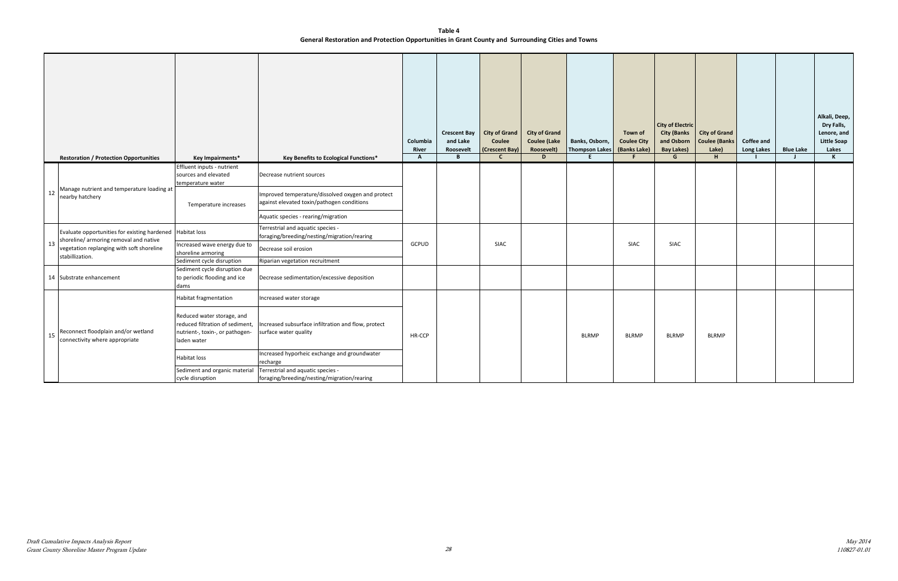**Table 4**
**General Restoration and Protection Opportunities in Grant County and Surrounding Cities and Towns**

| | Restoration / Protection Opportunities | Key Impairments* | Key Benefits to Ecological Functions* | Columbia River | Crescent Bay and Lake Roosevelt | City of Grand Coulee (Crescent Bay) | City of Grand Coulee (Lake Roosevelt) | Banks, Osborn, Thompson Lakes | Town of Coulee City (Banks Lake) | City of Electric City (Banks and Osborn Bay Lakes) | City of Grand Coulee (Banks Lake) | Coffee and Long Lakes | Blue Lake | Alkali, Deep, Dry Falls, Lenore, and Little Soap Lakes |
|---|---|---|---|---|---|---|---|---|---|---|---|---|---|---|
| | | | | A | B | C | D | E | F | G | H | I | J | K |
| 12 | Manage nutrient and temperature loading at nearby hatchery | Effluent inputs - nutrient sources and elevated temperature water | Decrease nutrient sources | | | | | | | | | | | |
| | | Temperature increases | Improved temperature/dissolved oxygen and protect against elevated toxin/pathogen conditions | | | | | | | | | | | |
| | | | Aquatic species - rearing/migration | | | | | | | | | | | |
| 13 | Evaluate opportunities for existing hardened shoreline/ armoring removal and native vegetation replanging with soft shoreline stabillization. | Habitat loss | Terrestrial and aquatic species - foraging/breeding/nesting/migration/rearing | GCPUD | | SIAC | | | SIAC | SIAC | | | | |
| | | Increased wave energy due to shoreline armoring | Decrease soil erosion | | | | | | | | | | | |
| | | Sediment cycle disruption | Riparian vegetation recruitment | | | | | | | | | | | |
| 14 | Substrate enhancement | Sediment cycle disruption due to periodic flooding and ice dams | Decrease sedimentation/excessive deposition | | | | | | | | | | | |
| 15 | Reconnect floodplain and/or wetland connectivity where appropriate | Habitat fragmentation | Increased water storage | HR-CCP | | | | BLRMP | BLRMP | BLRMP | BLRMP | | | |
| | | Reduced water storage, and reduced filtration of sediment, nutrient-, toxin-, or pathogen-laden water | Increased subsurface infiltration and flow, protect surface water quality | | | | | | | | | | | |
| | | Habitat loss | Increased hyporheic exchange and groundwater recharge | | | | | | | | | | | |
| | | Sediment and organic material cycle disruption | Terrestrial and aquatic species - foraging/breeding/nesting/migration/rearing | | | | | | | | | | | |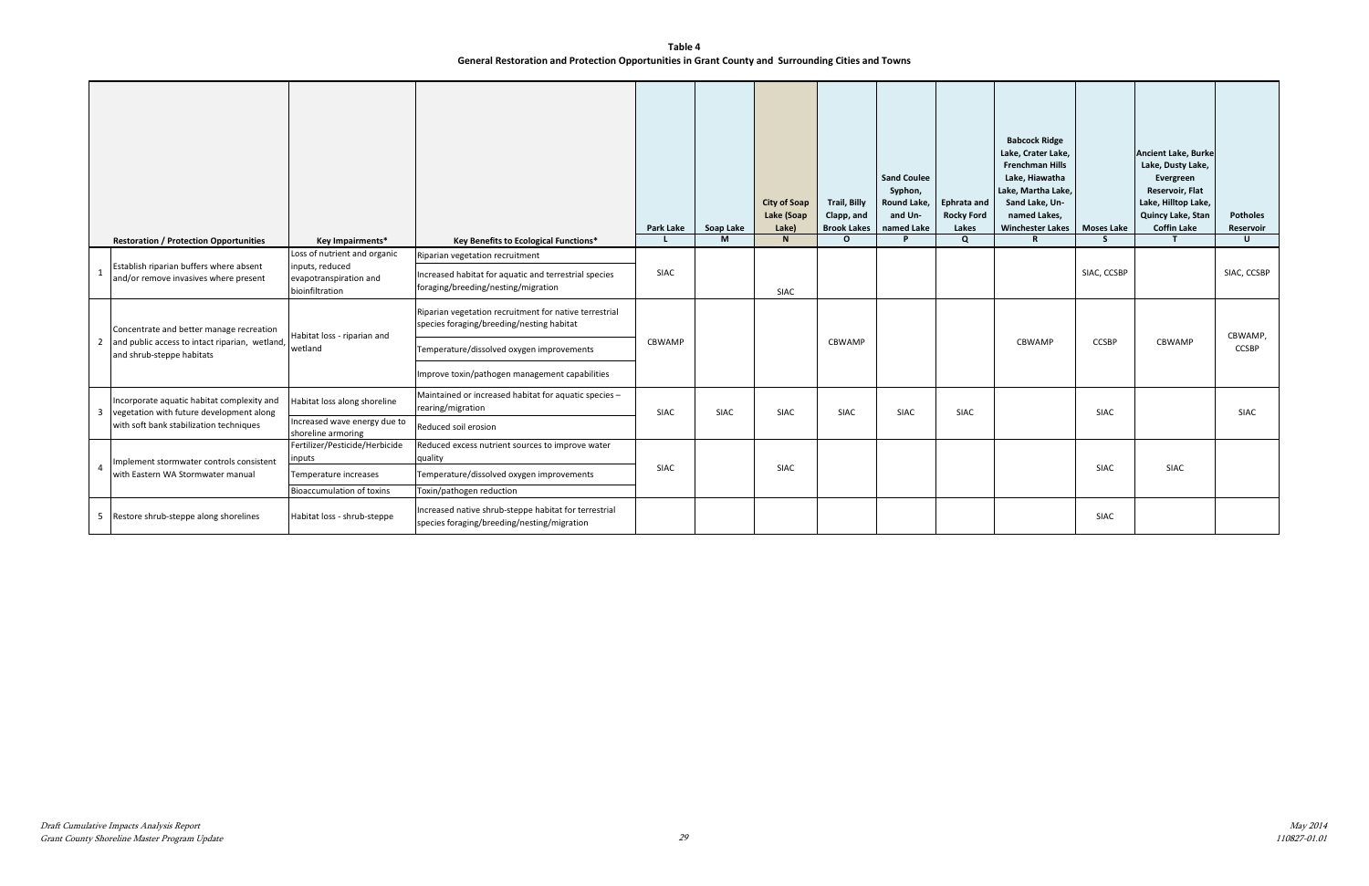**Table 4**
**General Restoration and Protection Opportunities in Grant County and Surrounding Cities and Towns**

| | Restoration / Protection Opportunities | Key Impairments* | Key Benefits to Ecological Functions* | Park Lake L | Soap Lake M | City of Soap Lake (Soap Lake) N | Trail, Billy Clapp, and Brook Lakes O | Sand Coulee Syphon, Round Lake, and Un-named Lake P | Ephrata and Rocky Ford Lakes Q | Babcock Ridge Lake, Crater Lake, Frenchman Hills Lake, Hiawatha Lake, Martha Lake, Sand Lake, Un-named Lakes, Winchester Lakes R | Moses Lake S | Ancient Lake, Burke Lake, Dusty Lake, Evergreen Reservoir, Flat Lake, Hilltop Lake, Quincy Lake, Stan Coffin Lake T | Potholes Reservoir U |
|---|---|---|---|---|---|---|---|---|---|---|---|---|---|
| 1 | Establish riparian buffers where absent and/or remove invasives where present | Loss of nutrient and organic inputs, reduced evapotranspiration and bioinfiltration | Riparian vegetation recruitment<br>Increased habitat for aquatic and terrestrial species foraging/breeding/nesting/migration | SIAC | | SIAC | | | | | SIAC, CCSBP | | SIAC, CCSBP |
| 2 | Concentrate and better manage recreation and public access to intact riparian, wetland, and shrub-steppe habitats | Habitat loss - riparian and wetland | Riparian vegetation recruitment for native terrestrial species foraging/breeding/nesting habitat<br>Temperature/dissolved oxygen improvements<br>Improve toxin/pathogen management capabilities | CBWAMP | | | CBWAMP | | | CBWAMP | CCSBP | CBWAMP | CBWAMP, CCSBP |
| 3 | Incorporate aquatic habitat complexity and vegetation with future development along with soft bank stabilization techniques | Habitat loss along shoreline<br>Increased wave energy due to shoreline armoring | Maintained or increased habitat for aquatic species – rearing/migration<br>Reduced soil erosion | SIAC | SIAC | SIAC | SIAC | SIAC | SIAC | | SIAC | | SIAC |
| 4 | Implement stormwater controls consistent with Eastern WA Stormwater manual | Fertilizer/Pesticide/Herbicide inputs<br>Temperature increases<br>Bioaccumulation of toxins | Reduced excess nutrient sources to improve water quality<br>Temperature/dissolved oxygen improvements<br>Toxin/pathogen reduction | SIAC | | SIAC | | | | | SIAC | SIAC | |
| 5 | Restore shrub-steppe along shorelines | Habitat loss - shrub-steppe | Increased native shrub-steppe habitat for terrestrial species foraging/breeding/nesting/migration | | | | | | | | SIAC | | |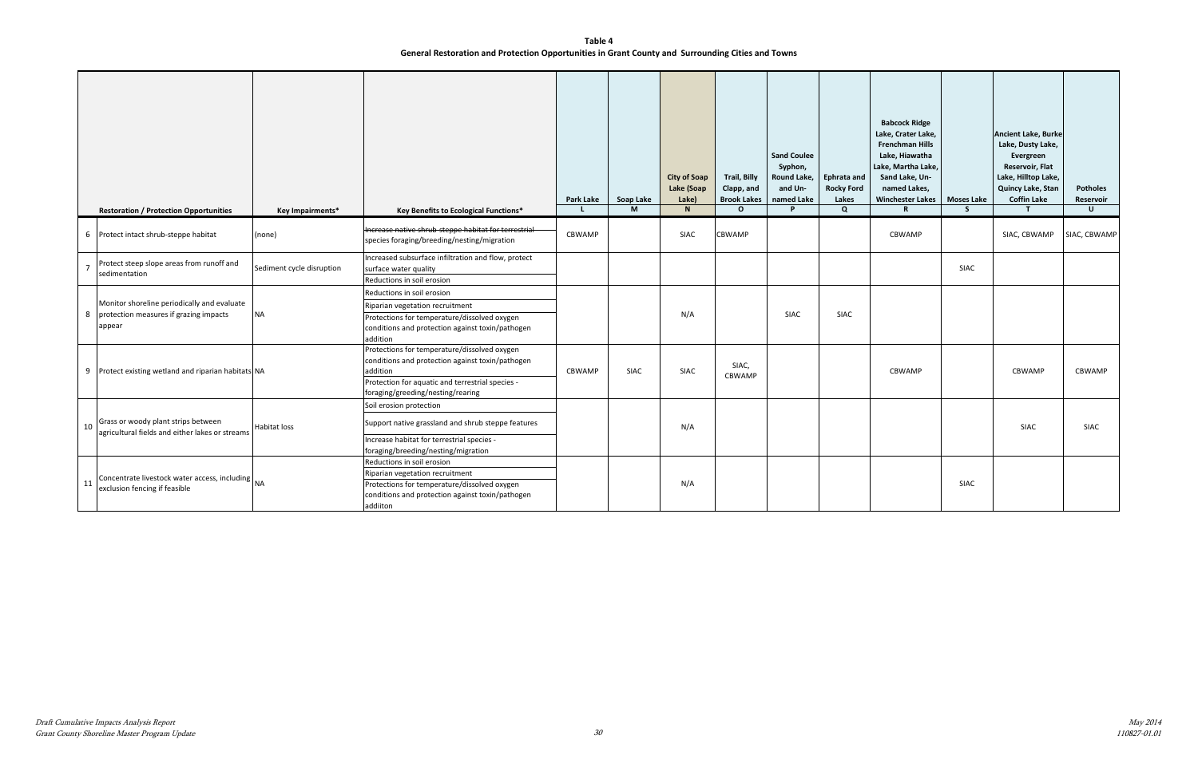**Table 4**
**General Restoration and Protection Opportunities in Grant County and Surrounding Cities and Towns**

| | Restoration / Protection Opportunities | Key Impairments* | Key Benefits to Ecological Functions* | Park Lake L | Soap Lake M | City of Soap Lake (Soap Lake) N | Trail, Billy Clapp, and Brook Lakes O | Sand Coulee Syphon, Round Lake, and Un-named Lake P | Ephrata and Rocky Ford Lakes Q | Babcock Ridge Lake, Crater Lake, Frenchman Hills Lake, Hiawatha Lake, Martha Lake, Sand Lake, Un-named Lakes, Winchester Lakes R | Moses Lake S | Ancient Lake, Burke Lake, Dusty Lake, Evergreen Reservoir, Flat Lake, Hilltop Lake, Quincy Lake, Stan Coffin Lake T | Potholes Reservoir U |
|---|---|---|---|---|---|---|---|---|---|---|---|---|---|
| 6 | Protect intact shrub-steppe habitat | (none) | ~~Increase native shrub-steppe habitat for terrestrial species foraging/breeding/nesting/migration~~ | CBWAMP | | SIAC | CBWAMP | | | CBWAMP | | SIAC, CBWAMP | SIAC, CBWAMP |
| 7 | Protect steep slope areas from runoff and sedimentation | Sediment cycle disruption | Increased subsurface infiltration and flow, protect surface water quality<br>Reductions in soil erosion | | | | | | | | SIAC | | |
| 8 | Monitor shoreline periodically and evaluate protection measures if grazing impacts appear | NA | Reductions in soil erosion<br>Riparian vegetation recruitment<br>Protections for temperature/dissolved oxygen conditions and protection against toxin/pathogen addition | | | N/A | | SIAC | SIAC | | | | |
| 9 | Protect existing wetland and riparian habitats | NA | Protections for temperature/dissolved oxygen conditions and protection against toxin/pathogen addition<br>Protection for aquatic and terrestrial species - foraging/greeding/nesting/rearing | CBWAMP | SIAC | SIAC | SIAC, CBWAMP | | | CBWAMP | | CBWAMP | CBWAMP |
| 10 | Grass or woody plant strips between agricultural fields and either lakes or streams | Habitat loss | Soil erosion protection<br>Support native grassland and shrub steppe features<br>Increase habitat for terrestrial species - foraging/breeding/nesting/migration | | | N/A | | | | | | SIAC | SIAC |
| 11 | Concentrate livestock water access, including exclusion fencing if feasible | NA | Reductions in soil erosion<br>Riparian vegetation recruitment<br>Protections for temperature/dissolved oxygen conditions and protection against toxin/pathogen addiiton | | | N/A | | | | | SIAC | | |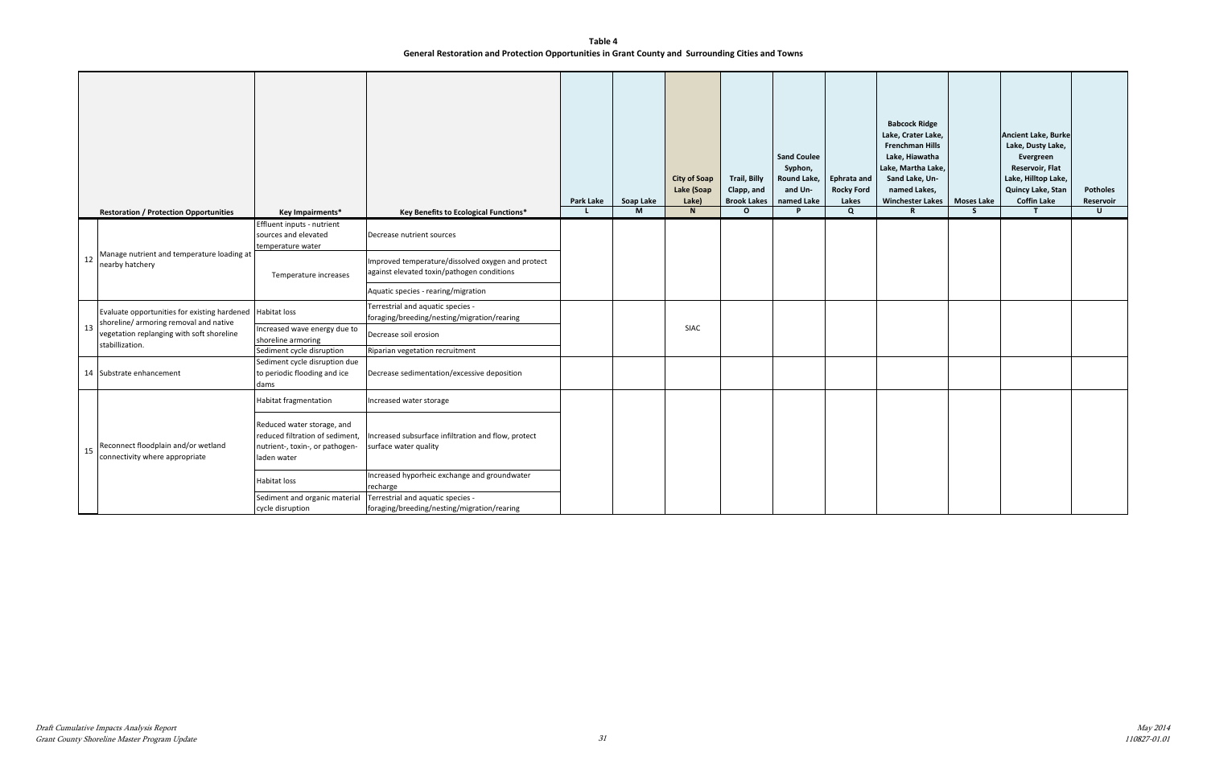**Table 4**
**General Restoration and Protection Opportunities in Grant County and Surrounding Cities and Towns**

| | Restoration / Protection Opportunities | Key Impairments* | Key Benefits to Ecological Functions* | Park Lake | Soap Lake | City of Soap Lake (Soap Lake) | Trail, Billy Clapp, and Brook Lakes | Sand Coulee Syphon, Round Lake, and Un-named Lake | Ephrata and Rocky Ford Lakes | Babcock Ridge Lake, Crater Lake, Frenchman Hills Lake, Hiawatha Lake, Martha Lake, Sand Lake, Un-named Lakes, Winchester Lakes | Moses Lake | Ancient Lake, Burke Lake, Dusty Lake, Evergreen Reservoir, Flat Lake, Hilltop Lake, Quincy Lake, Stan Coffin Lake | Potholes Reservoir |
|---|---|---|---|---|---|---|---|---|---|---|---|---|---|
| | | | | L | M | N | O | P | Q | R | S | T | U |
| 12 | Manage nutrient and temperature loading at nearby hatchery | Effluent inputs - nutrient sources and elevated temperature water | Decrease nutrient sources | | | | | | | | | | |
| | | Temperature increases | Improved temperature/dissolved oxygen and protect against elevated toxin/pathogen conditions | | | | | | | | | | |
| | | | Aquatic species - rearing/migration | | | | | | | | | | |
| 13 | Evaluate opportunities for existing hardened shoreline/ armoring removal and native vegetation replanging with soft shoreline stabillization. | Habitat loss | Terrestrial and aquatic species - foraging/breeding/nesting/migration/rearing | | | SIAC | | | | | | | |
| | | Increased wave energy due to shoreline armoring | Decrease soil erosion | | | | | | | | | | |
| | | Sediment cycle disruption | Riparian vegetation recruitment | | | | | | | | | | |
| 14 | Substrate enhancement | Sediment cycle disruption due to periodic flooding and ice dams | Decrease sedimentation/excessive deposition | | | | | | | | | | |
| 15 | Reconnect floodplain and/or wetland connectivity where appropriate | Habitat fragmentation | Increased water storage | | | | | | | | | | |
| | | Reduced water storage, and reduced filtration of sediment, nutrient-, toxin-, or pathogen-laden water | Increased subsurface infiltration and flow, protect surface water quality | | | | | | | | | | |
| | | Habitat loss | Increased hyporheic exchange and groundwater recharge | | | | | | | | | | |
| | | Sediment and organic material cycle disruption | Terrestrial and aquatic species - foraging/breeding/nesting/migration/rearing | | | | | | | | | | |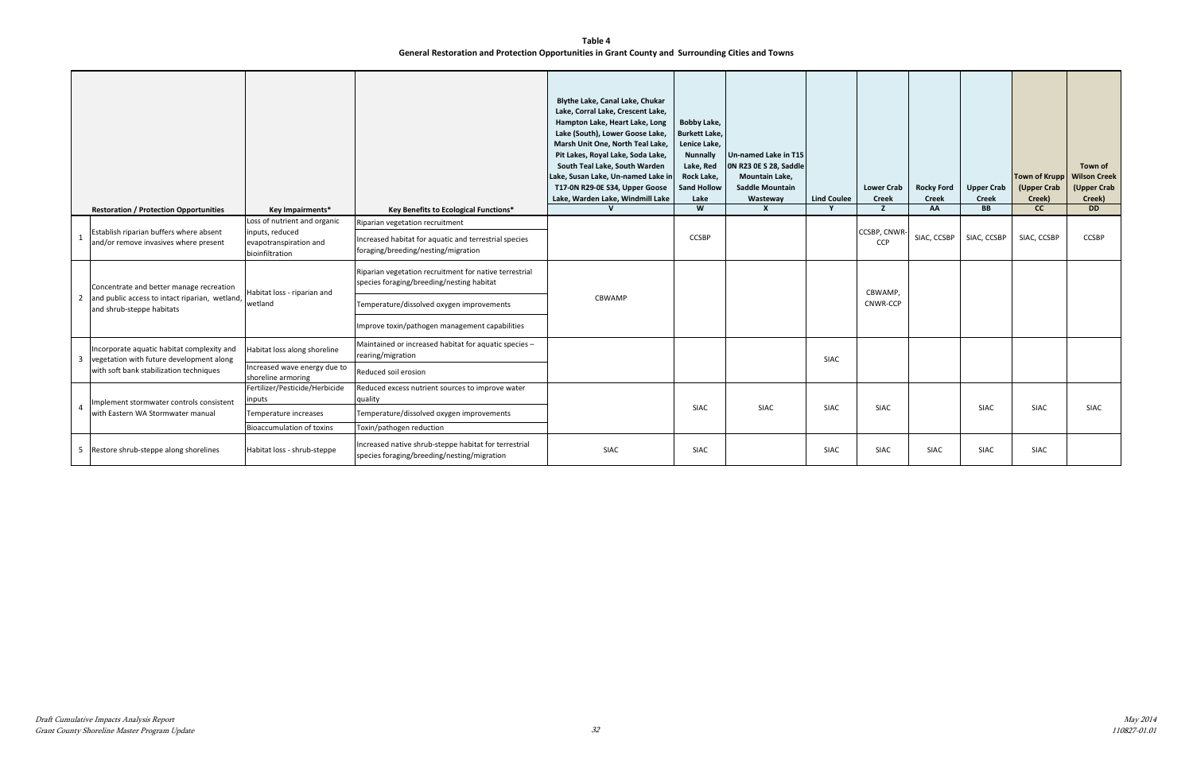**Table 4**
**General Restoration and Protection Opportunities in Grant County and Surrounding Cities and Towns**

| | Restoration / Protection Opportunities | Key Impairments* | Key Benefits to Ecological Functions* | Blythe Lake, Canal Lake, Chukar Lake, Corral Lake, Crescent Lake, Hampton Lake, Heart Lake, Long Lake (South), Lower Goose Lake, Marsh Unit One, North Teal Lake, Pit Lakes, Royal Lake, Soda Lake, South Teal Lake, South Warden Lake, Susan Lake, Un-named Lake in T17-0N R29-0E S34, Upper Goose Lake, Warden Lake, Windmill Lake | Bobby Lake, Burkett Lake, Lenice Lake, Nunnally Lake, Red Rock Lake, Sand Hollow Lake | Un-named Lake in T15 0N R23 0E S 28, Saddle Mountain Lake, Saddle Mountain Wasteway | Lind Coulee | Lower Crab Creek | Rocky Ford Creek | Upper Crab Creek | Town of Krupp (Upper Crab Creek) | Town of Wilson Creek (Upper Crab Creek) |
|---|---|---|---|---|---|---|---|---|---|---|---|---|
| | | | | V | W | X | Y | Z | AA | BB | CC | DD |
| 1 | Establish riparian buffers where absent and/or remove invasives where present | Loss of nutrient and organic inputs, reduced evapotranspiration and bioinfiltration | Riparian vegetation recruitment<br>Increased habitat for aquatic and terrestrial species foraging/breeding/nesting/migration | | CCSBP | | | CCSBP, CNWR-CCP | SIAC, CCSBP | SIAC, CCSBP | SIAC, CCSBP | CCSBP |
| 2 | Concentrate and better manage recreation and public access to intact riparian, wetland, and shrub-steppe habitats | Habitat loss - riparian and wetland | Riparian vegetation recruitment for native terrestrial species foraging/breeding/nesting habitat<br>Temperature/dissolved oxygen improvements<br>Improve toxin/pathogen management capabilities | CBWAMP | | | | CBWAMP, CNWR-CCP | | | | |
| 3 | Incorporate aquatic habitat complexity and vegetation with future development along with soft bank stabilization techniques | Habitat loss along shoreline<br>Increased wave energy due to shoreline armoring | Maintained or increased habitat for aquatic species – rearing/migration<br>Reduced soil erosion | | | | SIAC | | | | | |
| 4 | Implement stormwater controls consistent with Eastern WA Stormwater manual | Fertilizer/Pesticide/Herbicide inputs<br>Temperature increases<br>Bioaccumulation of toxins | Reduced excess nutrient sources to improve water quality<br>Temperature/dissolved oxygen improvements<br>Toxin/pathogen reduction | | SIAC | SIAC | SIAC | SIAC | | SIAC | SIAC | SIAC |
| 5 | Restore shrub-steppe along shorelines | Habitat loss - shrub-steppe | Increased native shrub-steppe habitat for terrestrial species foraging/breeding/nesting/migration | SIAC | SIAC | | SIAC | SIAC | SIAC | SIAC | SIAC | |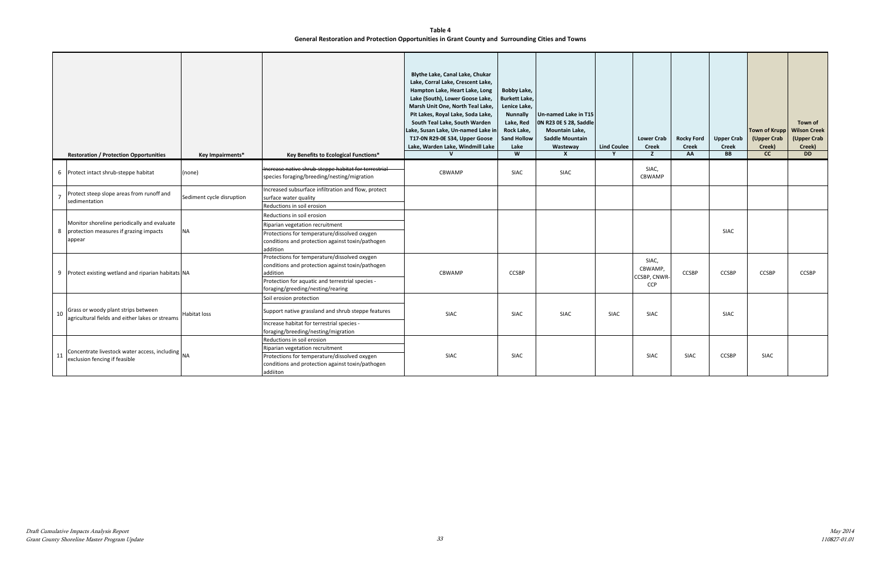**Table 4**
**General Restoration and Protection Opportunities in Grant County and Surrounding Cities and Towns**

| | Restoration / Protection Opportunities | Key Impairments* | Key Benefits to Ecological Functions* | Blythe Lake, Canal Lake, Chukar Lake, Corral Lake, Crescent Lake, Hampton Lake, Heart Lake, Long Lake (South), Lower Goose Lake, Marsh Unit One, North Teal Lake, Pit Lakes, Royal Lake, Soda Lake, South Teal Lake, South Warden Lake, Susan Lake, Un-named Lake in T17-0N R29-0E S34, Upper Goose Lake, Warden Lake, Windmill Lake V | Bobby Lake, Burkett Lake, Lenice Lake, Nunnally Lake, Red Rock Lake, Sand Hollow Lake W | Un-named Lake in T15 0N R23 0E S 28, Saddle Mountain Lake, Saddle Mountain Wasteway X | Lind Coulee Y | Lower Crab Creek Z | Rocky Ford Creek AA | Upper Crab Creek BB | Town of Krupp (Upper Crab Creek) CC | Town of Wilson Creek (Upper Crab Creek) DD |
|---|---|---|---|---|---|---|---|---|---|---|---|---|
| 6 | Protect intact shrub-steppe habitat | (none) | ~~Increase native shrub-steppe habitat for terrestrial~~ species foraging/breeding/nesting/migration | CBWAMP | SIAC | SIAC | | SIAC, CBWAMP | | | | |
| 7 | Protect steep slope areas from runoff and sedimentation | Sediment cycle disruption | Increased subsurface infiltration and flow, protect surface water quality<br>Reductions in soil erosion | | | | | | | | | |
| 8 | Monitor shoreline periodically and evaluate protection measures if grazing impacts appear | NA | Reductions in soil erosion<br>Riparian vegetation recruitment<br>Protections for temperature/dissolved oxygen conditions and protection against toxin/pathogen addition | | | | | | | SIAC | | |
| 9 | Protect existing wetland and riparian habitats | NA | Protections for temperature/dissolved oxygen conditions and protection against toxin/pathogen addition<br>Protection for aquatic and terrestrial species - foraging/greeding/nesting/rearing | CBWAMP | CCSBP | | | SIAC, CBWAMP, CCSBP, CNWR-CCP | CCSBP | CCSBP | CCSBP | CCSBP |
| 10 | Grass or woody plant strips between agricultural fields and either lakes or streams | Habitat loss | Soil erosion protection<br>Support native grassland and shrub steppe features<br>Increase habitat for terrestrial species - foraging/breeding/nesting/migration | SIAC | SIAC | SIAC | SIAC | SIAC | | SIAC | | |
| 11 | Concentrate livestock water access, including exclusion fencing if feasible | NA | Reductions in soil erosion<br>Riparian vegetation recruitment<br>Protections for temperature/dissolved oxygen conditions and protection against toxin/pathogen addiiton | SIAC | SIAC | | | SIAC | SIAC | CCSBP | SIAC | |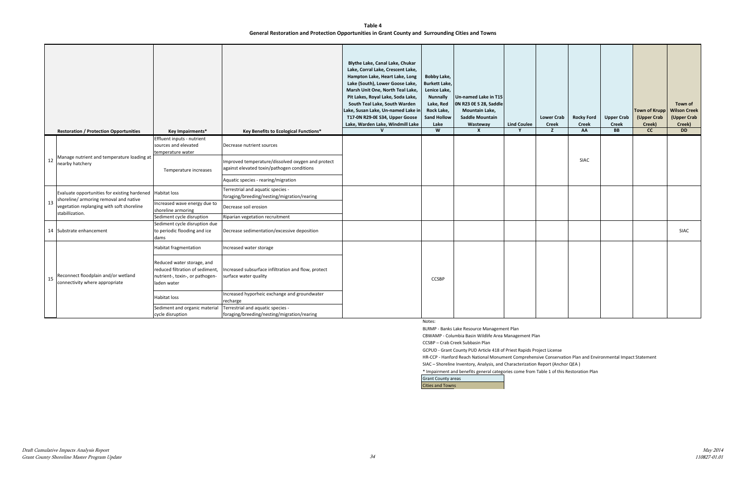**Table 4**
**General Restoration and Protection Opportunities in Grant County and Surrounding Cities and Towns**

| | Restoration / Protection Opportunities | Key Impairments* | Key Benefits to Ecological Functions* | Blythe Lake, Canal Lake, Chukar Lake, Corral Lake, Crescent Lake, Hampton Lake, Heart Lake, Long Lake (South), Lower Goose Lake, Marsh Unit One, North Teal Lake, Pit Lakes, Royal Lake, Soda Lake, South Teal Lake, South Warden Lake, Susan Lake, Un-named Lake in T17-0N R29-0E S34, Upper Goose Lake, Warden Lake, Windmill Lake V | Bobby Lake, Burkett Lake, Lenice Lake, Nunnally Lake, Red Rock Lake, Sand Hollow Lake W | Un-named Lake in T15 0N R23 0E S 28, Saddle Mountain Lake, Saddle Mountain Wasteway X | Lind Coulee Y | Lower Crab Creek Z | Rocky Ford Creek AA | Upper Crab Creek BB | Town of Krupp (Upper Crab Creek) CC | Town of Wilson Creek (Upper Crab Creek) DD |
|---|---|---|---|---|---|---|---|---|---|---|---|---|
| 12 | Manage nutrient and temperature loading at nearby hatchery | Effluent inputs - nutrient sources and elevated temperature water | Decrease nutrient sources | | | | | | SIAC | | | |
| | | Temperature increases | Improved temperature/dissolved oxygen and protect against elevated toxin/pathogen conditions | | | | | | | | | |
| | | | Aquatic species - rearing/migration | | | | | | | | | |
| 13 | Evaluate opportunities for existing hardened shoreline/ armoring removal and native vegetation replanging with soft shoreline stabillization. | Habitat loss | Terrestrial and aquatic species - foraging/breeding/nesting/migration/rearing | | | | | | | | | |
| | | Increased wave energy due to shoreline armoring | Decrease soil erosion | | | | | | | | | |
| | | Sediment cycle disruption | Riparian vegetation recruitment | | | | | | | | | |
| 14 | Substrate enhancement | Sediment cycle disruption due to periodic flooding and ice dams | Decrease sedimentation/excessive deposition | | | | | | | | | SIAC |
| 15 | Reconnect floodplain and/or wetland connectivity where appropriate | Habitat fragmentation | Increased water storage | | CCSBP | | | | | | | |
| | | Reduced water storage, and reduced filtration of sediment, nutrient-, toxin-, or pathogen-laden water | Increased subsurface infiltration and flow, protect surface water quality | | | | | | | | | |
| | | Habitat loss | Increased hyporheic exchange and groundwater recharge | | | | | | | | | |
| | | Sediment and organic material cycle disruption | Terrestrial and aquatic species - foraging/breeding/nesting/migration/rearing | | | | | | | | | |

Notes:

BLRMP - Banks Lake Resource Management Plan

CBWAMP - Columbia Basin Wildlife Area Management Plan

CCSBP – Crab Creek Subbasin Plan

GCPUD - Grant County PUD Article 418 of Priest Rapids Project License

HR-CCP - Hanford Reach National Monument Comprehensive Conservation Plan and Environmental Impact Statement

SIAC – Shoreline Inventory, Analysis, and Characterization Report (Anchor QEA )

* Impairment and benefits general categories come from Table 1 of this Restoration Plan

Grant County areas

Cities and Towns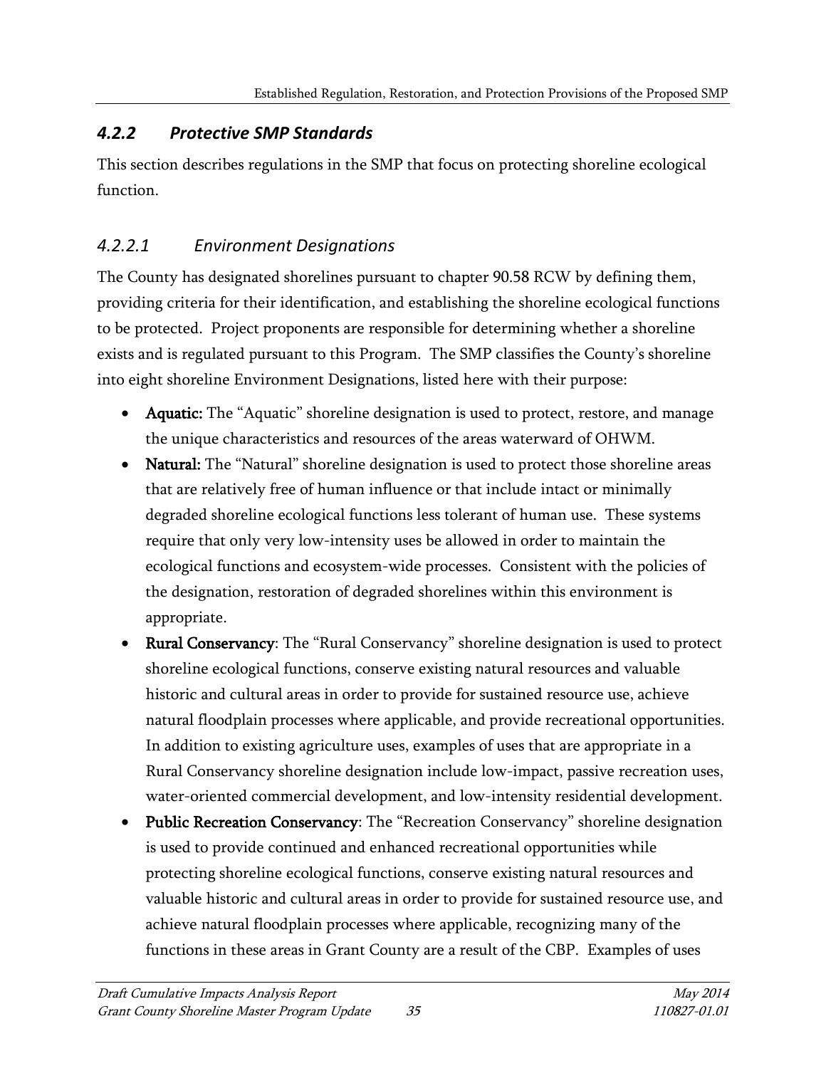### *4.2.2 Protective SMP Standards*

This section describes regulations in the SMP that focus on protecting shoreline ecological function.

#### *4.2.2.1 Environment Designations*

The County has designated shorelines pursuant to chapter 90.58 RCW by defining them, providing criteria for their identification, and establishing the shoreline ecological functions to be protected. Project proponents are responsible for determining whether a shoreline exists and is regulated pursuant to this Program. The SMP classifies the County's shoreline into eight shoreline Environment Designations, listed here with their purpose:

- **Aquatic:** The "Aquatic" shoreline designation is used to protect, restore, and manage the unique characteristics and resources of the areas waterward of OHWM.
- **Natural:** The "Natural" shoreline designation is used to protect those shoreline areas that are relatively free of human influence or that include intact or minimally degraded shoreline ecological functions less tolerant of human use. These systems require that only very low-intensity uses be allowed in order to maintain the ecological functions and ecosystem-wide processes. Consistent with the policies of the designation, restoration of degraded shorelines within this environment is appropriate.
- **Rural Conservancy**: The "Rural Conservancy" shoreline designation is used to protect shoreline ecological functions, conserve existing natural resources and valuable historic and cultural areas in order to provide for sustained resource use, achieve natural floodplain processes where applicable, and provide recreational opportunities. In addition to existing agriculture uses, examples of uses that are appropriate in a Rural Conservancy shoreline designation include low-impact, passive recreation uses, water-oriented commercial development, and low-intensity residential development.
- **Public Recreation Conservancy**: The "Recreation Conservancy" shoreline designation is used to provide continued and enhanced recreational opportunities while protecting shoreline ecological functions, conserve existing natural resources and valuable historic and cultural areas in order to provide for sustained resource use, and achieve natural floodplain processes where applicable, recognizing many of the functions in these areas in Grant County are a result of the CBP. Examples of uses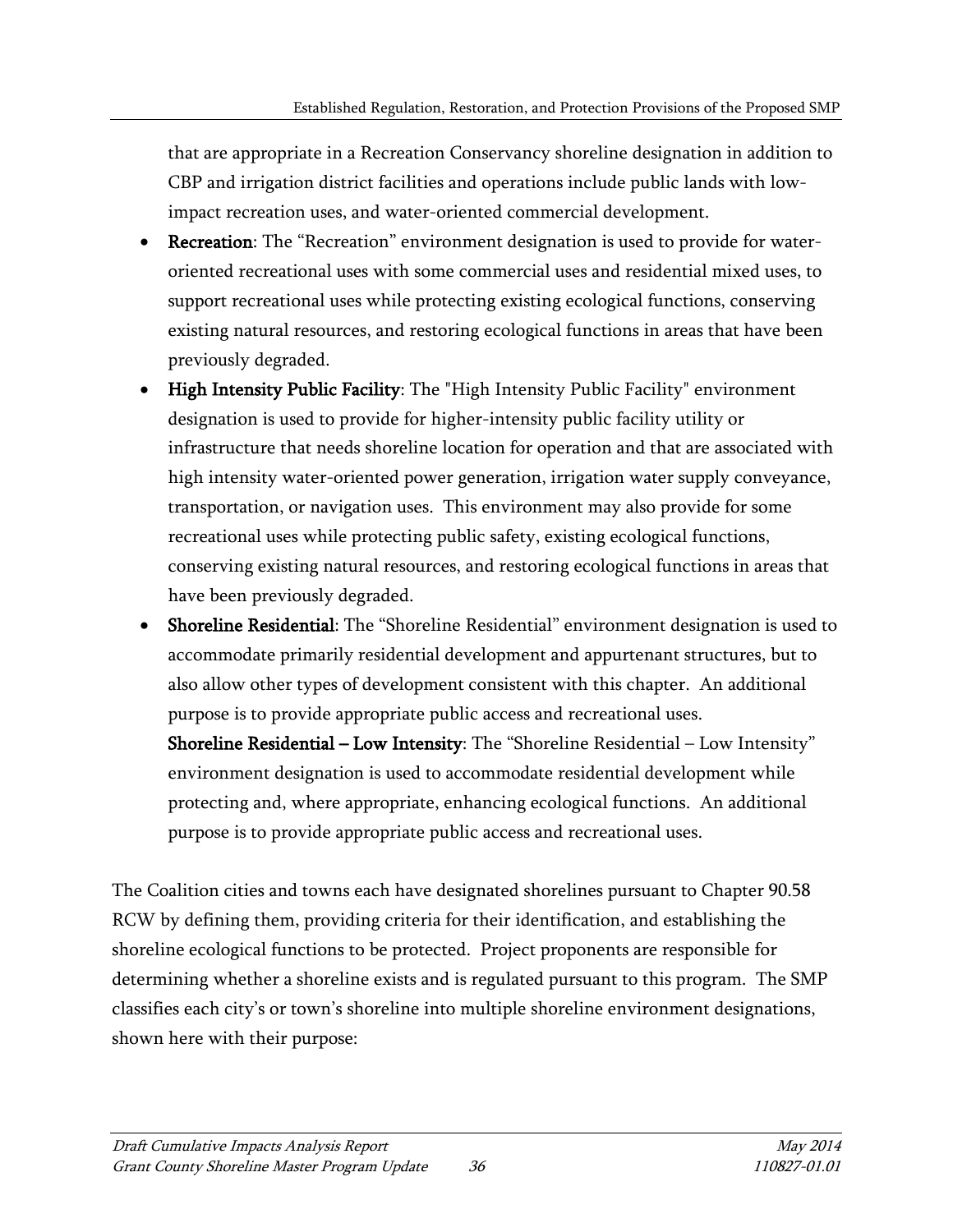that are appropriate in a Recreation Conservancy shoreline designation in addition to CBP and irrigation district facilities and operations include public lands with low-impact recreation uses, and water-oriented commercial development.

- **Recreation**: The "Recreation" environment designation is used to provide for water-oriented recreational uses with some commercial uses and residential mixed uses, to support recreational uses while protecting existing ecological functions, conserving existing natural resources, and restoring ecological functions in areas that have been previously degraded.
- **High Intensity Public Facility**: The "High Intensity Public Facility" environment designation is used to provide for higher-intensity public facility utility or infrastructure that needs shoreline location for operation and that are associated with high intensity water-oriented power generation, irrigation water supply conveyance, transportation, or navigation uses. This environment may also provide for some recreational uses while protecting public safety, existing ecological functions, conserving existing natural resources, and restoring ecological functions in areas that have been previously degraded.
- **Shoreline Residential**: The "Shoreline Residential" environment designation is used to accommodate primarily residential development and appurtenant structures, but to also allow other types of development consistent with this chapter. An additional purpose is to provide appropriate public access and recreational uses.

  **Shoreline Residential – Low Intensity**: The "Shoreline Residential – Low Intensity" environment designation is used to accommodate residential development while protecting and, where appropriate, enhancing ecological functions. An additional purpose is to provide appropriate public access and recreational uses.

The Coalition cities and towns each have designated shorelines pursuant to Chapter 90.58 RCW by defining them, providing criteria for their identification, and establishing the shoreline ecological functions to be protected. Project proponents are responsible for determining whether a shoreline exists and is regulated pursuant to this program. The SMP classifies each city's or town's shoreline into multiple shoreline environment designations, shown here with their purpose: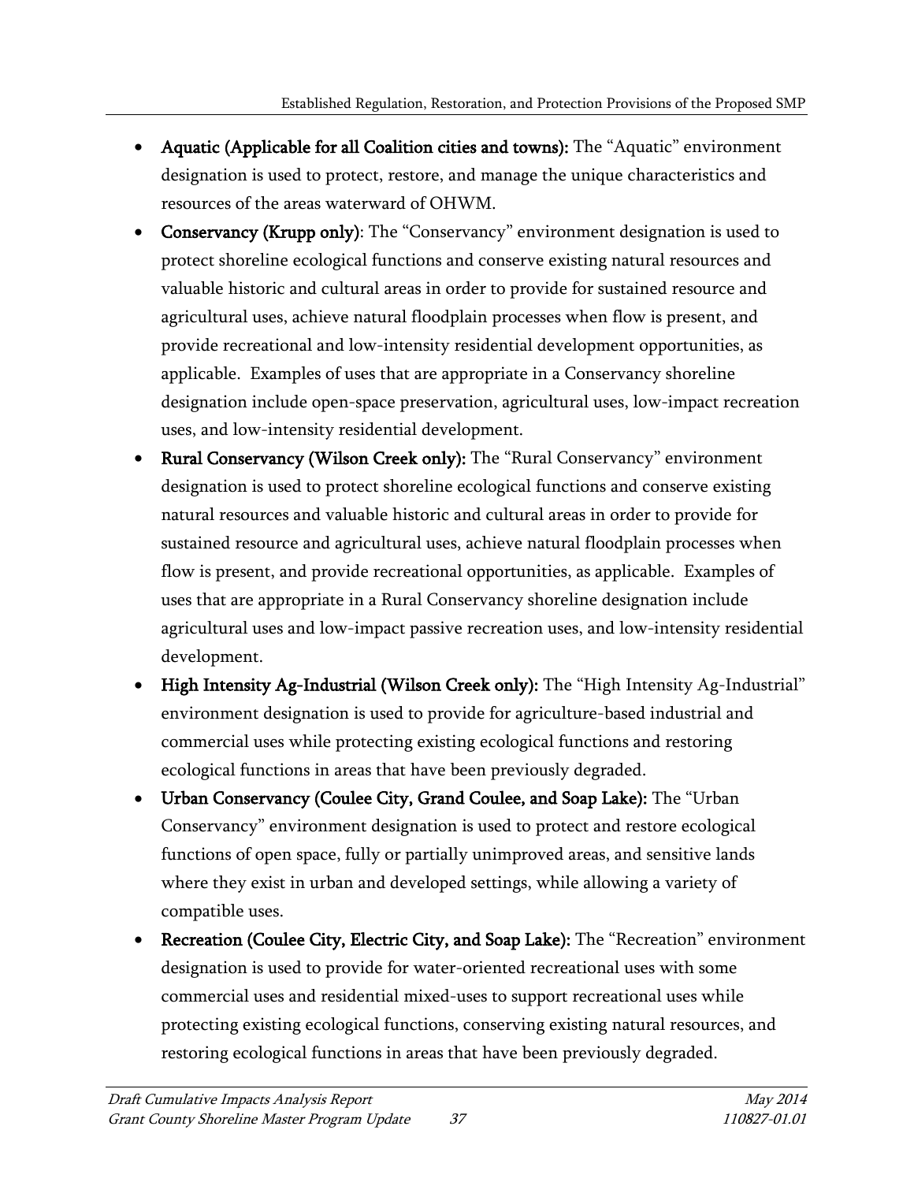- **Aquatic (Applicable for all Coalition cities and towns):** The "Aquatic" environment designation is used to protect, restore, and manage the unique characteristics and resources of the areas waterward of OHWM.
- **Conservancy (Krupp only)**: The "Conservancy" environment designation is used to protect shoreline ecological functions and conserve existing natural resources and valuable historic and cultural areas in order to provide for sustained resource and agricultural uses, achieve natural floodplain processes when flow is present, and provide recreational and low-intensity residential development opportunities, as applicable. Examples of uses that are appropriate in a Conservancy shoreline designation include open-space preservation, agricultural uses, low-impact recreation uses, and low-intensity residential development.
- **Rural Conservancy (Wilson Creek only):** The "Rural Conservancy" environment designation is used to protect shoreline ecological functions and conserve existing natural resources and valuable historic and cultural areas in order to provide for sustained resource and agricultural uses, achieve natural floodplain processes when flow is present, and provide recreational opportunities, as applicable. Examples of uses that are appropriate in a Rural Conservancy shoreline designation include agricultural uses and low-impact passive recreation uses, and low-intensity residential development.
- **High Intensity Ag-Industrial (Wilson Creek only):** The "High Intensity Ag-Industrial" environment designation is used to provide for agriculture-based industrial and commercial uses while protecting existing ecological functions and restoring ecological functions in areas that have been previously degraded.
- **Urban Conservancy (Coulee City, Grand Coulee, and Soap Lake):** The "Urban Conservancy" environment designation is used to protect and restore ecological functions of open space, fully or partially unimproved areas, and sensitive lands where they exist in urban and developed settings, while allowing a variety of compatible uses.
- **Recreation (Coulee City, Electric City, and Soap Lake):** The "Recreation" environment designation is used to provide for water-oriented recreational uses with some commercial uses and residential mixed-uses to support recreational uses while protecting existing ecological functions, conserving existing natural resources, and restoring ecological functions in areas that have been previously degraded.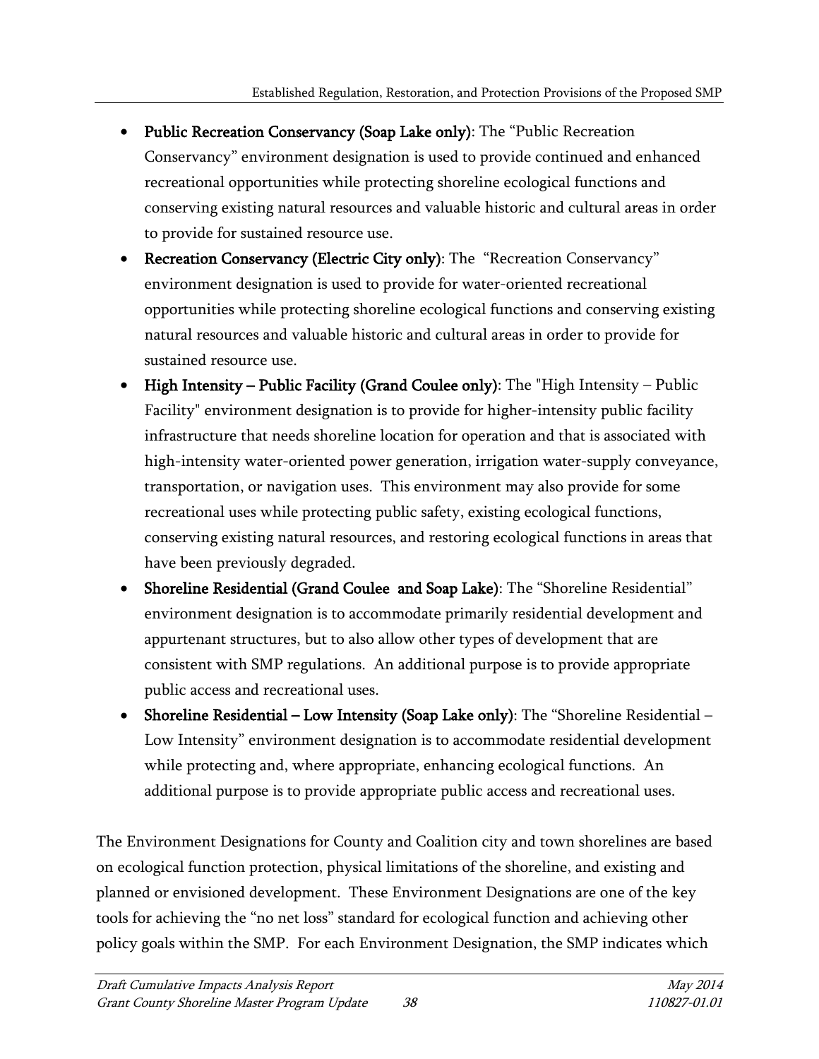- **Public Recreation Conservancy (Soap Lake only)**: The "Public Recreation Conservancy" environment designation is used to provide continued and enhanced recreational opportunities while protecting shoreline ecological functions and conserving existing natural resources and valuable historic and cultural areas in order to provide for sustained resource use.
- **Recreation Conservancy (Electric City only)**: The "Recreation Conservancy" environment designation is used to provide for water-oriented recreational opportunities while protecting shoreline ecological functions and conserving existing natural resources and valuable historic and cultural areas in order to provide for sustained resource use.
- **High Intensity – Public Facility (Grand Coulee only)**: The "High Intensity – Public Facility" environment designation is to provide for higher-intensity public facility infrastructure that needs shoreline location for operation and that is associated with high-intensity water-oriented power generation, irrigation water-supply conveyance, transportation, or navigation uses. This environment may also provide for some recreational uses while protecting public safety, existing ecological functions, conserving existing natural resources, and restoring ecological functions in areas that have been previously degraded.
- **Shoreline Residential (Grand Coulee and Soap Lake)**: The "Shoreline Residential" environment designation is to accommodate primarily residential development and appurtenant structures, but to also allow other types of development that are consistent with SMP regulations. An additional purpose is to provide appropriate public access and recreational uses.
- **Shoreline Residential – Low Intensity (Soap Lake only)**: The "Shoreline Residential – Low Intensity" environment designation is to accommodate residential development while protecting and, where appropriate, enhancing ecological functions. An additional purpose is to provide appropriate public access and recreational uses.

The Environment Designations for County and Coalition city and town shorelines are based on ecological function protection, physical limitations of the shoreline, and existing and planned or envisioned development. These Environment Designations are one of the key tools for achieving the "no net loss" standard for ecological function and achieving other policy goals within the SMP. For each Environment Designation, the SMP indicates which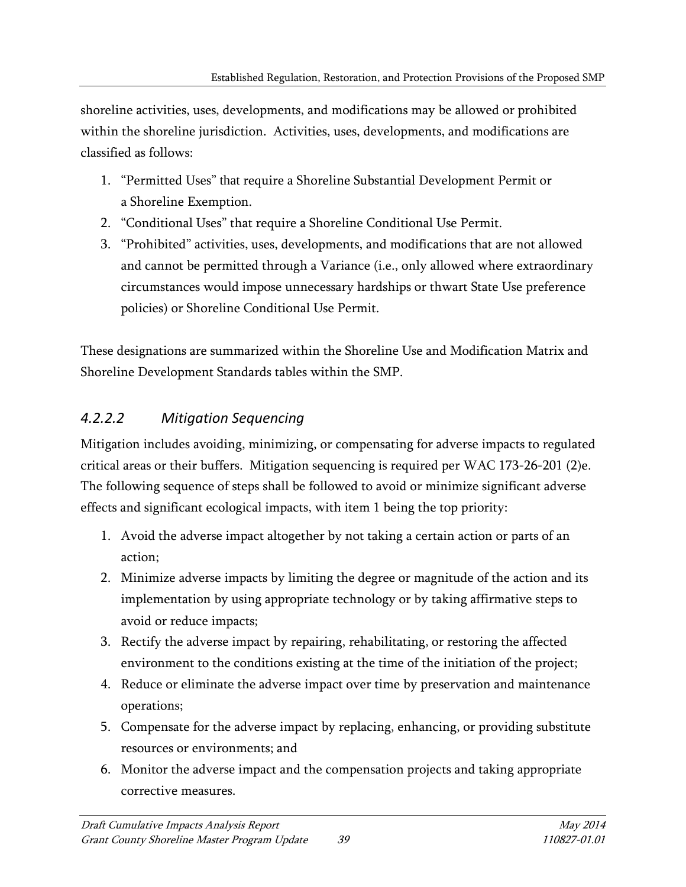shoreline activities, uses, developments, and modifications may be allowed or prohibited within the shoreline jurisdiction. Activities, uses, developments, and modifications are classified as follows:

1. "Permitted Uses" that require a Shoreline Substantial Development Permit or a Shoreline Exemption.
2. "Conditional Uses" that require a Shoreline Conditional Use Permit.
3. "Prohibited" activities, uses, developments, and modifications that are not allowed and cannot be permitted through a Variance (i.e., only allowed where extraordinary circumstances would impose unnecessary hardships or thwart State Use preference policies) or Shoreline Conditional Use Permit.

These designations are summarized within the Shoreline Use and Modification Matrix and Shoreline Development Standards tables within the SMP.

#### *4.2.2.2 Mitigation Sequencing*

Mitigation includes avoiding, minimizing, or compensating for adverse impacts to regulated critical areas or their buffers. Mitigation sequencing is required per WAC 173-26-201 (2)e. The following sequence of steps shall be followed to avoid or minimize significant adverse effects and significant ecological impacts, with item 1 being the top priority:

1. Avoid the adverse impact altogether by not taking a certain action or parts of an action;
2. Minimize adverse impacts by limiting the degree or magnitude of the action and its implementation by using appropriate technology or by taking affirmative steps to avoid or reduce impacts;
3. Rectify the adverse impact by repairing, rehabilitating, or restoring the affected environment to the conditions existing at the time of the initiation of the project;
4. Reduce or eliminate the adverse impact over time by preservation and maintenance operations;
5. Compensate for the adverse impact by replacing, enhancing, or providing substitute resources or environments; and
6. Monitor the adverse impact and the compensation projects and taking appropriate corrective measures.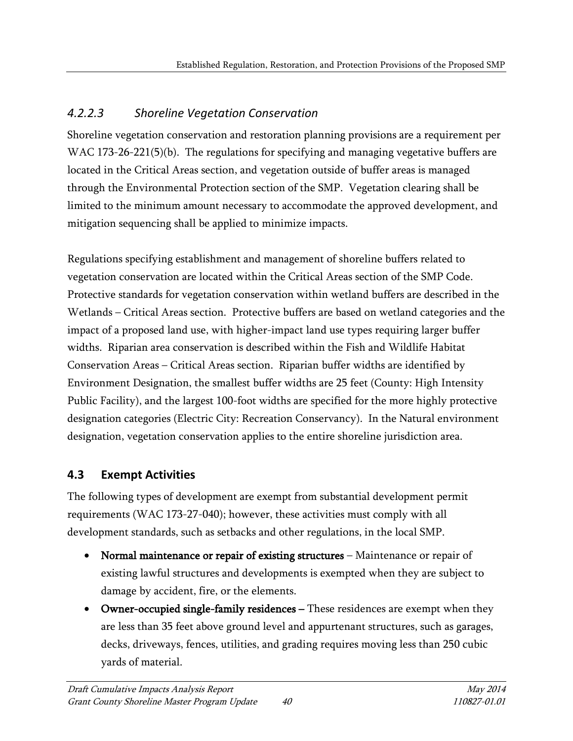#### *4.2.2.3 Shoreline Vegetation Conservation*

Shoreline vegetation conservation and restoration planning provisions are a requirement per WAC 173-26-221(5)(b). The regulations for specifying and managing vegetative buffers are located in the Critical Areas section, and vegetation outside of buffer areas is managed through the Environmental Protection section of the SMP. Vegetation clearing shall be limited to the minimum amount necessary to accommodate the approved development, and mitigation sequencing shall be applied to minimize impacts.

Regulations specifying establishment and management of shoreline buffers related to vegetation conservation are located within the Critical Areas section of the SMP Code. Protective standards for vegetation conservation within wetland buffers are described in the Wetlands – Critical Areas section. Protective buffers are based on wetland categories and the impact of a proposed land use, with higher-impact land use types requiring larger buffer widths. Riparian area conservation is described within the Fish and Wildlife Habitat Conservation Areas – Critical Areas section. Riparian buffer widths are identified by Environment Designation, the smallest buffer widths are 25 feet (County: High Intensity Public Facility), and the largest 100-foot widths are specified for the more highly protective designation categories (Electric City: Recreation Conservancy). In the Natural environment designation, vegetation conservation applies to the entire shoreline jurisdiction area.

## 4.3 Exempt Activities

The following types of development are exempt from substantial development permit requirements (WAC 173-27-040); however, these activities must comply with all development standards, such as setbacks and other regulations, in the local SMP.

- **Normal maintenance or repair of existing structures** – Maintenance or repair of existing lawful structures and developments is exempted when they are subject to damage by accident, fire, or the elements.
- **Owner-occupied single-family residences** – These residences are exempt when they are less than 35 feet above ground level and appurtenant structures, such as garages, decks, driveways, fences, utilities, and grading requires moving less than 250 cubic yards of material.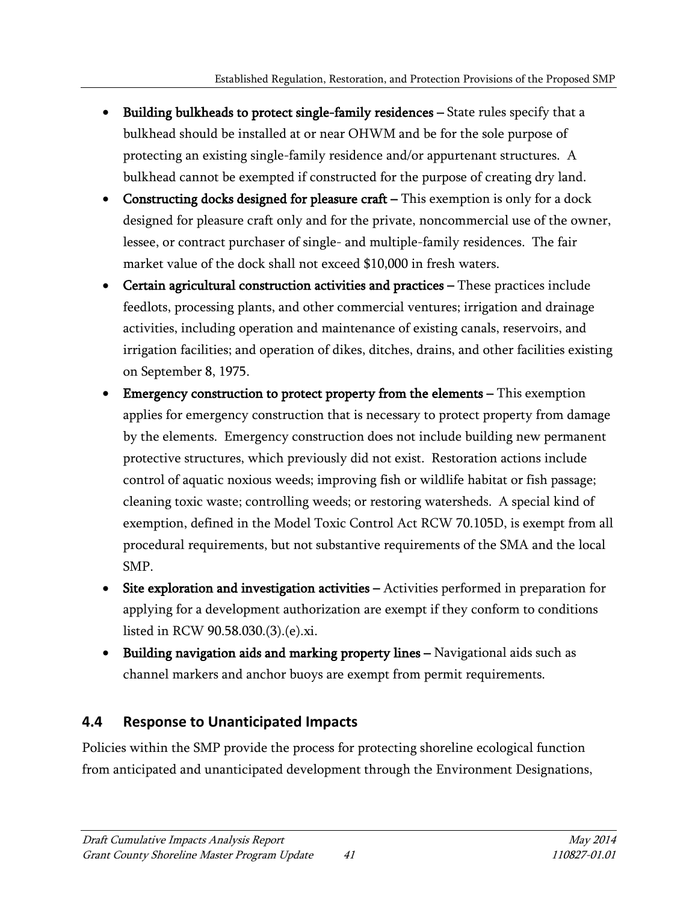- **Building bulkheads to protect single-family residences** – State rules specify that a bulkhead should be installed at or near OHWM and be for the sole purpose of protecting an existing single-family residence and/or appurtenant structures. A bulkhead cannot be exempted if constructed for the purpose of creating dry land.
- **Constructing docks designed for pleasure craft** – This exemption is only for a dock designed for pleasure craft only and for the private, noncommercial use of the owner, lessee, or contract purchaser of single- and multiple-family residences. The fair market value of the dock shall not exceed $10,000 in fresh waters.
- **Certain agricultural construction activities and practices** – These practices include feedlots, processing plants, and other commercial ventures; irrigation and drainage activities, including operation and maintenance of existing canals, reservoirs, and irrigation facilities; and operation of dikes, ditches, drains, and other facilities existing on September 8, 1975.
- **Emergency construction to protect property from the elements** – This exemption applies for emergency construction that is necessary to protect property from damage by the elements. Emergency construction does not include building new permanent protective structures, which previously did not exist. Restoration actions include control of aquatic noxious weeds; improving fish or wildlife habitat or fish passage; cleaning toxic waste; controlling weeds; or restoring watersheds. A special kind of exemption, defined in the Model Toxic Control Act RCW 70.105D, is exempt from all procedural requirements, but not substantive requirements of the SMA and the local SMP.
- **Site exploration and investigation activities** – Activities performed in preparation for applying for a development authorization are exempt if they conform to conditions listed in RCW 90.58.030.(3).(e).xi.
- **Building navigation aids and marking property lines** – Navigational aids such as channel markers and anchor buoys are exempt from permit requirements.

## 4.4 Response to Unanticipated Impacts

Policies within the SMP provide the process for protecting shoreline ecological function from anticipated and unanticipated development through the Environment Designations,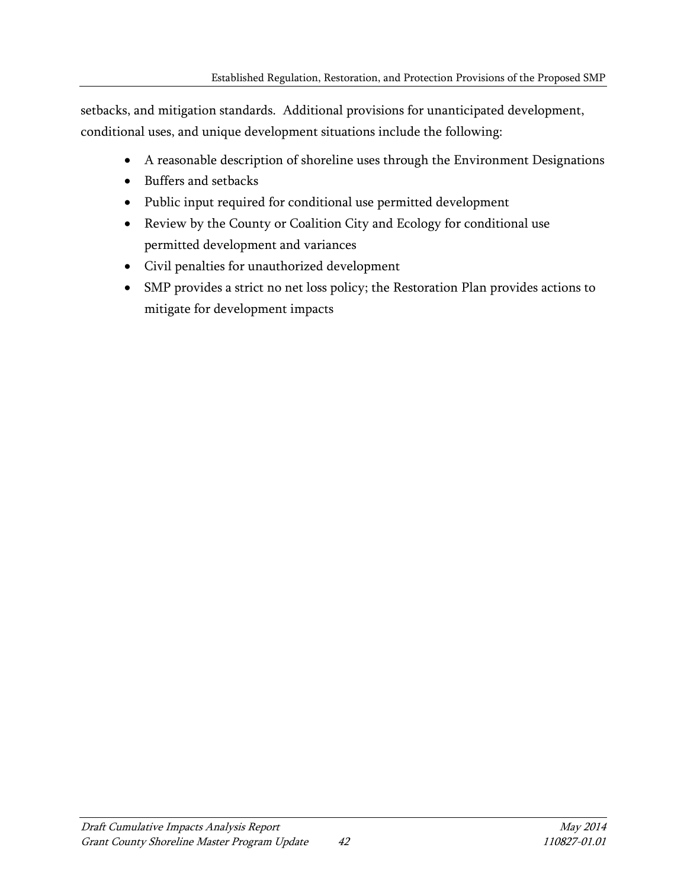setbacks, and mitigation standards. Additional provisions for unanticipated development, conditional uses, and unique development situations include the following:

- A reasonable description of shoreline uses through the Environment Designations
- Buffers and setbacks
- Public input required for conditional use permitted development
- Review by the County or Coalition City and Ecology for conditional use permitted development and variances
- Civil penalties for unauthorized development
- SMP provides a strict no net loss policy; the Restoration Plan provides actions to mitigate for development impacts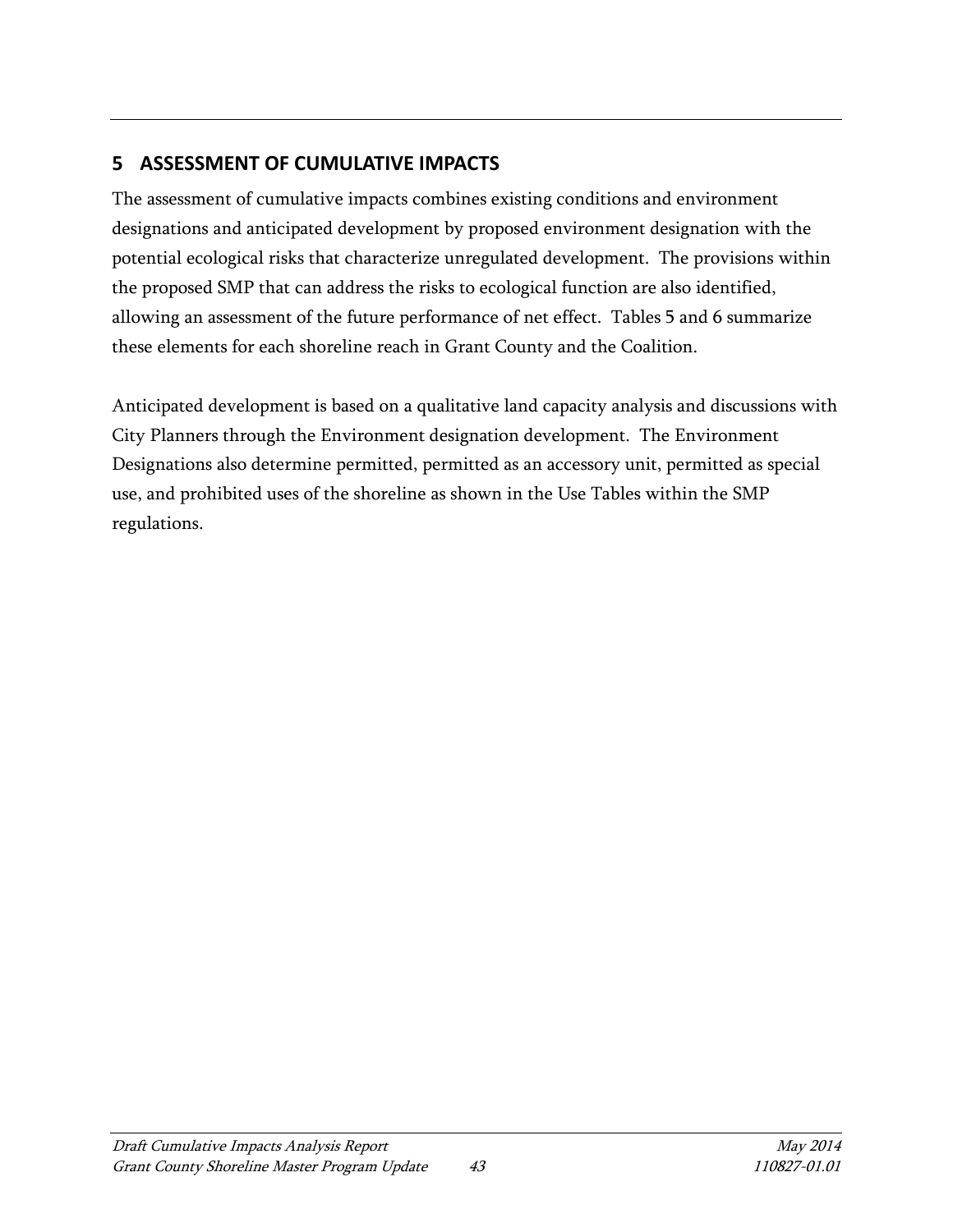# 5 ASSESSMENT OF CUMULATIVE IMPACTS

The assessment of cumulative impacts combines existing conditions and environment designations and anticipated development by proposed environment designation with the potential ecological risks that characterize unregulated development. The provisions within the proposed SMP that can address the risks to ecological function are also identified, allowing an assessment of the future performance of net effect. Tables 5 and 6 summarize these elements for each shoreline reach in Grant County and the Coalition.

Anticipated development is based on a qualitative land capacity analysis and discussions with City Planners through the Environment designation development. The Environment Designations also determine permitted, permitted as an accessory unit, permitted as special use, and prohibited uses of the shoreline as shown in the Use Tables within the SMP regulations.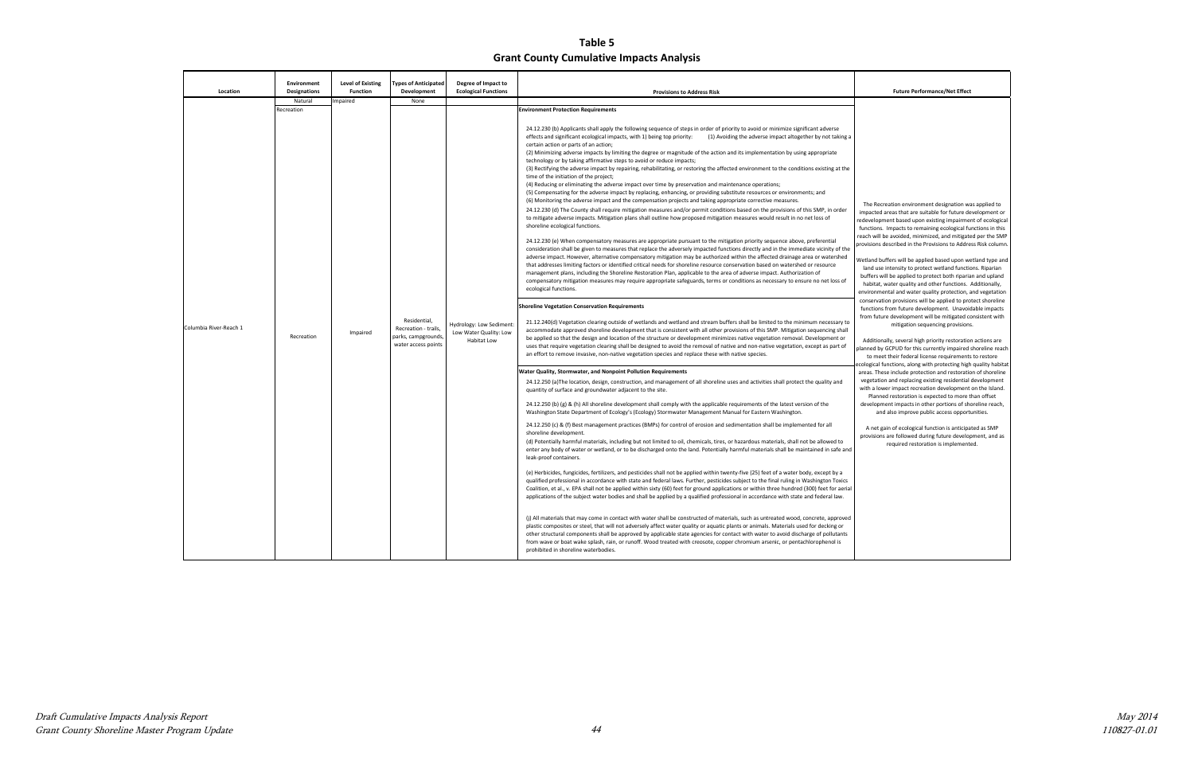# Table 5
## Grant County Cumulative Impacts Analysis

| Location | Environment Designations | Level of Existing Function | Types of Anticipated Development | Degree of Impact to Ecological Functions | Provisions to Address Risk | Future Performance/Net Effect |
|---|---|---|---|---|---|---|
| | Natural | Impaired | None | | | |
| Columbia River-Reach 1 | Recreation<br><br>Recreation | Impaired | Residential, Recreation - trails, parks, campgrounds, water access points | Hydrology: Low Sediment: Low Water Quality: Low Habitat Low | **Environment Protection Requirements**<br><br>24.12.230 (b) Applicants shall apply the following sequence of steps in order of priority to avoid or minimize significant adverse effects and significant ecological impacts, with 1) being top priority: (1) Avoiding the adverse impact altogether by not taking a certain action or parts of an action;<br>(2) Minimizing adverse impacts by limiting the degree or magnitude of the action and its implementation by using appropriate technology or by taking affirmative steps to avoid or reduce impacts;<br>(3) Rectifying the adverse impact by repairing, rehabilitating, or restoring the affected environment to the conditions existing at the time of the initiation of the project;<br>(4) Reducing or eliminating the adverse impact over time by preservation and maintenance operations;<br>(5) Compensating for the adverse impact by replacing, enhancing, or providing substitute resources or environments; and<br>(6) Monitoring the adverse impact and the compensation projects and taking appropriate corrective measures.<br><br>24.12.230 (d) The County shall require mitigation measures and/or permit conditions based on the provisions of this SMP, in order to mitigate adverse impacts. Mitigation plans shall outline how proposed mitigation measures would result in no net loss of shoreline ecological functions.<br><br>24.12.230 (e) When compensatory measures are appropriate pursuant to the mitigation priority sequence above, preferential consideration shall be given to measures that replace the adversely impacted functions directly and in the immediate vicinity of the adverse impact. However, alternative compensatory mitigation may be authorized within the affected drainage area or watershed that addresses limiting factors or identified critical needs for shoreline resource conservation based on watershed or resource management plans, including the Shoreline Restoration Plan, applicable to the area of adverse impact. Authorization of compensatory mitigation measures may require appropriate safeguards, terms or conditions as necessary to ensure no net loss of ecological functions.<br><br>**Shoreline Vegetation Conservation Requirements**<br><br>21.12.240(d) Vegetation clearing outside of wetlands and wetland and stream buffers shall be limited to the minimum necessary to accommodate approved shoreline development that is consistent with all other provisions of this SMP. Mitigation sequencing shall be applied so that the design and location of the structure or development minimizes native vegetation removal. Development or uses that require vegetation clearing shall be designed to avoid the removal of native and non-native vegetation, except as part of an effort to remove invasive, non-native vegetation species and replace these with native species.<br><br>**Water Quality, Stormwater, and Nonpoint Pollution Requirements**<br><br>24.12.250 (a)The location, design, construction, and management of all shoreline uses and activities shall protect the quality and quantity of surface and groundwater adjacent to the site.<br><br>24.12.250 (b) (g) & (h) All shoreline development shall comply with the applicable requirements of the latest version of the Washington State Department of Ecology's (Ecology) Stormwater Management Manual for Eastern Washington.<br><br>24.12.250 (c) & (f) Best management practices (BMPs) for control of erosion and sedimentation shall be implemented for all shoreline development.<br>(d) Potentially harmful materials, including but not limited to oil, chemicals, tires, or hazardous materials, shall not be allowed to enter any body of water or wetland, or to be discharged onto the land. Potentially harmful materials shall be maintained in safe and leak-proof containers.<br><br>(e) Herbicides, fungicides, fertilizers, and pesticides shall not be applied within twenty-five (25) feet of a water body, except by a qualified professional in accordance with state and federal laws. Further, pesticides subject to the final ruling in Washington Toxics Coalition, et al., v. EPA shall not be applied within sixty (60) feet for ground applications or within three hundred (300) feet for aerial applications of the subject water bodies and shall be applied by a qualified professional in accordance with state and federal law.<br><br>(j) All materials that may come in contact with water shall be constructed of materials, such as untreated wood, concrete, approved plastic composites or steel, that will not adversely affect water quality or aquatic plants or animals. Materials used for decking or other structural components shall be approved by applicable state agencies for contact with water to avoid discharge of pollutants from wave or boat wake splash, rain, or runoff. Wood treated with creosote, copper chromium arsenic, or pentachlorophenol is prohibited in shoreline waterbodies. | The Recreation environment designation was applied to impacted areas that are suitable for future development or redevelopment based upon existing impairment of ecological functions. Impacts to remaining ecological functions in this reach will be avoided, minimized, and mitigated per the SMP provisions described in the Provisions to Address Risk column.<br><br>Wetland buffers will be applied based upon wetland type and land use intensity to protect wetland functions. Riparian buffers will be applied to protect both riparian and upland habitat, water quality and other functions. Additionally, environmental and water quality protection, and vegetation conservation provisions will be applied to protect shoreline functions from future development. Unavoidable impacts from future development will be mitigated consistent with mitigation sequencing provisions.<br><br>Additionally, several high priority restoration actions are planned by GCPUD for this currently impaired shoreline reach to meet their federal license requirements to restore ecological functions, along with protecting high quality habitat areas. These include protection and restoration of shoreline vegetation and replacing existing residential development with a lower impact recreation development on the Island. Planned restoration is expected to more than offset development impacts in other portions of shoreline reach, and also improve public access opportunities.<br><br>A net gain of ecological function is anticipated as SMP provisions are followed during future development, and as required restoration is implemented. |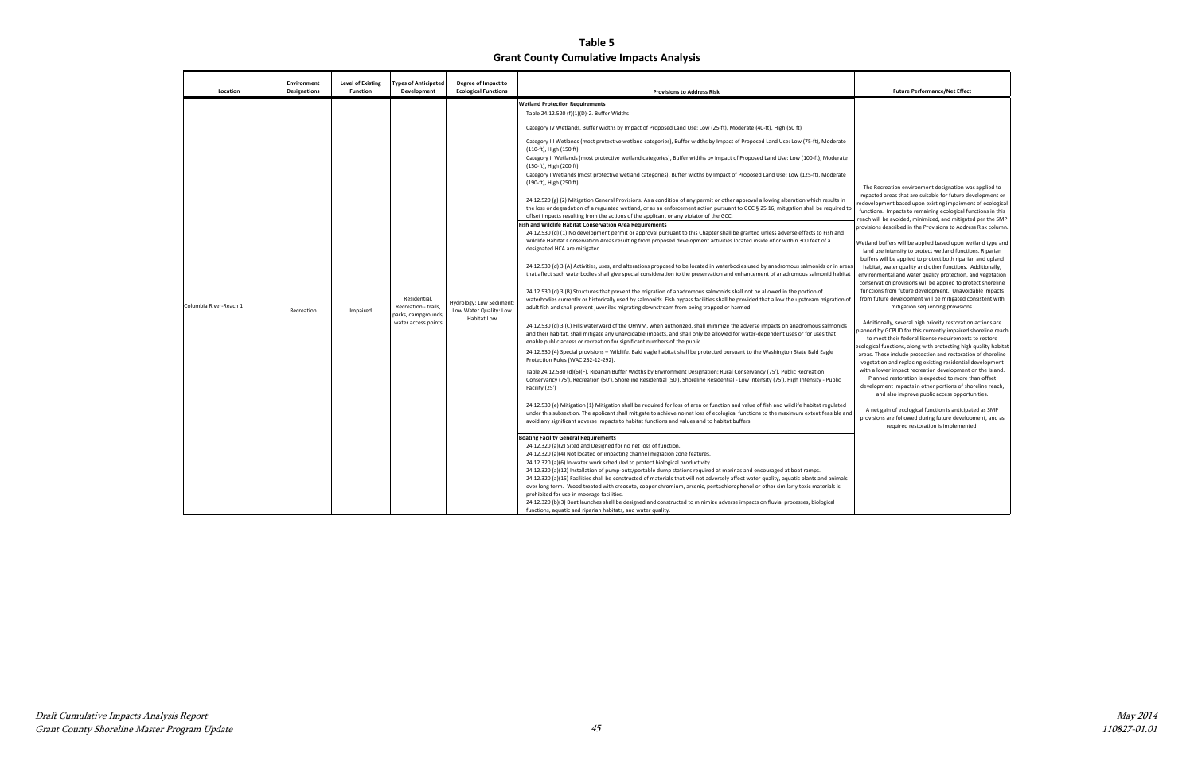# Table 5
## Grant County Cumulative Impacts Analysis

| Location | Environment Designations | Level of Existing Function | Types of Anticipated Development | Degree of Impact to Ecological Functions | Provisions to Address Risk | Future Performance/Net Effect |
|---|---|---|---|---|---|---|
| Columbia River-Reach 1 | Recreation | Impaired | Residential, Recreation - trails, parks, campgrounds, water access points | Hydrology: Low Sediment: Low Water Quality: Low Habitat Low | **Wetland Protection Requirements**<br>Table 24.12.520 (f)(1)(D)-2. Buffer Widths<br>Category IV Wetlands, Buffer widths by Impact of Proposed Land Use: Low (25-ft), Moderate (40-ft), High (50 ft)<br>Category III Wetlands (most protective wetland categories), Buffer widths by Impact of Proposed Land Use: Low (75-ft), Moderate (110-ft), High (150 ft)<br>Category II Wetlands (most protective wetland categories), Buffer widths by Impact of Proposed Land Use: Low (100-ft), Moderate (150-ft), High (200 ft)<br>Category I Wetlands (most protective wetland categories), Buffer widths by Impact of Proposed Land Use: Low (125-ft), Moderate (190-ft), High (250 ft)<br>24.12.520 (g) (2) Mitigation General Provisions. As a condition of any permit or other approval allowing alteration which results in the loss or degradation of a regulated wetland, or as an enforcement action pursuant to GCC § 25.16, mitigation shall be required to offset impacts resulting from the actions of the applicant or any violator of the GCC.<br>**Fish and Wildlife Habitat Conservation Area Requirements**<br>24.12.530 (d) (1) No development permit or approval pursuant to this Chapter shall be granted unless adverse effects to Fish and Wildlife Habitat Conservation Areas resulting from proposed development activities located inside of or within 300 feet of a designated HCA are mitigated<br>24.12.530 (d) 3 (A) Activities, uses, and alterations proposed to be located in waterbodies used by anadromous salmonids or in areas that affect such waterbodies shall give special consideration to the preservation and enhancement of anadromous salmonid habitat<br>24.12.530 (d) 3 (B) Structures that prevent the migration of anadromous salmonids shall not be allowed in the portion of waterbodies currently or historically used by salmonids. Fish bypass facilities shall be provided that allow the upstream migration of adult fish and shall prevent juveniles migrating downstream from being trapped or harmed.<br>24.12.530 (d) 3 (C) Fills waterward of the OHWM, when authorized, shall minimize the adverse impacts on anadromous salmonids and their habitat, shall mitigate any unavoidable impacts, and shall only be allowed for water-dependent uses or for uses that enable public access or recreation for significant numbers of the public.<br>24.12.530 (4) Special provisions – Wildlife. Bald eagle habitat shall be protected pursuant to the Washington State Bald Eagle Protection Rules (WAC 232-12-292).<br>Table 24.12.530 (d)(6)(F). Riparian Buffer Widths by Environment Designation; Rural Conservancy (75'), Public Recreation Conservancy (75'), Recreation (50'), Shoreline Residential (50'), Shoreline Residential - Low Intensity (75'), High Intensity - Public Facility (25')<br>24.12.530 (e) Mitigation (1) Mitigation shall be required for loss of area or function and value of fish and wildlife habitat regulated under this subsection. The applicant shall mitigate to achieve no net loss of ecological functions to the maximum extent feasible and avoid any significant adverse impacts to habitat functions and values and to habitat buffers.<br>**Boating Facility General Requirements**<br>24.12.320 (a)(2) Sited and Designed for no net loss of function.<br>24.12.320 (a)(4) Not located or impacting channel migration zone features.<br>24.12.320 (a)(6) In-water work scheduled to protect biological productivity.<br>24.12.320 (a)(12) Installation of pump-outs/portable dump stations required at marinas and encouraged at boat ramps.<br>24.12.320 (a)(15) Facilities shall be constructed of materials that will not adversely affect water quality, aquatic plants and animals over long term. Wood treated with creosote, copper chromium, arsenic, pentachlorophenol or other similarly toxic materials is prohibited for use in moorage facilities.<br>24.12.320 (b)(3) Boat launches shall be designed and constructed to minimize adverse impacts on fluvial processes, biological functions, aquatic and riparian habitats, and water quality. | The Recreation environment designation was applied to impacted areas that are suitable for future development or redevelopment based upon existing impairment of ecological functions. Impacts to remaining ecological functions in this reach will be avoided, minimized, and mitigated per the SMP provisions described in the Provisions to Address Risk column.<br>Wetland buffers will be applied based upon wetland type and land use intensity to protect wetland functions. Riparian buffers will be applied to protect both riparian and upland habitat, water quality and other functions. Additionally, environmental and water quality protection, and vegetation conservation provisions will be applied to protect shoreline functions from future development. Unavoidable impacts from future development will be mitigated consistent with mitigation sequencing provisions.<br>Additionally, several high priority restoration actions are planned by GCPUD for this currently impaired shoreline reach to meet their federal license requirements to restore ecological functions, along with protecting high quality habitat areas. These include protection and restoration of shoreline vegetation and replacing existing residential development with a lower impact recreation development on the Island. Planned restoration is expected to more than offset development impacts in other portions of shoreline reach, and also improve public access opportunities.<br>A net gain of ecological function is anticipated as SMP provisions are followed during future development, and as required restoration is implemented. |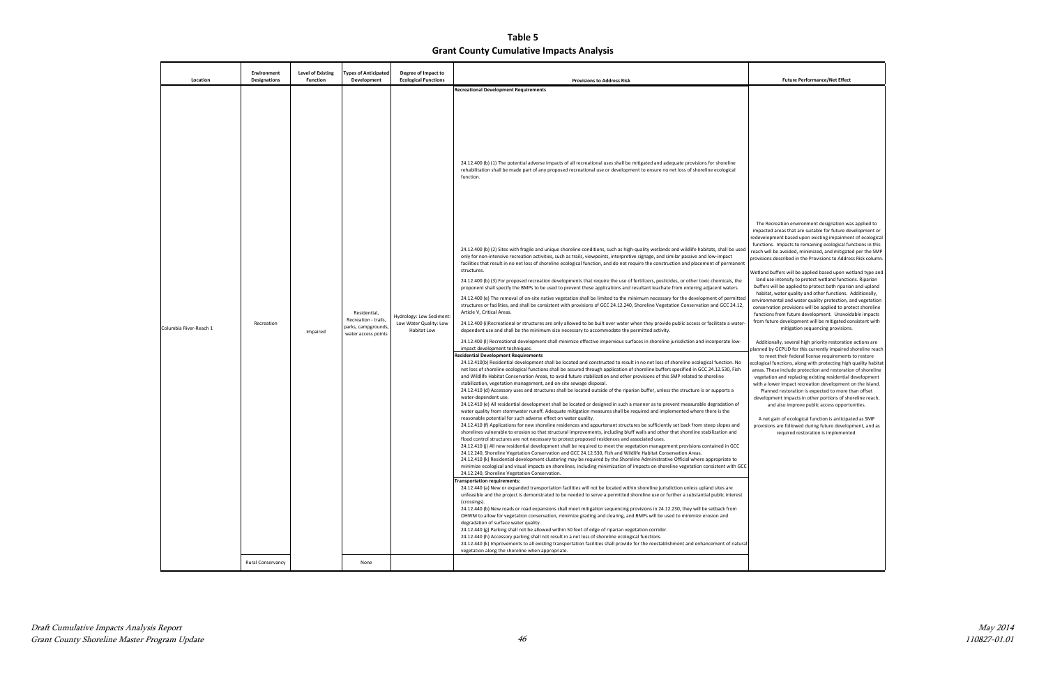**Table 5**
**Grant County Cumulative Impacts Analysis**

| Location | Environment Designations | Level of Existing Function | Types of Anticipated Development | Degree of Impact to Ecological Functions | Provisions to Address Risk | Future Performance/Net Effect |
|---|---|---|---|---|---|---|
| Columbia River-Reach 1 | Recreation | Impaired | Residential, Recreation - trails, parks, campgrounds, water access points | Hydrology: Low Sediment: Low Water Quality: Low Habitat Low | **Recreational Development Requirements**<br><br>24.12.400 (b) (1) The potential adverse impacts of all recreational uses shall be mitigated and adequate provisions for shoreline rehabilitation shall be made part of any proposed recreational use or development to ensure no net loss of shoreline ecological function.<br><br>24.12.400 (b) (2) Sites with fragile and unique shoreline conditions, such as high-quality wetlands and wildlife habitats, shall be used only for non-intensive recreation activities, such as trails, viewpoints, interpretive signage, and similar passive and low-impact facilities that result in no net loss of shoreline ecological function, and do not require the construction and placement of permanent structures.<br><br>24.12.400 (b) (3) For proposed recreation developments that require the use of fertilizers, pesticides, or other toxic chemicals, the proponent shall specify the BMPs to be used to prevent these applications and resultant leachate from entering adjacent waters.<br><br>24.12.400 (e) The removal of on-site native vegetation shall be limited to the minimum necessary for the development of permitted structures or facilities, and shall be consistent with provisions of GCC 24.12.240, Shoreline Vegetation Conservation and GCC 24.12, Article V, Critical Areas.<br><br>24.12.400 (i)Recreational or structures are only allowed to be built over water when they provide public access or facilitate a water-dependent use and shall be the minimum size necessary to accommodate the permitted activity.<br><br>24.12.400 (l) Recreational development shall minimize effective impervious surfaces in shoreline jurisdiction and incorporate low-impact development techniques.<br><br>**Residential Development Requirements**<br>24.12.410(b) Residential development shall be located and constructed to result in no net loss of shoreline ecological function. No net loss of shoreline ecological functions shall be assured through application of shoreline buffers specified in GCC 24.12.530, Fish and Wildlife Habitat Conservation Areas, to avoid future stabilization and other provisions of this SMP related to shoreline stabilization, vegetation management, and on-site sewage disposal.<br>24.12.410 (d) Accessory uses and structures shall be located outside of the riparian buffer, unless the structure is or supports a water-dependent use.<br>24.12.410 (e) All residential development shall be located or designed in such a manner as to prevent measurable degradation of water quality from stormwater runoff. Adequate mitigation measures shall be required and implemented where there is the reasonable potential for such adverse effect on water quality.<br>24.12.410 (f) Applications for new shoreline residences and appurtenant structures be sufficiently set back from steep slopes and shorelines vulnerable to erosion so that structural improvements, including bluff walls and other that shoreline stabilization and flood control structures are not necessary to protect proposed residences and associated uses.<br>24.12.410 (j) All new residential development shall be required to meet the vegetation management provisions contained in GCC 24.12.240, Shoreline Vegetation Conservation and GCC 24.12.530, Fish and Wildlife Habitat Conservation Areas.<br>24.12.410 (k) Residential development clustering may be required by the Shoreline Administrative Official where appropriate to minimize ecological and visual impacts on shorelines, including minimization of impacts on shoreline vegetation consistent with GCC 24.12.240, Shoreline Vegetation Conservation.<br><br>**Transportation requirements:**<br>24.12.440 (a) New or expanded transportation facilities will not be located within shoreline jurisdiction unless upland sites are unfeasible and the project is demonstrated to be needed to serve a permitted shoreline use or further a substantial public interest (crossings).<br>24.12.440 (b) New roads or road expansions shall meet mitigation sequencing provisions in 24.12.230, they will be setback from OHWM to allow for vegetation conservation, minimize grading and clearing, and BMPs will be used to minimize erosion and degradation of surface water quality.<br>24.12.440 (g) Parking shall not be allowed within 50 feet of edge of riparian vegetation corridor.<br>24.12.440 (h) Accessory parking shall not result in a net loss of shoreline ecological functions.<br>24.12.440 (k) Improvements to all existing transportation facilities shall provide for the reestablishment and enhancement of natural vegetation along the shoreline when appropriate. | The Recreation environment designation was applied to impacted areas that are suitable for future development or redevelopment based upon existing impairment of ecological functions. Impacts to remaining ecological functions in this reach will be avoided, minimized, and mitigated per the SMP provisions described in the Provisions to Address Risk column.<br><br>Wetland buffers will be applied based upon wetland type and land use intensity to protect wetland functions. Riparian buffers will be applied to protect both riparian and upland habitat, water quality and other functions. Additionally, environmental and water quality protection, and vegetation conservation provisions will be applied to protect shoreline functions from future development. Unavoidable impacts from future development will be mitigated consistent with mitigation sequencing provisions.<br><br>Additionally, several high priority restoration actions are planned by GCPUD for this currently impaired shoreline reach to meet their federal license requirements to restore ecological functions, along with protecting high quality habitat areas. These include protection and restoration of shoreline vegetation and replacing existing residential development with a lower impact recreation development on the island. Planned restoration is expected to more than offset development impacts in other portions of shoreline reach, and also improve public access opportunities.<br><br>A net gain of ecological function is anticipated as SMP provisions are followed during future development, and as required restoration is implemented. |
| | Rural Conservancy | | None | | | |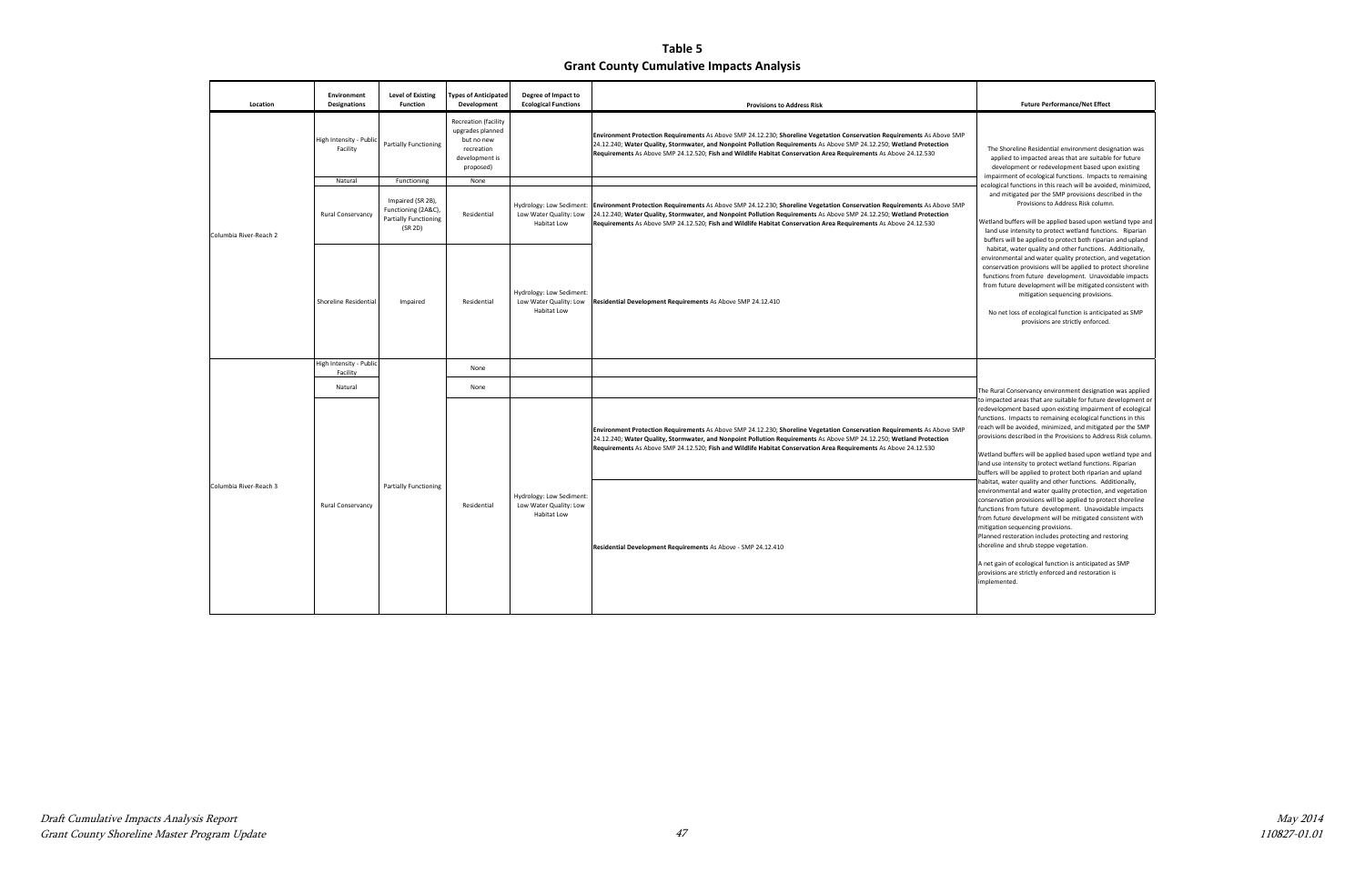# Table 5
## Grant County Cumulative Impacts Analysis

| Location | Environment Designations | Level of Existing Function | Types of Anticipated Development | Degree of Impact to Ecological Functions | Provisions to Address Risk | Future Performance/Net Effect |
|---|---|---|---|---|---|---|
| Columbia River-Reach 2 | High Intensity - Public Facility | Partially Functioning | Recreation (facility upgrades planned but no new recreation development is proposed) | | **Environment Protection Requirements** As Above SMP 24.12.230; **Shoreline Vegetation Conservation Requirements** As Above SMP 24.12.240; **Water Quality, Stormwater, and Nonpoint Pollution Requirements** As Above SMP 24.12.250; **Wetland Protection Requirements** As Above SMP 24.12.520; **Fish and Wildlife Habitat Conservation Area Requirements** As Above 24.12.530 | The Shoreline Residential environment designation was applied to impacted areas that are suitable for future development or redevelopment based upon existing impairment of ecological functions. Impacts to remaining ecological functions in this reach will be avoided, minimized, and mitigated per the SMP provisions described in the Provisions to Address Risk column.<br><br>Wetland buffers will be applied based upon wetland type and land use intensity to protect wetland functions. Riparian buffers will be applied to protect both riparian and upland habitat, water quality and other functions. Additionally, environmental and water quality protection, and vegetation conservation provisions will be applied to protect shoreline functions from future development. Unavoidable impacts from future development will be mitigated consistent with mitigation sequencing provisions.<br><br>No net loss of ecological function is anticipated as SMP provisions are strictly enforced. |
| | Natural | Functioning | None | | | |
| | Rural Conservancy | Impaired (SR 2B), Functioning (2A&C), Partially Functioning (SR 2D) | Residential | Hydrology: Low Sediment: Low Water Quality: Low Habitat Low | **Environment Protection Requirements** As Above SMP 24.12.230; **Shoreline Vegetation Conservation Requirements** As Above SMP 24.12.240; **Water Quality, Stormwater, and Nonpoint Pollution Requirements** As Above SMP 24.12.250; **Wetland Protection Requirements** As Above SMP 24.12.520; **Fish and Wildlife Habitat Conservation Area Requirements** As Above 24.12.530 | |
| | Shoreline Residential | Impaired | Residential | Hydrology: Low Sediment: Low Water Quality: Low Habitat Low | **Residential Development Requirements** As Above SMP 24.12.410 | |
| Columbia River-Reach 3 | High Intensity - Public Facility | Partially Functioning | None | | | The Rural Conservancy environment designation was applied to impacted areas that are suitable for future development or redevelopment based upon existing impairment of ecological functions. Impacts to remaining ecological functions in this reach will be avoided, minimized, and mitigated per the SMP provisions described in the Provisions to Address Risk column.<br><br>Wetland buffers will be applied based upon wetland type and land use intensity to protect wetland functions. Riparian buffers will be applied to protect both riparian and upland habitat, water quality and other functions. Additionally, environmental and water quality protection, and vegetation conservation provisions will be applied to protect shoreline functions from future development. Unavoidable impacts from future development will be mitigated consistent with mitigation sequencing provisions.<br>Planned restoration includes protecting and restoring shoreline and shrub steppe vegetation.<br><br>A net gain of ecological function is anticipated as SMP provisions are strictly enforced and restoration is implemented. |
| | Natural | | None | | | |
| | Rural Conservancy | | Residential | Hydrology: Low Sediment: Low Water Quality: Low Habitat Low | **Environment Protection Requirements** As Above SMP 24.12.230; **Shoreline Vegetation Conservation Requirements** As Above SMP 24.12.240; **Water Quality, Stormwater, and Nonpoint Pollution Requirements** As Above SMP 24.12.250; **Wetland Protection Requirements** As Above SMP 24.12.520; **Fish and Wildlife Habitat Conservation Area Requirements** As Above 24.12.530 | |
| | | | | | **Residential Development Requirements** As Above - SMP 24.12.410 | |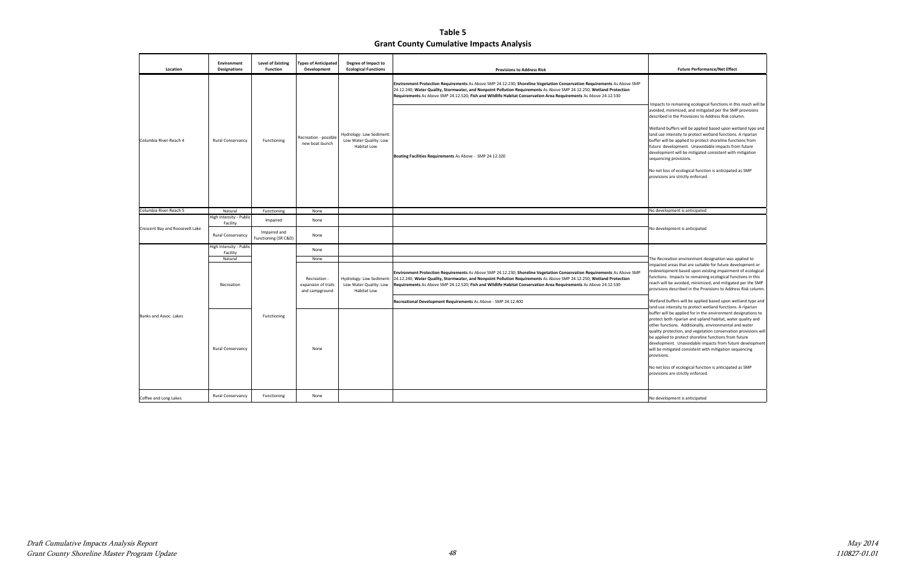# Table 5

## Grant County Cumulative Impacts Analysis

| Location | Environment Designations | Level of Existing Function | Types of Anticipated Development | Degree of Impact to Ecological Functions | Provisions to Address Risk | Future Performance/Net Effect |
|---|---|---|---|---|---|---|
| Columbia River-Reach 4 | Rural Conservancy | Functioning | Recreation - possible new boat launch | Hydrology: Low Sediment: Low Water Quality: Low Habitat Low | **Environment Protection Requirements** As Above SMP 24.12.230; **Shoreline Vegetation Conservation Requirements** As Above SMP 24.12.240; **Water Quality, Stormwater, and Nonpoint Pollution Requirements** As Above SMP 24.12.250; **Wetland Protection Requirements** As Above SMP 24.12.520; **Fish and Wildlife Habitat Conservation Area Requirements** As Above 24.12.530<br><br>**Boating Facilities Requirements** As Above - SMP 24.12.320 | Impacts to remaining ecological functions in this reach will be avoided, minimized, and mitigated per the SMP provisions described in the Provisions to Address Risk column.<br><br>Wetland buffers will be applied based upon wetland type and land use intensity to protect wetland functions. A riparian buffer will be applied to protect shoreline functions from future development. Unavoidable impacts from future development will be mitigated consistent with mitigation sequencing provisions.<br><br>No net loss of ecological function is anticipated as SMP provisions are strictly enforced. |
| Columbia River-Reach 5 | Natural | Functioning | None | | | No development is anticipated |
| Crescent Bay and Roosevelt Lake | High Intensity - Public Facility | Impaired | None | | | No development is anticipated |
| | Rural Conservancy | Impaired and Functioning (SR C&D) | None | | | |
| Banks and Assoc. Lakes | High Intensity - Public Facility | Functioning | None | | | The Recreation environment designation was applied to impacted areas that are suitable for future development or redevelopment based upon existing impairment of ecological functions. Impacts to remaining ecological functions in this reach will be avoided, minimized, and mitigated per the SMP provisions described in the Provisions to Address Risk column.<br><br>Wetland buffers will be applied based upon wetland type and land use intensity to protect wetland functions. A riparian buffer will be applied for in the environment designations to protect both riparian and upland habitat, water quality and other functions. Additionally, environmental and water quality protection, and vegetation conservation provisions will be applied to protect shoreline functions from future development. Unavoidable impacts from future development will be mitigated consistent with mitigation sequencing provisions.<br><br>No net loss of ecological function is anticipated as SMP provisions are strictly enforced. |
| | Natural | | None | | | |
| | Recreation | | Recreation - expansion of trails and campground | Hydrology: Low Sediment: Low Water Quality: Low Habitat Low | **Environment Protection Requirements** As Above SMP 24.12.230; **Shoreline Vegetation Conservation Requirements** As Above SMP 24.12.240; **Water Quality, Stormwater, and Nonpoint Pollution Requirements** As Above SMP 24.12.250; **Wetland Protection Requirements** As Above SMP 24.12.520; **Fish and Wildlife Habitat Conservation Area Requirements** As Above 24.12.530<br><br>**Recreational Development Requirements** As Above - SMP 24.12.400 | |
| | Rural Conservancy | | None | | | |
| Coffee and Long Lakes | Rural Conservancy | Functioning | None | | | No development is anticipated |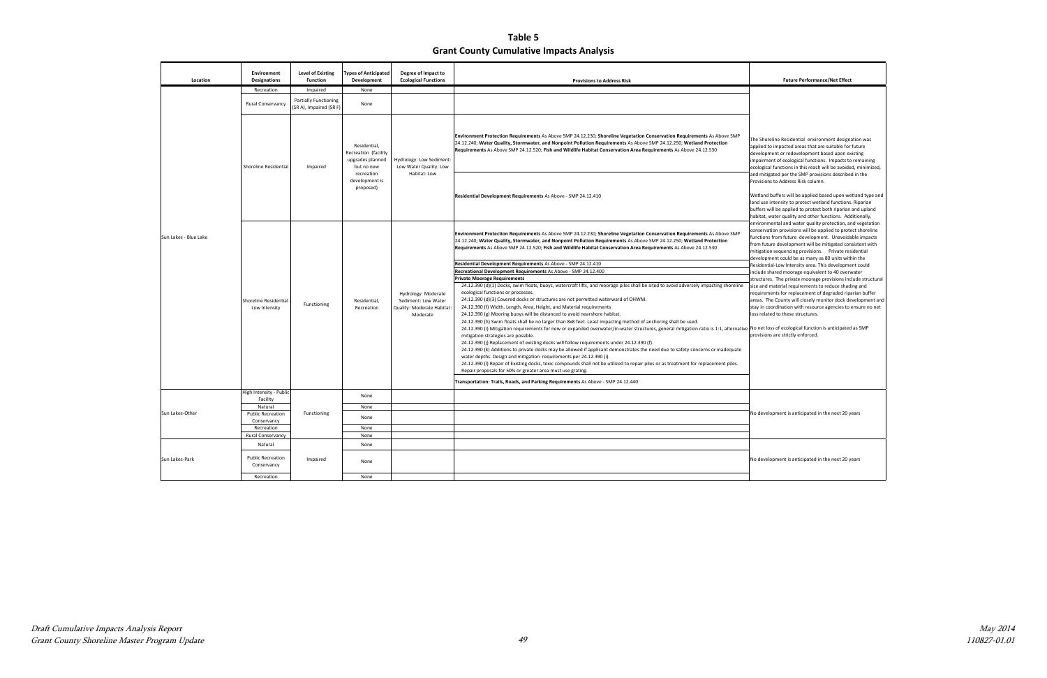# Table 5
## Grant County Cumulative Impacts Analysis

| Location | Environment Designations | Level of Existing Function | Types of Anticipated Development | Degree of Impact to Ecological Functions | Provisions to Address Risk | Future Performance/Net Effect |
|---|---|---|---|---|---|---|
| Sun Lakes - Blue Lake | Recreation | Impaired | None | | | The Shoreline Residential environment designation was applied to impacted areas that are suitable for future development or redevelopment based upon existing impairment of ecological functions. Impacts to remaining ecological functions in this reach will be avoided, minimized, and mitigated per the SMP provisions described in the Provisions to Address Risk column. Wetland buffers will be applied based upon wetland type and land use intensity to protect wetland functions. Riparian buffers will be applied to protect both riparian and upland habitat, water quality and other functions. Additionally, environmental and water quality protection, and vegetation conservation provisions will be applied to protect shoreline functions from future development. Unavoidable impacts from future development will be mitigated consistent with mitigation sequencing provisions. Private residential development could be as many as 80 units within the Residential-Low Intensity area. This development could include shared moorage equivalent to 40 overwater structures. The private moorage provisions include structural size and material requirements to reduce shading and requirements for replacement of degraded riparian buffer areas. The County will closely monitor dock development and stay in coordination with resource agencies to ensure no net loss related to these structures. No net loss of ecological function is anticipated as SMP provisions are strictly enforced. |
| | Rural Conservancy | Partially Functioning (SR A), Impaired (SR F) | None | | | |
| | Shoreline Residential | Impaired | Residential, Recreation (facility upgrades planned but no new recreation development is proposed) | Hydrology: Low Sediment: Low Water Quality: Low Habitat: Low | **Environment Protection Requirements** As Above SMP 24.12.230; **Shoreline Vegetation Conservation Requirements** As Above SMP 24.12.240; **Water Quality, Stormwater, and Nonpoint Pollution Requirements** As Above SMP 24.12.250; **Wetland Protection Requirements** As Above SMP 24.12.520; **Fish and Wildlife Habitat Conservation Area Requirements** As Above 24.12.530 | |
| | | | | | **Residential Development Requirements** As Above - SMP 24.12.410 | |
| | Shoreline Residential - Low Intensity | Functioning | Residential, Recreation | Hydrology: Moderate Sediment: Low Water Quality: Moderate Habitat: Moderate | **Environment Protection Requirements** As Above SMP 24.12.230; **Shoreline Vegetation Conservation Requirements** As Above SMP 24.12.240; **Water Quality, Stormwater, and Nonpoint Pollution Requirements** As Above SMP 24.12.250; **Wetland Protection Requirements** As Above SMP 24.12.520; **Fish and Wildlife Habitat Conservation Area Requirements** As Above 24.12.530 | |
| | | | | | **Residential Development Requirements** As Above - SMP 24.12.410 | |
| | | | | | **Recreational Development Requirements** As Above - SMP 24.12.400 | |
| | | | | | **Private Moorage Requirements**<br>24.12.390 (d)(1) Docks, swim floats, buoys, watercraft lifts, and moorage piles shall be sited to avoid adversely impacting shoreline ecological functions or processes.<br>24.12.390 (d)(3) Covered docks or structures are not permitted waterward of OHWM.<br>24.12.390 (f) Width, Length, Area, Height, and Material requirements<br>24.12.390 (g) Mooring buoys will be distanced to avoid nearshore habitat.<br>24.12.390 (h) Swim floats shall be no larger than 8x8 feet. Least impacting method of anchoring shall be used.<br>24.12.390 (i) Mitigation requirements for new or expanded overwater/in-water structures, general mitigation ratio is 1:1, alternative mitigation strategies are possible.<br>24.12.390 (j) Replacement of existing docks will follow requirements under 24.12.390 (f).<br>24.12.390 (k) Additions to private docks may be allowed if applicant demonstrates the need due to safety concerns or inadequate water depths. Design and mitigation requirements per 24.12.390 (i).<br>24.12.390 (l) Repair of Existing docks, toxic compounds shall not be utilized to repair piles or as treatment for replacement piles. Repair proposals for 50% or greater area must use grating. | |
| | | | | | **Transportation: Trails, Roads, and Parking Requirements** As Above - SMP 24.12.440 | |
| Sun Lakes-Other | High Intensity - Public Facility | Functioning | None | | | No development is anticipated in the next 20 years |
| | Natural | | None | | | |
| | Public Recreation Conservancy | | None | | | |
| | Recreation | | None | | | |
| | Rural Conservancy | | None | | | |
| Sun Lakes-Park | Natural | Impaired | None | | | No development is anticipated in the next 20 years |
| | Public Recreation Conservancy | | None | | | |
| | Recreation | | None | | | |

*Draft Cumulative Impacts Analysis Report*
*Grant County Shoreline Master Program Update*

*May 2014*
*110827-01.01*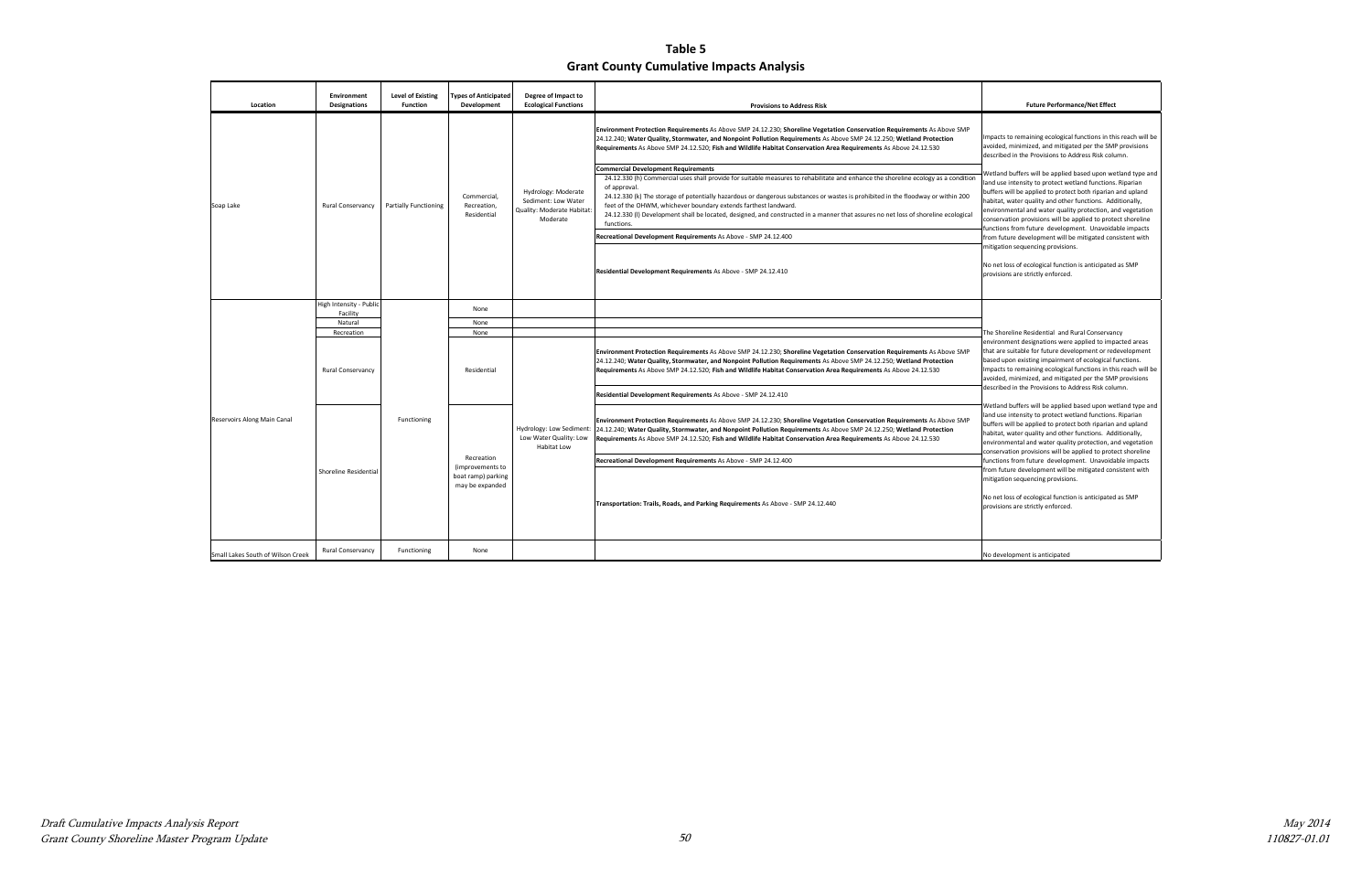# Table 5
## Grant County Cumulative Impacts Analysis

| Location | Environment Designations | Level of Existing Function | Types of Anticipated Development | Degree of Impact to Ecological Functions | Provisions to Address Risk | Future Performance/Net Effect |
|---|---|---|---|---|---|---|
| Soap Lake | Rural Conservancy | Partially Functioning | Commercial, Recreation, Residential | Hydrology: Moderate Sediment: Low Water Quality: Moderate Habitat: Moderate | **Environment Protection Requirements** As Above SMP 24.12.230; **Shoreline Vegetation Conservation Requirements** As Above SMP 24.12.240; **Water Quality, Stormwater, and Nonpoint Pollution Requirements** As Above SMP 24.12.250; **Wetland Protection Requirements** As Above SMP 24.12.520; **Fish and Wildlife Habitat Conservation Area Requirements** As Above 24.12.530 | Impacts to remaining ecological functions in this reach will be avoided, minimized, and mitigated per the SMP provisions described in the Provisions to Address Risk column. Wetland buffers will be applied based upon wetland type and land use intensity to protect wetland functions. Riparian buffers will be applied to protect both riparian and upland habitat, water quality and other functions. Additionally, environmental and water quality protection, and vegetation conservation provisions will be applied to protect shoreline functions from future development. Unavoidable impacts from future development will be mitigated consistent with mitigation sequencing provisions. No net loss of ecological function is anticipated as SMP provisions are strictly enforced. |
| | | | | | **Commercial Development Requirements** 24.12.330 (h) Commercial uses shall provide for suitable measures to rehabilitate and enhance the shoreline ecology as a condition of approval. 24.12.330 (k) The storage of potentially hazardous or dangerous substances or wastes is prohibited in the floodway or within 200 feet of the OHWM, whichever boundary extends farthest landward. 24.12.330 (l) Development shall be located, designed, and constructed in a manner that assures no net loss of shoreline ecological functions. | |
| | | | | | **Recreational Development Requirements** As Above - SMP 24.12.400 | |
| | | | | | **Residential Development Requirements** As Above - SMP 24.12.410 | |
| Reservoirs Along Main Canal | High Intensity - Public Facility | Functioning | None | | | The Shoreline Residential and Rural Conservancy environment designations were applied to impacted areas that are suitable for future development or redevelopment based upon existing impairment of ecological functions. Impacts to remaining ecological functions in this reach will be avoided, minimized, and mitigated per the SMP provisions described in the Provisions to Address Risk column. Wetland buffers will be applied based upon wetland type and land use intensity to protect wetland functions. Riparian buffers will be applied to protect both riparian and upland habitat, water quality and other functions. Additionally, environmental and water quality protection, and vegetation conservation provisions will be applied to protect shoreline functions from future development. Unavoidable impacts from future development will be mitigated consistent with mitigation sequencing provisions. No net loss of ecological function is anticipated as SMP provisions are strictly enforced. |
| | Natural | | None | | | |
| | Recreation | | None | | | |
| | Rural Conservancy | | Residential | Hydrology: Low Sediment: Low Water Quality: Low Habitat Low | **Environment Protection Requirements** As Above SMP 24.12.230; **Shoreline Vegetation Conservation Requirements** As Above SMP 24.12.240; **Water Quality, Stormwater, and Nonpoint Pollution Requirements** As Above SMP 24.12.250; **Wetland Protection Requirements** As Above SMP 24.12.520; **Fish and Wildlife Habitat Conservation Area Requirements** As Above 24.12.530 | |
| | | | | | **Residential Development Requirements** As Above - SMP 24.12.410 | |
| | Shoreline Residential | | Recreation (improvements to boat ramp) parking may be expanded | | **Environment Protection Requirements** As Above SMP 24.12.230; **Shoreline Vegetation Conservation Requirements** As Above SMP 24.12.240; **Water Quality, Stormwater, and Nonpoint Pollution Requirements** As Above SMP 24.12.250; **Wetland Protection Requirements** As Above SMP 24.12.520; **Fish and Wildlife Habitat Conservation Area Requirements** As Above 24.12.530 | |
| | | | | | **Recreational Development Requirements** As Above - SMP 24.12.400 | |
| | | | | | **Transportation: Trails, Roads, and Parking Requirements** As Above - SMP 24.12.440 | |
| Small Lakes South of Wilson Creek | Rural Conservancy | Functioning | None | | | No development is anticipated |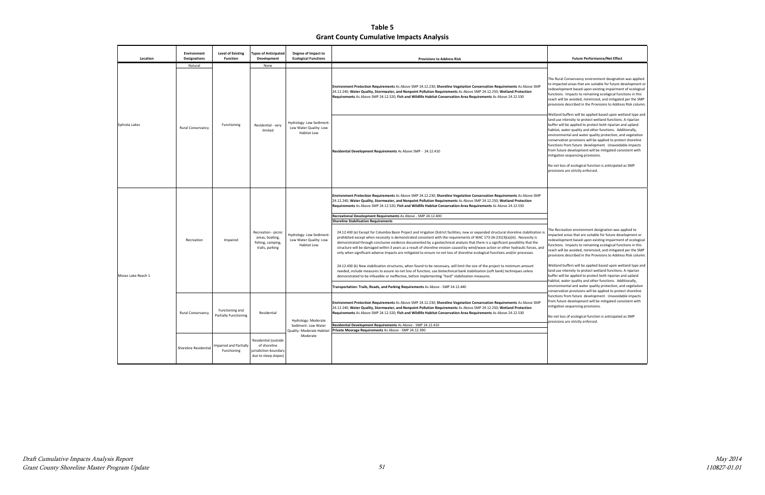# Table 5
## Grant County Cumulative Impacts Analysis

| Location | Environment Designations | Level of Existing Function | Types of Anticipated Development | Degree of Impact to Ecological Functions | Provisions to Address Risk | Future Performance/Net Effect |
|---|---|---|---|---|---|---|
| Ephrata Lakes | Natural | | None | | | The Rural Conservancy environment designation was applied to impacted areas that are suitable for future development or redevelopment based upon existing impairment of ecological functions. Impacts to remaining ecological functions in this reach will be avoided, minimized, and mitigated per the SMP provisions described in the Provisions to Address Risk column.<br><br>Wetland buffers will be applied based upon wetland type and land use intensity to protect wetland functions. A riparian buffer will be applied to protect both riparian and upland habitat, water quality and other functions. Additionally, environmental and water quality protection, and vegetation conservation provisions will be applied to protect shoreline functions from future development. Unavoidable impacts from future development will be mitigated consistent with mitigation sequencing provisions.<br><br>No net loss of ecological function is anticipated as SMP provisions are strictly enforced. |
| | Rural Conservancy | Functioning | Residential - very limited | Hydrology: Low Sediment: Low Water Quality: Low Habitat Low | **Environment Protection Requirements** As Above SMP 24.12.230; **Shoreline Vegetation Conservation Requirements** As Above SMP 24.12.240; **Water Quality, Stormwater, and Nonpoint Pollution Requirements** As Above SMP 24.12.250; **Wetland Protection Requirements** As Above SMP 24.12.520; **Fish and Wildlife Habitat Conservation Area Requirements** As Above 24.12.530<br><br>**Residential Development Requirements** As Above SMP - 24.12.410 | |
| Moses Lake-Reach 1 | Recreation | Impaired | Recreation - picnic areas, boating, fishing, camping, trails, parking | Hydrology: Low Sediment: Low Water Quality: Low Habitat Low | **Environment Protection Requirements** As Above SMP 24.12.230; **Shoreline Vegetation Conservation Requirements** As Above SMP 24.12.240; **Water Quality, Stormwater, and Nonpoint Pollution Requirements** As Above SMP 24.12.250; **Wetland Protection Requirements** As Above SMP 24.12.520; **Fish and Wildlife Habitat Conservation Area Requirements** As Above 24.12.530<br><br>**Recreational Development Requirements** As Above - SMP 24.12.400<br><br>**Shoreline Stabilization Requirements**<br><br>24.12.430 (e) Except for Columbia Basin Project and Irrigation District facilities, new or expanded structural shoreline stabilization is prohibited except when necessity is demonstrated consistent with the requirements of WAC 173-26-231(3)(a)(iii). Necessity is demonstrated through conclusive evidence documented by a geotechnical analysis that there is a significant possibility that the structure will be damaged within 3 years as a result of shoreline erosion caused by wind/wave action or other hydraulic forces, and only when significant adverse impacts are mitigated to ensure no net loss of shoreline ecological functions and/or processes.<br><br>24.12.430 (k) New stabilization structures, when found to be necessary, will limit the size of the project to minimum amount needed, include measures to assure no net loss of function, use biotechnical bank stabilization (soft bank) techniques unless demonstrated to be infeasible or ineffective, before implementing "hard" stabilization measures.<br><br>**Transportation: Trails, Roads, and Parking Requirements** As Above - SMP 24.12.440 | The Recreation environment designation was applied to impacted areas that are suitable for future development or redevelopment based upon existing impairment of ecological functions. Impacts to remaining ecological functions in this reach will be avoided, minimized, and mitigated per the SMP provisions described in the Provisions to Address Risk column.<br><br>Wetland buffers will be applied based upon wetland type and land use intensity to protect wetland functions. A riparian buffer will be applied to protect both riparian and upland habitat, water quality and other functions. Additionally, environmental and water quality protection, and vegetation conservation provisions will be applied to protect shoreline functions from future development. Unavoidable impacts from future development will be mitigated consistent with mitigation sequencing provisions.<br><br>No net loss of ecological function is anticipated as SMP provisions are strictly enforced. |
| | Rural Conservancy | Functioning and Partially Functioning | Residential | Hydrology: Moderate Sediment: Low Water Quality: Moderate Habitat: Moderate | **Environment Protection Requirements** As Above SMP 24.12.230; **Shoreline Vegetation Conservation Requirements** As Above SMP 24.12.240; **Water Quality, Stormwater, and Nonpoint Pollution Requirements** As Above SMP 24.12.250; **Wetland Protection Requirements** As Above SMP 24.12.520; **Fish and Wildlife Habitat Conservation Area Requirements** As Above 24.12.530<br><br>**Residential Development Requirements** As Above - SMP 24.12.410<br><br>**Private Moorage Requirements** As Above - SMP 24.12.390 | |
| | Shoreline Residential | Impaired and Partially Functioning | Residential (outside of shoreline jurisdiction boundary due to steep slopes) | | | |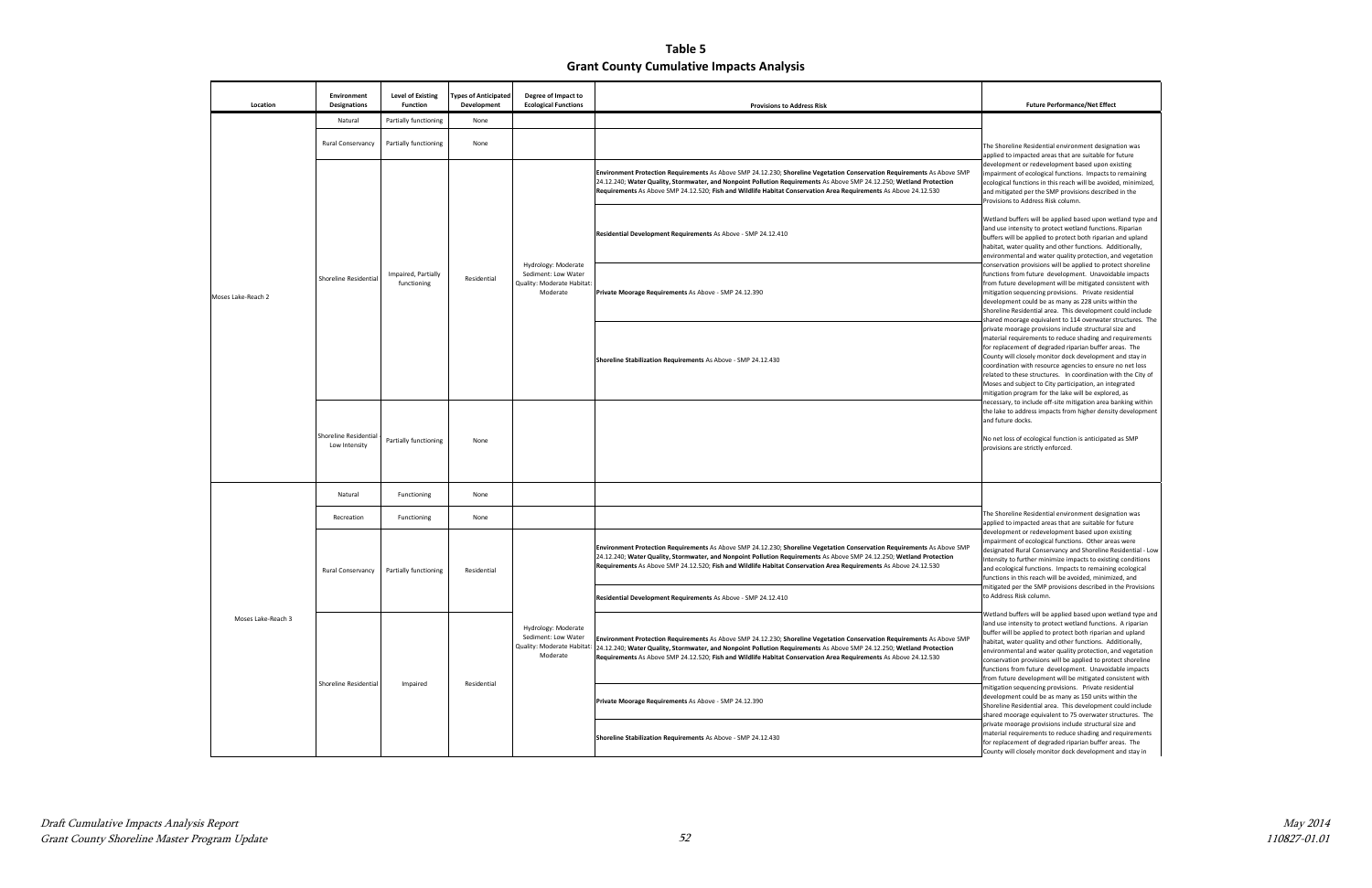# Table 5
## Grant County Cumulative Impacts Analysis

| Location | Environment Designations | Level of Existing Function | Types of Anticipated Development | Degree of Impact to Ecological Functions | Provisions to Address Risk | Future Performance/Net Effect |
|---|---|---|---|---|---|---|
| Moses Lake-Reach 2 | Natural | Partially functioning | None | | | The Shoreline Residential environment designation was applied to impacted areas that are suitable for future development or redevelopment based upon existing impairment of ecological functions. Impacts to remaining ecological functions in this reach will be avoided, minimized, and mitigated per the SMP provisions described in the Provisions to Address Risk column.<br><br>Wetland buffers will be applied based upon wetland type and land use intensity to protect wetland functions. Riparian buffers will be applied to protect both riparian and upland habitat, water quality and other functions. Additionally, environmental and water quality protection, and vegetation conservation provisions will be applied to protect shoreline functions from future development. Unavoidable impacts from future development will be mitigated consistent with mitigation sequencing provisions. Private residential development could be as many as 228 units within the Shoreline Residential area. This development could include shared moorage equivalent to 114 overwater structures. The private moorage provisions include structural size and material requirements to reduce shading and requirements for replacement of degraded riparian buffer areas. The County will closely monitor dock development and stay in coordination with resource agencies to ensure no net loss related to these structures. In coordination with the City of Moses and subject to City participation, an integrated mitigation program for the lake will be explored, as necessary, to include off-site mitigation area banking within the lake to address impacts from higher density development and future docks.<br><br>No net loss of ecological function is anticipated as SMP provisions are strictly enforced. |
| | Rural Conservancy | Partially functioning | None | | | |
| | Shoreline Residential | Impaired, Partially functioning | Residential | Hydrology: Moderate Sediment: Low Water Quality: Moderate Habitat: Moderate | **Environment Protection Requirements** As Above SMP 24.12.230; **Shoreline Vegetation Conservation Requirements** As Above SMP 24.12.240; **Water Quality, Stormwater, and Nonpoint Pollution Requirements** As Above SMP 24.12.250; **Wetland Protection Requirements** As Above SMP 24.12.520; **Fish and Wildlife Habitat Conservation Area Requirements** As Above 24.12.530 | |
| | | | | | **Residential Development Requirements** As Above - SMP 24.12.410 | |
| | | | | | **Private Moorage Requirements** As Above - SMP 24.12.390 | |
| | | | | | **Shoreline Stabilization Requirements** As Above - SMP 24.12.430 | |
| | Shoreline Residential - Low Intensity | Partially functioning | None | | | |
| Moses Lake-Reach 3 | Natural | Functioning | None | | | The Shoreline Residential environment designation was applied to impacted areas that are suitable for future development or redevelopment based upon existing impairment of ecological functions. Other areas were designated Rural Conservancy and Shoreline Residential - Low Intensity to further minimize impacts to existing conditions and ecological functions. Impacts to remaining ecological functions in this reach will be avoided, minimized, and mitigated per the SMP provisions described in the Provisions to Address Risk column.<br><br>Wetland buffers will be applied based upon wetland type and land use intensity to protect wetland functions. A riparian buffer will be applied to protect both riparian and upland habitat, water quality and other functions. Additionally, environmental and water quality protection, and vegetation conservation provisions will be applied to protect shoreline functions from future development. Unavoidable impacts from future development will be mitigated consistent with mitigation sequencing provisions. Private residential development could be as many as 150 units within the Shoreline Residential area. This development could include shared moorage equivalent to 75 overwater structures. The private moorage provisions include structural size and material requirements to reduce shading and requirements for replacement of degraded riparian buffer areas. The County will closely monitor dock development and stay in |
| | Recreation | Functioning | None | | | |
| | Rural Conservancy | Partially functioning | Residential | Hydrology: Moderate Sediment: Low Water Quality: Moderate Habitat: Moderate | **Environment Protection Requirements** As Above SMP 24.12.230; **Shoreline Vegetation Conservation Requirements** As Above SMP 24.12.240; **Water Quality, Stormwater, and Nonpoint Pollution Requirements** As Above SMP 24.12.250; **Wetland Protection Requirements** As Above SMP 24.12.520; **Fish and Wildlife Habitat Conservation Area Requirements** As Above 24.12.530 | |
| | | | | | **Residential Development Requirements** As Above - SMP 24.12.410 | |
| | Shoreline Residential | Impaired | Residential | | **Environment Protection Requirements** As Above SMP 24.12.230; **Shoreline Vegetation Conservation Requirements** As Above SMP 24.12.240; **Water Quality, Stormwater, and Nonpoint Pollution Requirements** As Above SMP 24.12.250; **Wetland Protection Requirements** As Above SMP 24.12.520; **Fish and Wildlife Habitat Conservation Area Requirements** As Above 24.12.530 | |
| | | | | | **Private Moorage Requirements** As Above - SMP 24.12.390 | |
| | | | | | **Shoreline Stabilization Requirements** As Above - SMP 24.12.430 | |

*Draft Cumulative Impacts Analysis Report*
*Grant County Shoreline Master Program Update*

*May 2014*
*110827-01.01*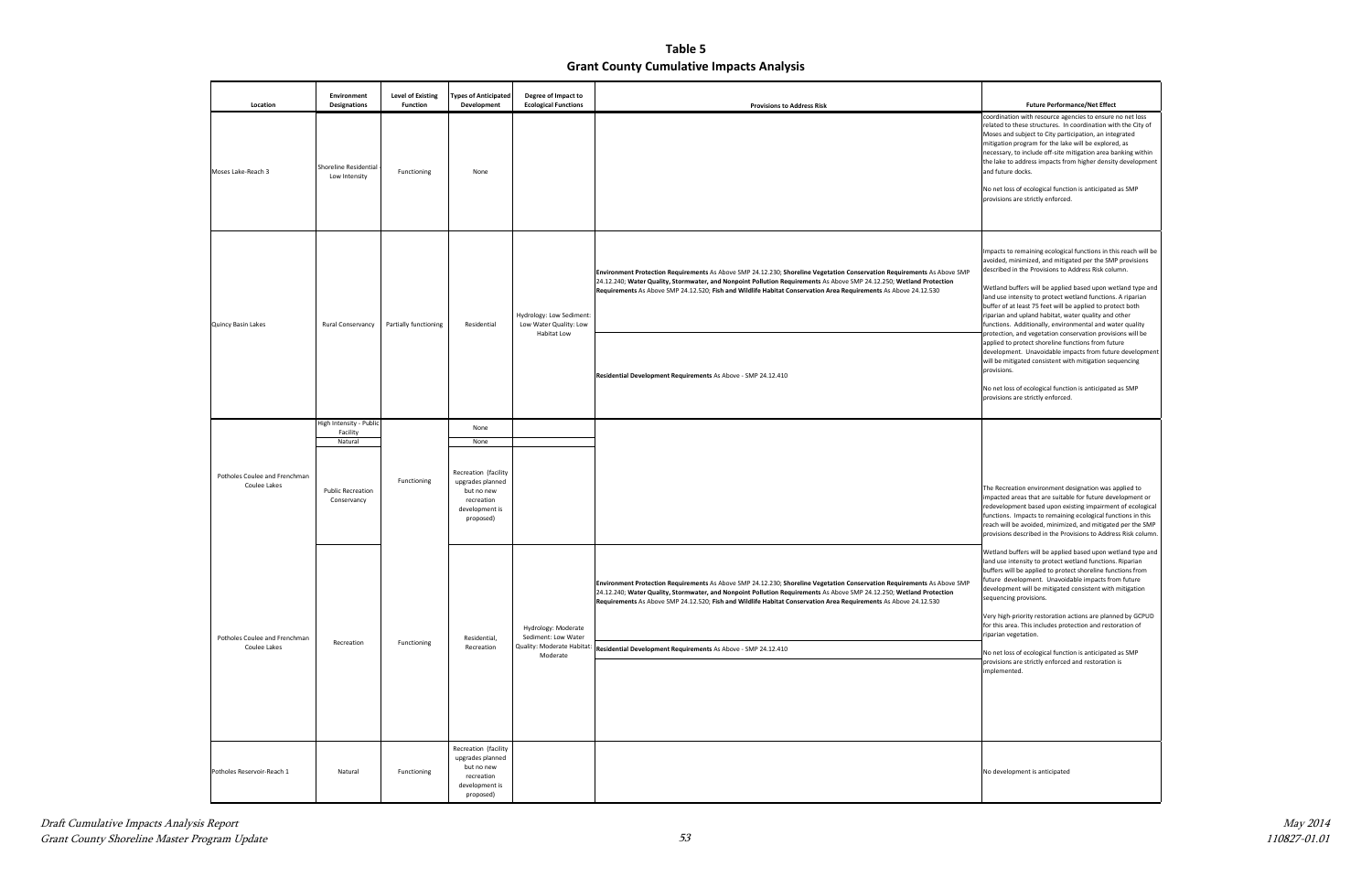# Table 5
## Grant County Cumulative Impacts Analysis

| Location | Environment Designations | Level of Existing Function | Types of Anticipated Development | Degree of Impact to Ecological Functions | Provisions to Address Risk | Future Performance/Net Effect |
|---|---|---|---|---|---|---|
| Moses Lake-Reach 3 | Shoreline Residential - Low Intensity | Functioning | None | | | coordination with resource agencies to ensure no net loss related to these structures. In coordination with the City of Moses and subject to City participation, an integrated mitigation program for the lake will be explored, as necessary, to include off-site mitigation area banking within the lake to address impacts from higher density development and future docks.<br><br>No net loss of ecological function is anticipated as SMP provisions are strictly enforced. |
| Quincy Basin Lakes | Rural Conservancy | Partially functioning | Residential | Hydrology: Low Sediment: Low Water Quality: Low Habitat Low | **Environment Protection Requirements** As Above SMP 24.12.230; **Shoreline Vegetation Conservation Requirements** As Above SMP 24.12.240; **Water Quality, Stormwater, and Nonpoint Pollution Requirements** As Above SMP 24.12.250; **Wetland Protection Requirements** As Above SMP 24.12.520; **Fish and Wildlife Habitat Conservation Area Requirements** As Above 24.12.530<br><br>**Residential Development Requirements** As Above - SMP 24.12.410 | Impacts to remaining ecological functions in this reach will be avoided, minimized, and mitigated per the SMP provisions described in the Provisions to Address Risk column.<br><br>Wetland buffers will be applied based upon wetland type and land use intensity to protect wetland functions. A riparian buffer of at least 75 feet will be applied to protect both riparian and upland habitat, water quality and other functions. Additionally, environmental and water quality protection, and vegetation conservation provisions will be applied to protect shoreline functions from future development. Unavoidable impacts from future development will be mitigated consistent with mitigation sequencing provisions.<br><br>No net loss of ecological function is anticipated as SMP provisions are strictly enforced. |
| Potholes Coulee and Frenchman Coulee Lakes | High Intensity - Public Facility | Functioning | None | | | The Recreation environment designation was applied to impacted areas that are suitable for future development or redevelopment based upon existing impairment of ecological functions. Impacts to remaining ecological functions in this reach will be avoided, minimized, and mitigated per the SMP provisions described in the Provisions to Address Risk column. |
| | Natural | | None | | | |
| | Public Recreation Conservancy | | Recreation (facility upgrades planned but no new recreation development is proposed) | | | |
| Potholes Coulee and Frenchman Coulee Lakes | Recreation | Functioning | Residential, Recreation | Hydrology: Moderate Sediment: Low Water Quality: Moderate Habitat: Moderate | **Environment Protection Requirements** As Above SMP 24.12.230; **Shoreline Vegetation Conservation Requirements** As Above SMP 24.12.240; **Water Quality, Stormwater, and Nonpoint Pollution Requirements** As Above SMP 24.12.250; **Wetland Protection Requirements** As Above SMP 24.12.520; **Fish and Wildlife Habitat Conservation Area Requirements** As Above 24.12.530<br><br>**Residential Development Requirements** As Above - SMP 24.12.410 | Wetland buffers will be applied based upon wetland type and land use intensity to protect wetland functions. Riparian buffers will be applied to protect shoreline functions from future development. Unavoidable impacts from future development will be mitigated consistent with mitigation sequencing provisions.<br><br>Very high-priority restoration actions are planned by GCPUD for this area. This includes protection and restoration of riparian vegetation.<br><br>No net loss of ecological function is anticipated as SMP provisions are strictly enforced and restoration is implemented. |
| Potholes Reservoir-Reach 1 | Natural | Functioning | Recreation (facility upgrades planned but no new recreation development is proposed) | | | No development is anticipated |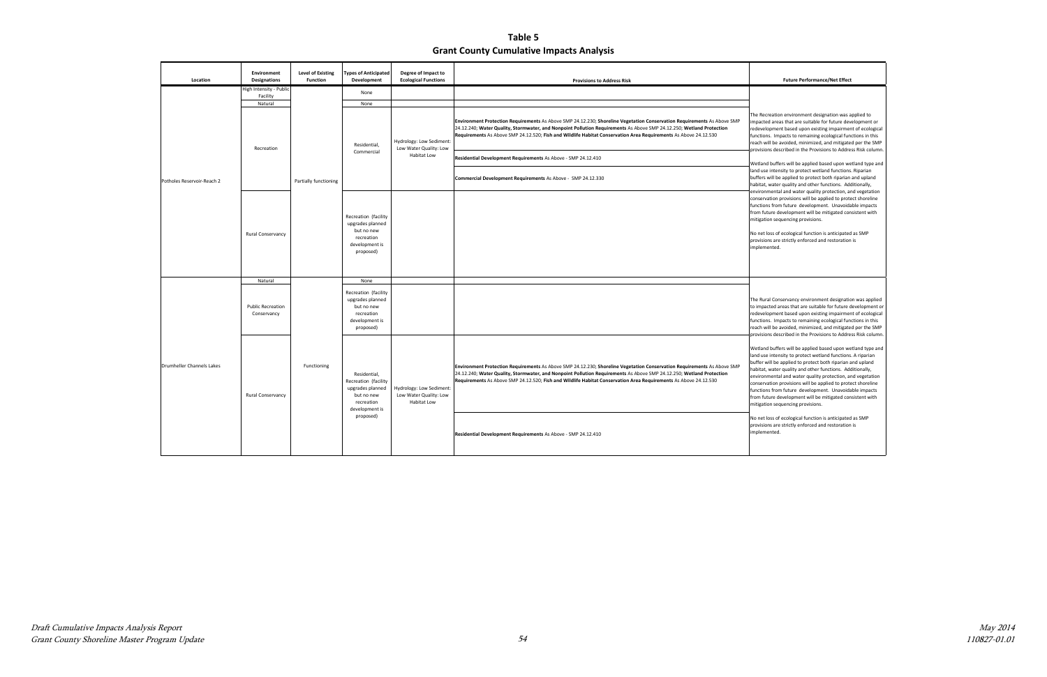# Table 5
## Grant County Cumulative Impacts Analysis

| Location | Environment Designations | Level of Existing Function | Types of Anticipated Development | Degree of Impact to Ecological Functions | Provisions to Address Risk | Future Performance/Net Effect |
|---|---|---|---|---|---|---|
| Potholes Reservoir-Reach 2 | High Intensity - Public Facility | Partially functioning | None | | | The Recreation environment designation was applied to impacted areas that are suitable for future development or redevelopment based upon existing impairment of ecological functions. Impacts to remaining ecological functions in this reach will be avoided, minimized, and mitigated per the SMP provisions described in the Provisions to Address Risk column.<br><br>Wetland buffers will be applied based upon wetland type and land use intensity to protect wetland functions. Riparian buffers will be applied to protect both riparian and upland habitat, water quality and other functions. Additionally, environmental and water quality protection, and vegetation conservation provisions will be applied to protect shoreline functions from future development. Unavoidable impacts from future development will be mitigated consistent with mitigation sequencing provisions.<br><br>No net loss of ecological function is anticipated as SMP provisions are strictly enforced and restoration is implemented. |
| | Natural | | None | | | |
| | Recreation | | Residential, Commercial | Hydrology: Low Sediment: Low Water Quality: Low Habitat Low | **Environment Protection Requirements** As Above SMP 24.12.230; **Shoreline Vegetation Conservation Requirements** As Above SMP 24.12.240; **Water Quality, Stormwater, and Nonpoint Pollution Requirements** As Above SMP 24.12.250; **Wetland Protection Requirements** As Above SMP 24.12.520; **Fish and Wildlife Habitat Conservation Area Requirements** As Above 24.12.530<br><br>**Residential Development Requirements** As Above - SMP 24.12.410<br><br>**Commercial Development Requirements** As Above - SMP 24.12.330 | |
| | Rural Conservancy | | Recreation (facility upgrades planned but no new recreation development is proposed) | | | |
| Drumheller Channels Lakes | Natural | Functioning | None | | | The Rural Conservancy environment designation was applied to impacted areas that are suitable for future development or redevelopment based upon existing impairment of ecological functions. Impacts to remaining ecological functions in this reach will be avoided, minimized, and mitigated per the SMP provisions described in the Provisions to Address Risk column.<br><br>Wetland buffers will be applied based upon wetland type and land use intensity to protect wetland functions. A riparian buffer will be applied to protect both riparian and upland habitat, water quality and other functions. Additionally, environmental and water quality protection, and vegetation conservation provisions will be applied to protect shoreline functions from future development. Unavoidable impacts from future development will be mitigated consistent with mitigation sequencing provisions.<br><br>No net loss of ecological function is anticipated as SMP provisions are strictly enforced and restoration is implemented. |
| | Public Recreation Conservancy | | Recreation (facility upgrades planned but no new recreation development is proposed) | | | |
| | Rural Conservancy | | Residential, Recreation (facility upgrades planned but no new recreation development is proposed) | Hydrology: Low Sediment: Low Water Quality: Low Habitat Low | **Environment Protection Requirements** As Above SMP 24.12.230; **Shoreline Vegetation Conservation Requirements** As Above SMP 24.12.240; **Water Quality, Stormwater, and Nonpoint Pollution Requirements** As Above SMP 24.12.250; **Wetland Protection Requirements** As Above SMP 24.12.520; **Fish and Wildlife Habitat Conservation Area Requirements** As Above 24.12.530<br><br>**Residential Development Requirements** As Above - SMP 24.12.410 | |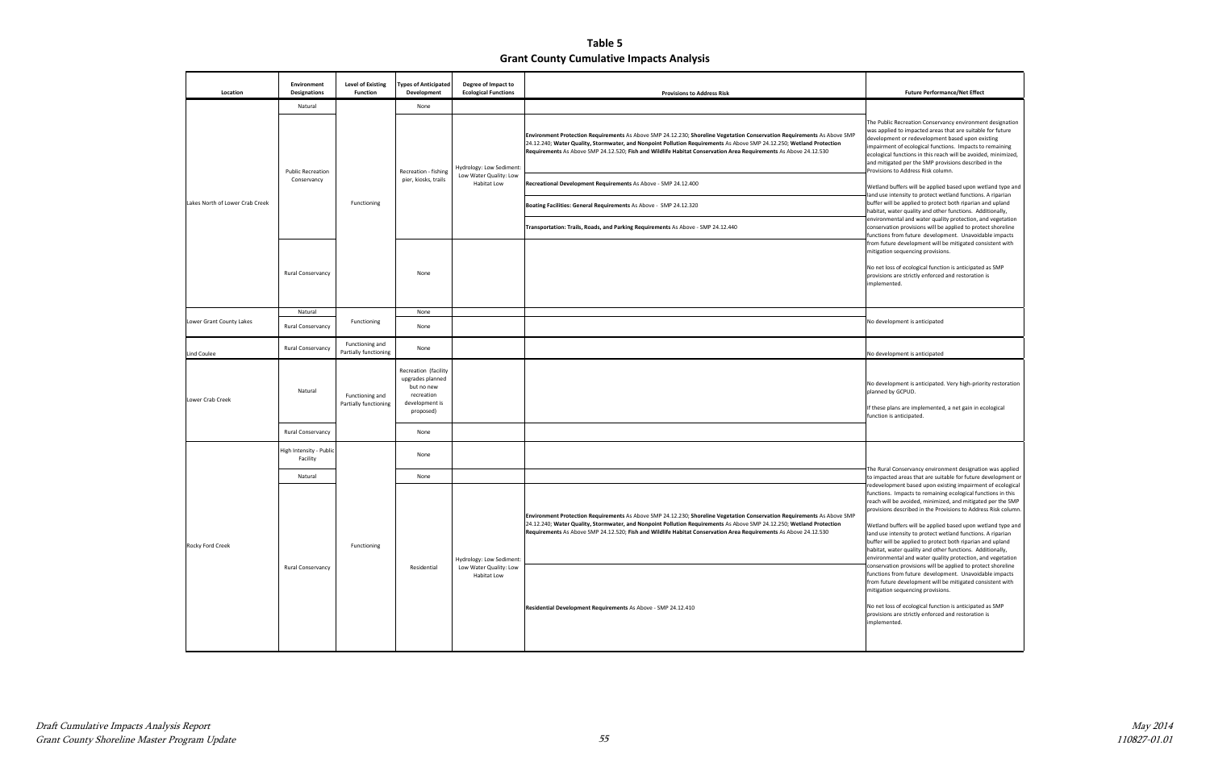# Table 5
## Grant County Cumulative Impacts Analysis

| Location | Environment Designations | Level of Existing Function | Types of Anticipated Development | Degree of Impact to Ecological Functions | Provisions to Address Risk | Future Performance/Net Effect |
|---|---|---|---|---|---|---|
| Lakes North of Lower Crab Creek | Natural | Functioning | None | | | The Public Recreation Conservancy environment designation was applied to impacted areas that are suitable for future development or redevelopment based upon existing impairment of ecological functions. Impacts to remaining ecological functions in this reach will be avoided, minimized, and mitigated per the SMP provisions described in the Provisions to Address Risk column.<br><br>Wetland buffers will be applied based upon wetland type and land use intensity to protect wetland functions. A riparian buffer will be applied to protect both riparian and upland habitat, water quality and other functions. Additionally, environmental and water quality protection, and vegetation conservation provisions will be applied to protect shoreline functions from future development. Unavoidable impacts from future development will be mitigated consistent with mitigation sequencing provisions.<br><br>No net loss of ecological function is anticipated as SMP provisions are strictly enforced and restoration is implemented. |
| | Public Recreation Conservancy | | Recreation - fishing pier, kiosks, trails | Hydrology: Low Sediment: Low Water Quality: Low Habitat Low | **Environment Protection Requirements** As Above SMP 24.12.230; **Shoreline Vegetation Conservation Requirements** As Above SMP 24.12.240; **Water Quality, Stormwater, and Nonpoint Pollution Requirements** As Above SMP 24.12.250; **Wetland Protection Requirements** As Above SMP 24.12.520; **Fish and Wildlife Habitat Conservation Area Requirements** As Above 24.12.530<br><br>**Recreational Development Requirements** As Above - SMP 24.12.400<br><br>**Boating Facilities: General Requirements** As Above - SMP 24.12.320<br><br>**Transportation: Trails, Roads, and Parking Requirements** As Above - SMP 24.12.440 | |
| | Rural Conservancy | | None | | | |
| Lower Grant County Lakes | Natural | Functioning | None | | | No development is anticipated |
| | Rural Conservancy | | None | | | |
| Lind Coulee | Rural Conservancy | Functioning and Partially functioning | None | | | No development is anticipated |
| Lower Crab Creek | Natural | Functioning and Partially functioning | Recreation (facility upgrades planned but no new recreation development is proposed) | | | No development is anticipated. Very high-priority restoration planned by GCPUD.<br><br>If these plans are implemented, a net gain in ecological function is anticipated. |
| | Rural Conservancy | | None | | | |
| Rocky Ford Creek | High Intensity - Public Facility | Functioning | None | | | The Rural Conservancy environment designation was applied to impacted areas that are suitable for future development or redevelopment based upon existing impairment of ecological functions. Impacts to remaining ecological functions in this reach will be avoided, minimized, and mitigated per the SMP provisions described in the Provisions to Address Risk column.<br><br>Wetland buffers will be applied based upon wetland type and land use intensity to protect wetland functions. A riparian buffer will be applied to protect both riparian and upland habitat, water quality and other functions. Additionally, environmental and water quality protection, and vegetation conservation provisions will be applied to protect shoreline functions from future development. Unavoidable impacts from future development will be mitigated consistent with mitigation sequencing provisions.<br><br>No net loss of ecological function is anticipated as SMP provisions are strictly enforced and restoration is implemented. |
| | Natural | | None | | | |
| | Rural Conservancy | | Residential | Hydrology: Low Sediment: Low Water Quality: Low Habitat Low | **Environment Protection Requirements** As Above SMP 24.12.230; **Shoreline Vegetation Conservation Requirements** As Above SMP 24.12.240; **Water Quality, Stormwater, and Nonpoint Pollution Requirements** As Above SMP 24.12.250; **Wetland Protection Requirements** As Above SMP 24.12.520; **Fish and Wildlife Habitat Conservation Area Requirements** As Above 24.12.530<br><br>**Residential Development Requirements** As Above - SMP 24.12.410 | |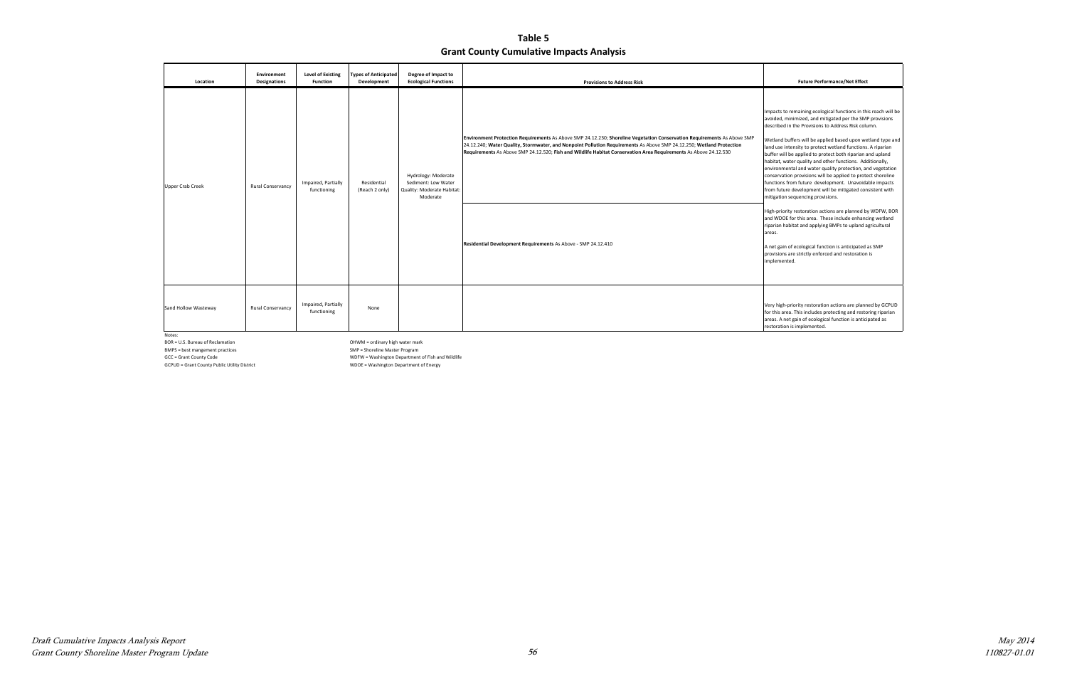**Table 5**
**Grant County Cumulative Impacts Analysis**

| Location | Environment Designations | Level of Existing Function | Types of Anticipated Development | Degree of Impact to Ecological Functions | Provisions to Address Risk | Future Performance/Net Effect |
|---|---|---|---|---|---|---|
| Upper Crab Creek | Rural Conservancy | Impaired, Partially functioning | Residential (Reach 2 only) | Hydrology: Moderate Sediment: Low Water Quality: Moderate Habitat: Moderate | **Environment Protection Requirements** As Above SMP 24.12.230; **Shoreline Vegetation Conservation Requirements** As Above SMP 24.12.240; **Water Quality, Stormwater, and Nonpoint Pollution Requirements** As Above SMP 24.12.250; **Wetland Protection Requirements** As Above SMP 24.12.520; **Fish and Wildlife Habitat Conservation Area Requirements** As Above 24.12.530 | Impacts to remaining ecological functions in this reach will be avoided, minimized, and mitigated per the SMP provisions described in the Provisions to Address Risk column.<br><br>Wetland buffers will be applied based upon wetland type and land use intensity to protect wetland functions. A riparian buffer will be applied to protect both riparian and upland habitat, water quality and other functions. Additionally, environmental and water quality protection, and vegetation conservation provisions will be applied to protect shoreline functions from future development. Unavoidable impacts from future development will be mitigated consistent with mitigation sequencing provisions.<br><br>High-priority restoration actions are planned by WDFW, BOR and WDOE for this area. These include enhancing wetland riparian habitat and applying BMPs to upland agricultural areas.<br><br>A net gain of ecological function is anticipated as SMP provisions are strictly enforced and restoration is implemented. |
| | | | | | **Residential Development Requirements** As Above - SMP 24.12.410 | |
| Sand Hollow Wasteway | Rural Conservancy | Impaired, Partially functioning | None | | | Very high-priority restoration actions are planned by GCPUD for this area. This includes protecting and restoring riparian areas. A net gain of ecological function is anticipated as restoration is implemented. |

Notes:
BOR = U.S. Bureau of Reclamation
BMPS = best mangement practices
GCC = Grant County Code
GCPUD = Grant County Public Utility District
OHWM = ordinary high water mark
SMP = Shoreline Master Program
WDFW = Washington Department of Fish and Wildlife
WDOE = Washington Department of Energy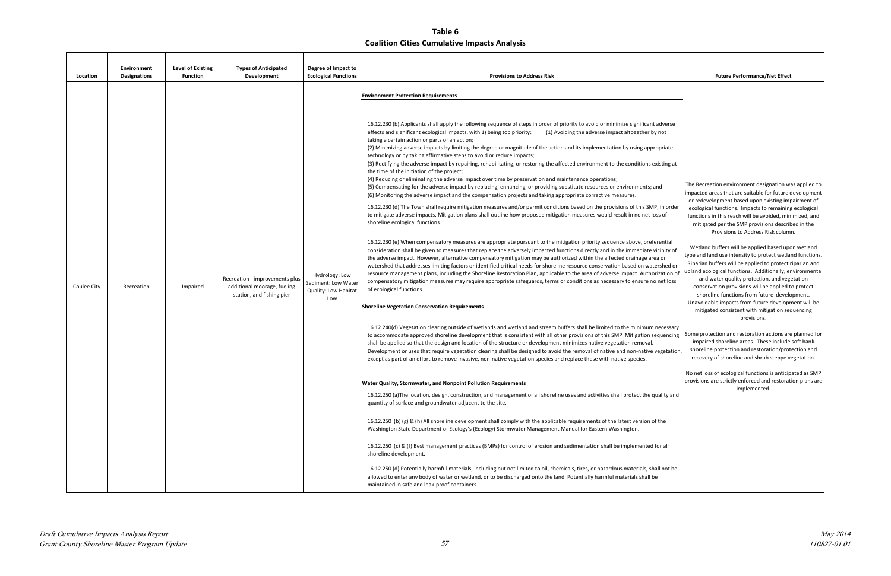**Table 6**
**Coalition Cities Cumulative Impacts Analysis**

| Location | Environment Designations | Level of Existing Function | Types of Anticipated Development | Degree of Impact to Ecological Functions | Provisions to Address Risk | Future Performance/Net Effect |
|---|---|---|---|---|---|---|
| Coulee City | Recreation | Impaired | Recreation - improvements plus additional moorage, fueling station, and fishing pier | Hydrology: Low Sediment: Low Water Quality: Low Habitat Low | **Environment Protection Requirements**<br><br>16.12.230 (b) Applicants shall apply the following sequence of steps in order of priority to avoid or minimize significant adverse effects and significant ecological impacts, with 1) being top priority: (1) Avoiding the adverse impact altogether by not taking a certain action or parts of an action;<br>(2) Minimizing adverse impacts by limiting the degree or magnitude of the action and its implementation by using appropriate technology or by taking affirmative steps to avoid or reduce impacts;<br>(3) Rectifying the adverse impact by repairing, rehabilitating, or restoring the affected environment to the conditions existing at the time of the initiation of the project;<br>(4) Reducing or eliminating the adverse impact over time by preservation and maintenance operations;<br>(5) Compensating for the adverse impact by replacing, enhancing, or providing substitute resources or environments; and<br>(6) Monitoring the adverse impact and the compensation projects and taking appropriate corrective measures.<br><br>16.12.230 (d) The Town shall require mitigation measures and/or permit conditions based on the provisions of this SMP, in order to mitigate adverse impacts. Mitigation plans shall outline how proposed mitigation measures would result in no net loss of shoreline ecological functions.<br><br>16.12.230 (e) When compensatory measures are appropriate pursuant to the mitigation priority sequence above, preferential consideration shall be given to measures that replace the adversely impacted functions directly and in the immediate vicinity of the adverse impact. However, alternative compensatory mitigation may be authorized within the affected drainage area or watershed that addresses limiting factors or identified critical needs for shoreline resource conservation based on watershed or resource management plans, including the Shoreline Restoration Plan, applicable to the area of adverse impact. Authorization of compensatory mitigation measures may require appropriate safeguards, terms or conditions as necessary to ensure no net loss of ecological functions.<br><br>**Shoreline Vegetation Conservation Requirements**<br><br>16.12.240(d) Vegetation clearing outside of wetlands and wetland and stream buffers shall be limited to the minimum necessary to accommodate approved shoreline development that is consistent with all other provisions of this SMP. Mitigation sequencing shall be applied so that the design and location of the structure or development minimizes native vegetation removal. Development or uses that require vegetation clearing shall be designed to avoid the removal of native and non-native vegetation, except as part of an effort to remove invasive, non-native vegetation species and replace these with native species.<br><br>**Water Quality, Stormwater, and Nonpoint Pollution Requirements**<br><br>16.12.250 (a)The location, design, construction, and management of all shoreline uses and activities shall protect the quality and quantity of surface and groundwater adjacent to the site.<br><br>16.12.250 (b) (g) & (h) All shoreline development shall comply with the applicable requirements of the latest version of the Washington State Department of Ecology's (Ecology) Stormwater Management Manual for Eastern Washington.<br><br>16.12.250 (c) & (f) Best management practices (BMPs) for control of erosion and sedimentation shall be implemented for all shoreline development.<br><br>16.12.250 (d) Potentially harmful materials, including but not limited to oil, chemicals, tires, or hazardous materials, shall not be allowed to enter any body of water or wetland, or to be discharged onto the land. Potentially harmful materials shall be maintained in safe and leak-proof containers. | The Recreation environment designation was applied to impacted areas that are suitable for future development or redevelopment based upon existing impairment of ecological functions. Impacts to remaining ecological functions in this reach will be avoided, minimized, and mitigated per the SMP provisions described in the Provisions to Address Risk column.<br><br>Wetland buffers will be applied based upon wetland type and land use intensity to protect wetland functions. Riparian buffers will be applied to protect riparian and upland ecological functions. Additionally, environmental and water quality protection, and vegetation conservation provisions will be applied to protect shoreline functions from future development. Unavoidable impacts from future development will be mitigated consistent with mitigation sequencing provisions.<br><br>Some protection and restoration actions are planned for impaired shoreline areas. These include soft bank shoreline protection and restoration/protection and recovery of shoreline and shrub steppe vegetation.<br><br>No net loss of ecological functions is anticipated as SMP provisions are strictly enforced and restoration plans are implemented. |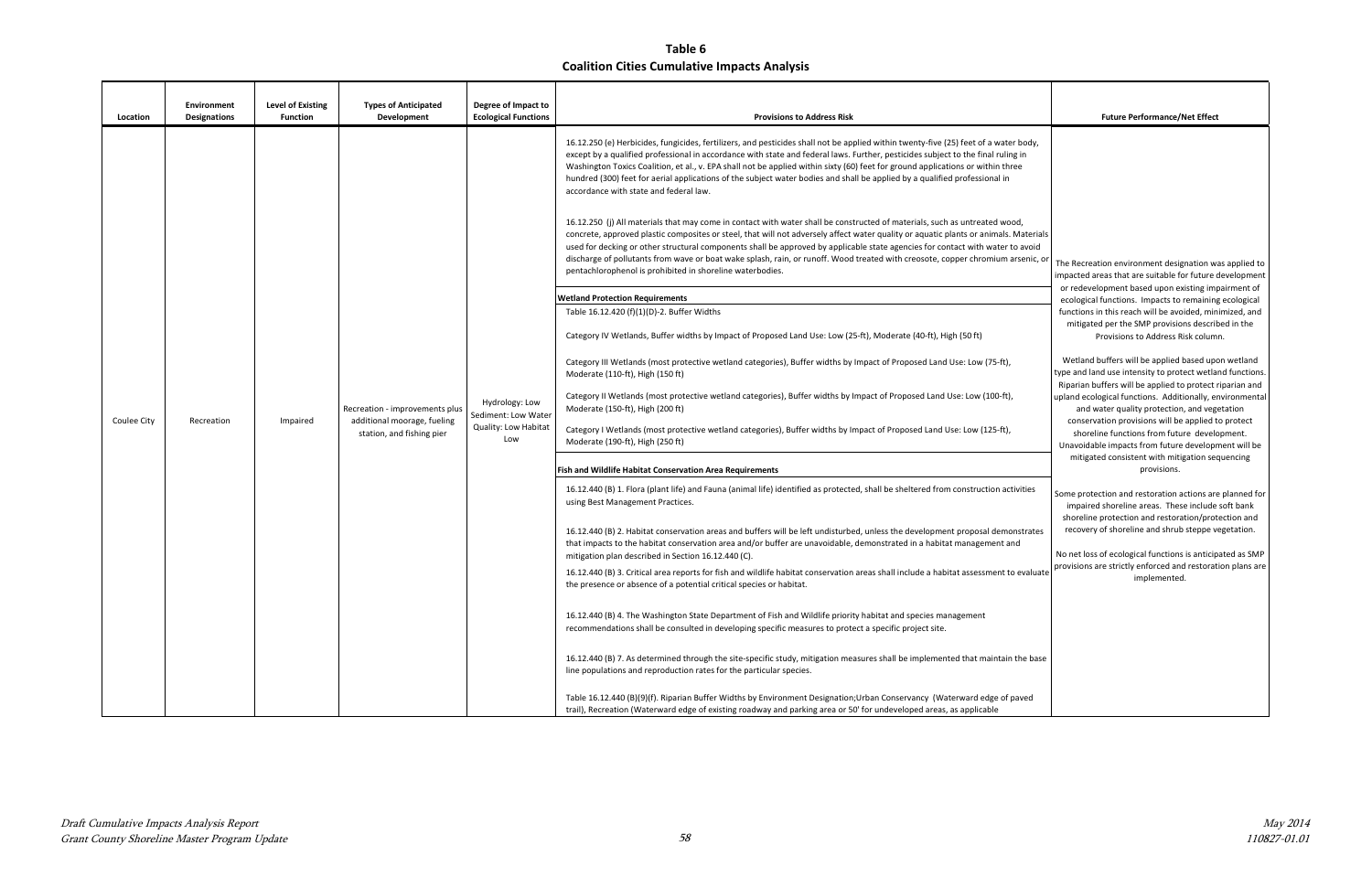**Table 6**
**Coalition Cities Cumulative Impacts Analysis**

| Location | Environment Designations | Level of Existing Function | Types of Anticipated Development | Degree of Impact to Ecological Functions | Provisions to Address Risk | Future Performance/Net Effect |
|---|---|---|---|---|---|---|
| Coulee City | Recreation | Impaired | Recreation - improvements plus additional moorage, fueling station, and fishing pier | Hydrology: Low<br>Sediment: Low Water Quality: Low Habitat Low | 16.12.250 (e) Herbicides, fungicides, fertilizers, and pesticides shall not be applied within twenty-five (25) feet of a water body, except by a qualified professional in accordance with state and federal laws. Further, pesticides subject to the final ruling in Washington Toxics Coalition, et al., v. EPA shall not be applied within sixty (60) feet for ground applications or within three hundred (300) feet for aerial applications of the subject water bodies and shall be applied by a qualified professional in accordance with state and federal law.<br><br>16.12.250 (j) All materials that may come in contact with water shall be constructed of materials, such as untreated wood, concrete, approved plastic composites or steel, that will not adversely affect water quality or aquatic plants or animals. Materials used for decking or other structural components shall be approved by applicable state agencies for contact with water to avoid discharge of pollutants from wave or boat wake splash, rain, or runoff. Wood treated with creosote, copper chromium arsenic, or pentachlorophenol is prohibited in shoreline waterbodies.<br><br>**Wetland Protection Requirements**<br>Table 16.12.420 (f)(1)(D)-2. Buffer Widths<br><br>Category IV Wetlands, Buffer widths by Impact of Proposed Land Use: Low (25-ft), Moderate (40-ft), High (50 ft)<br><br>Category III Wetlands (most protective wetland categories), Buffer widths by Impact of Proposed Land Use: Low (75-ft), Moderate (110-ft), High (150 ft)<br><br>Category II Wetlands (most protective wetland categories), Buffer widths by Impact of Proposed Land Use: Low (100-ft), Moderate (150-ft), High (200 ft)<br><br>Category I Wetlands (most protective wetland categories), Buffer widths by Impact of Proposed Land Use: Low (125-ft), Moderate (190-ft), High (250 ft)<br><br>**Fish and Wildlife Habitat Conservation Area Requirements**<br><br>16.12.440 (B) 1. Flora (plant life) and Fauna (animal life) identified as protected, shall be sheltered from construction activities using Best Management Practices.<br><br>16.12.440 (B) 2. Habitat conservation areas and buffers will be left undisturbed, unless the development proposal demonstrates that impacts to the habitat conservation area and/or buffer are unavoidable, demonstrated in a habitat management and mitigation plan described in Section 16.12.440 (C).<br><br>16.12.440 (B) 3. Critical area reports for fish and wildlife habitat conservation areas shall include a habitat assessment to evaluate the presence or absence of a potential critical species or habitat.<br><br>16.12.440 (B) 4. The Washington State Department of Fish and Wildlife priority habitat and species management recommendations shall be consulted in developing specific measures to protect a specific project site.<br><br>16.12.440 (B) 7. As determined through the site-specific study, mitigation measures shall be implemented that maintain the base line populations and reproduction rates for the particular species.<br><br>Table 16.12.440 (B)(9)(f). Riparian Buffer Widths by Environment Designation;Urban Conservancy (Waterward edge of paved trail), Recreation (Waterward edge of existing roadway and parking area or 50' for undeveloped areas, as applicable | The Recreation environment designation was applied to impacted areas that are suitable for future development or redevelopment based upon existing impairment of ecological functions. Impacts to remaining ecological functions in this reach will be avoided, minimized, and mitigated per the SMP provisions described in the Provisions to Address Risk column.<br><br>Wetland buffers will be applied based upon wetland type and land use intensity to protect wetland functions. Riparian buffers will be applied to protect riparian and upland ecological functions. Additionally, environmental and water quality protection, and vegetation conservation provisions will be applied to protect shoreline functions from future development. Unavoidable impacts from future development will be mitigated consistent with mitigation sequencing provisions.<br><br>Some protection and restoration actions are planned for impaired shoreline areas. These include soft bank shoreline protection and restoration/protection and recovery of shoreline and shrub steppe vegetation.<br><br>No net loss of ecological functions is anticipated as SMP provisions are strictly enforced and restoration plans are implemented. |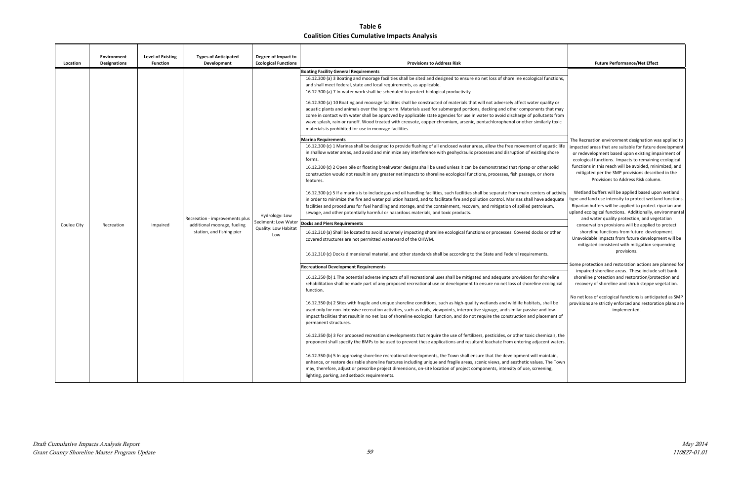**Table 6**
**Coalition Cities Cumulative Impacts Analysis**

| Location | Environment Designations | Level of Existing Function | Types of Anticipated Development | Degree of Impact to Ecological Functions | Provisions to Address Risk | Future Performance/Net Effect |
|---|---|---|---|---|---|---|
| Coulee City | Recreation | Impaired | Recreation - improvements plus additional moorage, fueling station, and fishing pier | Hydrology: Low<br>Sediment: Low Water Quality: Low Habitat Low | **Boating Facility General Requirements**<br>16.12.300 (a) 3 Boating and moorage facilities shall be sited and designed to ensure no net loss of shoreline ecological functions, and shall meet federal, state and local requirements, as applicable.<br>16.12.300 (a) 7 In-water work shall be scheduled to protect biological productivity<br>16.12.300 (a) 10 Boating and moorage facilities shall be constructed of materials that will not adversely affect water quality or aquatic plants and animals over the long term. Materials used for submerged portions, decking and other components that may come in contact with water shall be approved by applicable state agencies for use in water to avoid discharge of pollutants from wave splash, rain or runoff. Wood treated with creosote, copper chromium, arsenic, pentachlorophenol or other similarly toxic materials is prohibited for use in moorage facilities.<br>**Marina Requirements**<br>16.12.300 (c) 1 Marinas shall be designed to provide flushing of all enclosed water areas, allow the free movement of aquatic life in shallow water areas, and avoid and minimize any interference with geohydraulic processes and disruption of existing shore forms.<br>16.12.300 (c) 2 Open pile or floating breakwater designs shall be used unless it can be demonstrated that riprap or other solid construction would not result in any greater net impacts to shoreline ecological functions, processes, fish passage, or shore features.<br>16.12.300 (c) 5 If a marina is to include gas and oil handling facilities, such facilities shall be separate from main centers of activity in order to minimize the fire and water pollution hazard, and to facilitate fire and pollution control. Marinas shall have adequate facilities and procedures for fuel handling and storage, and the containment, recovery, and mitigation of spilled petroleum, sewage, and other potentially harmful or hazardous materials, and toxic products.<br>**Docks and Piers Requirements**<br>16.12.310 (a) Shall be located to avoid adversely impacting shoreline ecological functions or processes. Covered docks or other covered structures are not permitted waterward of the OHWM.<br>16.12.310 (c) Docks dimensional material, and other standards shall be according to the State and Federal requirements.<br>**Recreational Development Requirements**<br>16.12.350 (b) 1 The potential adverse impacts of all recreational uses shall be mitigated and adequate provisions for shoreline rehabilitation shall be made part of any proposed recreational use or development to ensure no net loss of shoreline ecological function.<br>16.12.350 (b) 2 Sites with fragile and unique shoreline conditions, such as high-quality wetlands and wildlife habitats, shall be used only for non-intensive recreation activities, such as trails, viewpoints, interpretive signage, and similar passive and low-impact facilities that result in no net loss of shoreline ecological function, and do not require the construction and placement of permanent structures.<br>16.12.350 (b) 3 For proposed recreation developments that require the use of fertilizers, pesticides, or other toxic chemicals, the proponent shall specify the BMPs to be used to prevent these applications and resultant leachate from entering adjacent waters.<br>16.12.350 (b) 5 In approving shoreline recreational developments, the Town shall ensure that the development will maintain, enhance, or restore desirable shoreline features including unique and fragile areas, scenic views, and aesthetic values. The Town may, therefore, adjust or prescribe project dimensions, on-site location of project components, intensity of use, screening, lighting, parking, and setback requirements. | The Recreation environment designation was applied to impacted areas that are suitable for future development or redevelopment based upon existing impairment of ecological functions. Impacts to remaining ecological functions in this reach will be avoided, minimized, and mitigated per the SMP provisions described in the Provisions to Address Risk column.<br>Wetland buffers will be applied based upon wetland type and land use intensity to protect wetland functions. Riparian buffers will be applied to protect riparian and upland ecological functions. Additionally, environmental and water quality protection, and vegetation conservation provisions will be applied to protect shoreline functions from future development. Unavoidable impacts from future development will be mitigated consistent with mitigation sequencing provisions.<br>Some protection and restoration actions are planned for impaired shoreline areas. These include soft bank shoreline protection and restoration/protection and recovery of shoreline and shrub steppe vegetation.<br>No net loss of ecological functions is anticipated as SMP provisions are strictly enforced and restoration plans are implemented. |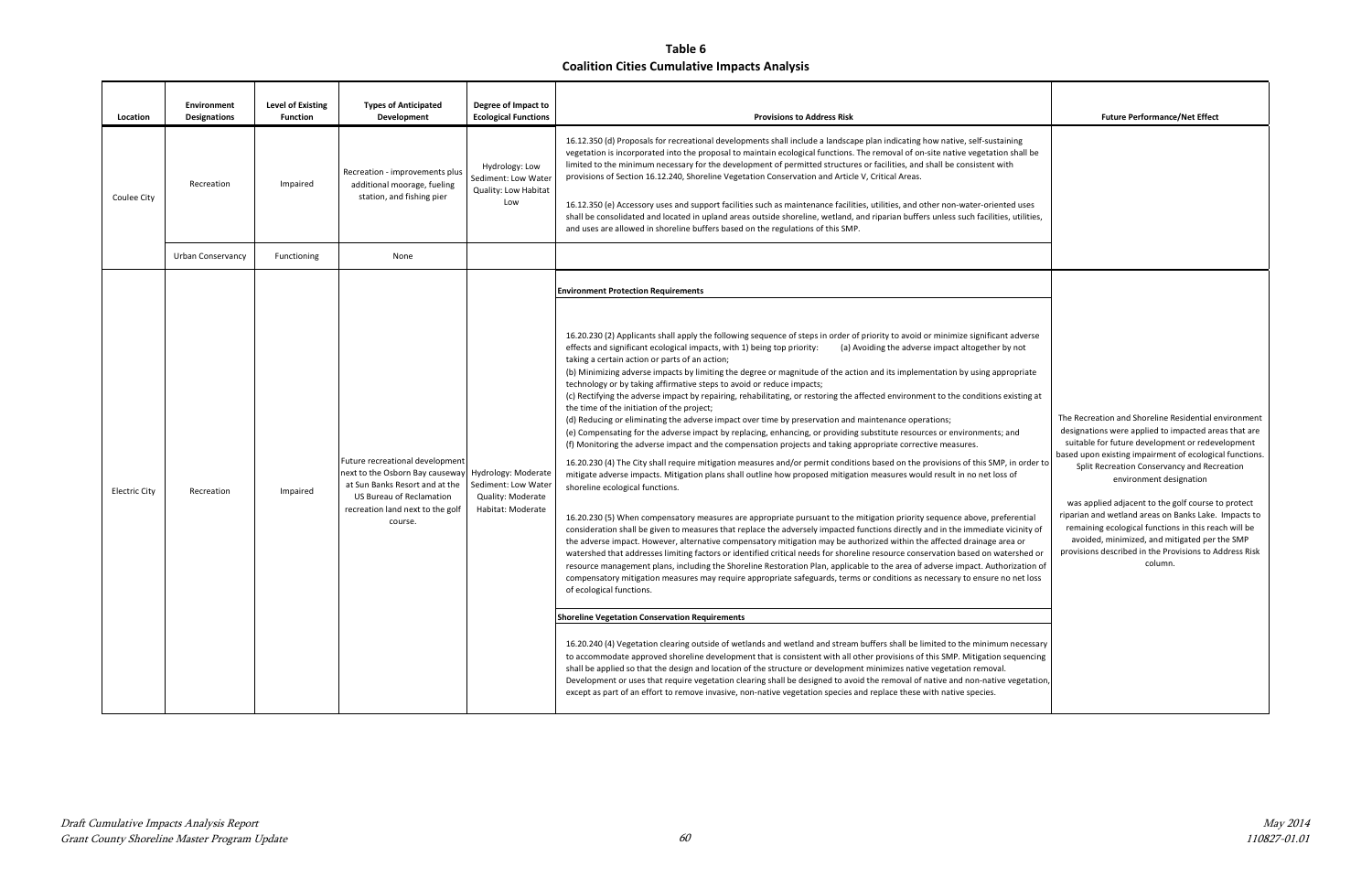**Table 6**
**Coalition Cities Cumulative Impacts Analysis**

| Location | Environment Designations | Level of Existing Function | Types of Anticipated Development | Degree of Impact to Ecological Functions | Provisions to Address Risk | Future Performance/Net Effect |
|---|---|---|---|---|---|---|
| Coulee City | Recreation | Impaired | Recreation - improvements plus additional moorage, fueling station, and fishing pier | Hydrology: Low<br>Sediment: Low Water Quality: Low Habitat Low | 16.12.350 (d) Proposals for recreational developments shall include a landscape plan indicating how native, self-sustaining vegetation is incorporated into the proposal to maintain ecological functions. The removal of on-site native vegetation shall be limited to the minimum necessary for the development of permitted structures or facilities, and shall be consistent with provisions of Section 16.12.240, Shoreline Vegetation Conservation and Article V, Critical Areas.<br><br>16.12.350 (e) Accessory uses and support facilities such as maintenance facilities, utilities, and other non-water-oriented uses shall be consolidated and located in upland areas outside shoreline, wetland, and riparian buffers unless such facilities, utilities, and uses are allowed in shoreline buffers based on the regulations of this SMP. | |
| | Urban Conservancy | Functioning | None | | | |
| Electric City | Recreation | Impaired | Future recreational development next to the Osborn Bay causeway at Sun Banks Resort and at the US Bureau of Reclamation recreation land next to the golf course. | Hydrology: Moderate<br>Sediment: Low Water Quality: Moderate Habitat: Moderate | **Environment Protection Requirements**<br><br>16.20.230 (2) Applicants shall apply the following sequence of steps in order of priority to avoid or minimize significant adverse effects and significant ecological impacts, with 1) being top priority: (a) Avoiding the adverse impact altogether by not taking a certain action or parts of an action;<br>(b) Minimizing adverse impacts by limiting the degree or magnitude of the action and its implementation by using appropriate technology or by taking affirmative steps to avoid or reduce impacts;<br>(c) Rectifying the adverse impact by repairing, rehabilitating, or restoring the affected environment to the conditions existing at the time of the initiation of the project;<br>(d) Reducing or eliminating the adverse impact over time by preservation and maintenance operations;<br>(e) Compensating for the adverse impact by replacing, enhancing, or providing substitute resources or environments; and<br>(f) Monitoring the adverse impact and the compensation projects and taking appropriate corrective measures.<br><br>16.20.230 (4) The City shall require mitigation measures and/or permit conditions based on the provisions of this SMP, in order to mitigate adverse impacts. Mitigation plans shall outline how proposed mitigation measures would result in no net loss of shoreline ecological functions.<br><br>16.20.230 (5) When compensatory measures are appropriate pursuant to the mitigation priority sequence above, preferential consideration shall be given to measures that replace the adversely impacted functions directly and in the immediate vicinity of the adverse impact. However, alternative compensatory mitigation may be authorized within the affected drainage area or watershed that addresses limiting factors or identified critical needs for shoreline resource conservation based on watershed or resource management plans, including the Shoreline Restoration Plan, applicable to the area of adverse impact. Authorization of compensatory mitigation measures may require appropriate safeguards, terms or conditions as necessary to ensure no net loss of ecological functions.<br><br>**Shoreline Vegetation Conservation Requirements**<br><br>16.20.240 (4) Vegetation clearing outside of wetlands and wetland and stream buffers shall be limited to the minimum necessary to accommodate approved shoreline development that is consistent with all other provisions of this SMP. Mitigation sequencing shall be applied so that the design and location of the structure or development minimizes native vegetation removal. Development or uses that require vegetation clearing shall be designed to avoid the removal of native and non-native vegetation, except as part of an effort to remove invasive, non-native vegetation species and replace these with native species. | The Recreation and Shoreline Residential environment designations were applied to impacted areas that are suitable for future development or redevelopment based upon existing impairment of ecological functions. Split Recreation Conservancy and Recreation environment designation<br><br>was applied adjacent to the golf course to protect riparian and wetland areas on Banks Lake. Impacts to remaining ecological functions in this reach will be avoided, minimized, and mitigated per the SMP provisions described in the Provisions to Address Risk column. |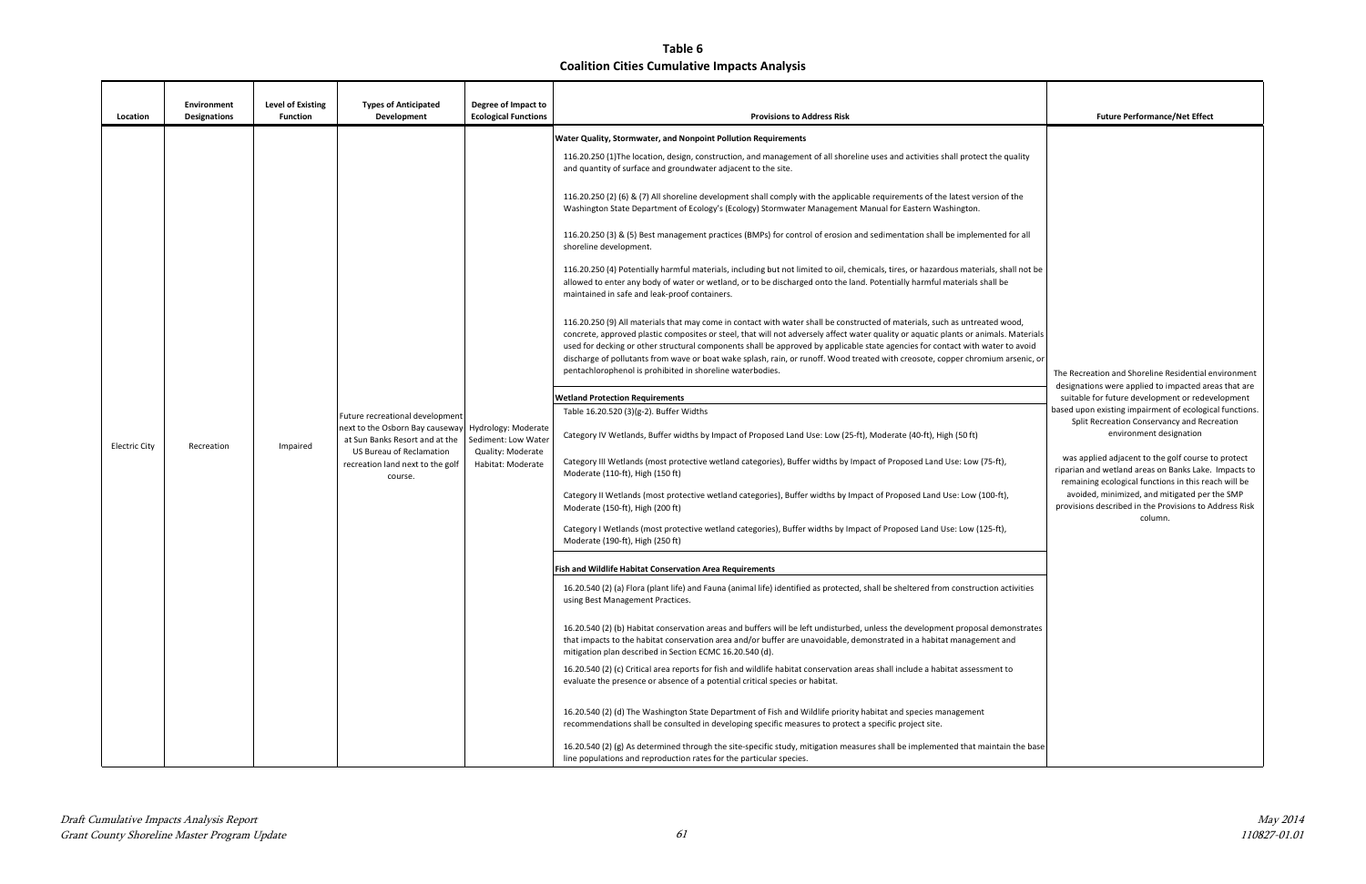**Table 6**
**Coalition Cities Cumulative Impacts Analysis**

| Location | Environment Designations | Level of Existing Function | Types of Anticipated Development | Degree of Impact to Ecological Functions | Provisions to Address Risk | Future Performance/Net Effect |
|---|---|---|---|---|---|---|
| Electric City | Recreation | Impaired | Future recreational development next to the Osborn Bay causeway at Sun Banks Resort and at the US Bureau of Reclamation recreation land next to the golf course. | Hydrology: Moderate<br>Sediment: Low Water Quality: Moderate<br>Habitat: Moderate | **Water Quality, Stormwater, and Nonpoint Pollution Requirements**<br><br>116.20.250 (1)The location, design, construction, and management of all shoreline uses and activities shall protect the quality and quantity of surface and groundwater adjacent to the site.<br><br>116.20.250 (2) (6) & (7) All shoreline development shall comply with the applicable requirements of the latest version of the Washington State Department of Ecology's (Ecology) Stormwater Management Manual for Eastern Washington.<br><br>116.20.250 (3) & (5) Best management practices (BMPs) for control of erosion and sedimentation shall be implemented for all shoreline development.<br><br>116.20.250 (4) Potentially harmful materials, including but not limited to oil, chemicals, tires, or hazardous materials, shall not be allowed to enter any body of water or wetland, or to be discharged onto the land. Potentially harmful materials shall be maintained in safe and leak-proof containers.<br><br>116.20.250 (9) All materials that may come in contact with water shall be constructed of materials, such as untreated wood, concrete, approved plastic composites or steel, that will not adversely affect water quality or aquatic plants or animals. Materials used for decking or other structural components shall be approved by applicable state agencies for contact with water to avoid discharge of pollutants from wave or boat wake splash, rain, or runoff. Wood treated with creosote, copper chromium arsenic, or pentachlorophenol is prohibited in shoreline waterbodies.<br><br>**Wetland Protection Requirements**<br><br>Table 16.20.520 (3)(g-2). Buffer Widths<br><br>Category IV Wetlands, Buffer widths by Impact of Proposed Land Use: Low (25-ft), Moderate (40-ft), High (50 ft)<br><br>Category III Wetlands (most protective wetland categories), Buffer widths by Impact of Proposed Land Use: Low (75-ft), Moderate (110-ft), High (150 ft)<br><br>Category II Wetlands (most protective wetland categories), Buffer widths by Impact of Proposed Land Use: Low (100-ft), Moderate (150-ft), High (200 ft)<br><br>Category I Wetlands (most protective wetland categories), Buffer widths by Impact of Proposed Land Use: Low (125-ft), Moderate (190-ft), High (250 ft)<br><br>**Fish and Wildlife Habitat Conservation Area Requirements**<br><br>16.20.540 (2) (a) Flora (plant life) and Fauna (animal life) identified as protected, shall be sheltered from construction activities using Best Management Practices.<br><br>16.20.540 (2) (b) Habitat conservation areas and buffers will be left undisturbed, unless the development proposal demonstrates that impacts to the habitat conservation area and/or buffer are unavoidable, demonstrated in a habitat management and mitigation plan described in Section ECMC 16.20.540 (d).<br><br>16.20.540 (2) (c) Critical area reports for fish and wildlife habitat conservation areas shall include a habitat assessment to evaluate the presence or absence of a potential critical species or habitat.<br><br>16.20.540 (2) (d) The Washington State Department of Fish and Wildlife priority habitat and species management recommendations shall be consulted in developing specific measures to protect a specific project site.<br><br>16.20.540 (2) (g) As determined through the site-specific study, mitigation measures shall be implemented that maintain the base line populations and reproduction rates for the particular species. | The Recreation and Shoreline Residential environment designations were applied to impacted areas that are suitable for future development or redevelopment based upon existing impairment of ecological functions. Split Recreation Conservancy and Recreation environment designation<br><br>was applied adjacent to the golf course to protect riparian and wetland areas on Banks Lake. Impacts to remaining ecological functions in this reach will be avoided, minimized, and mitigated per the SMP provisions described in the Provisions to Address Risk column. |

*Draft Cumulative Impacts Analysis Report*
*Grant County Shoreline Master Program Update*

*May 2014*
*110827-01.01*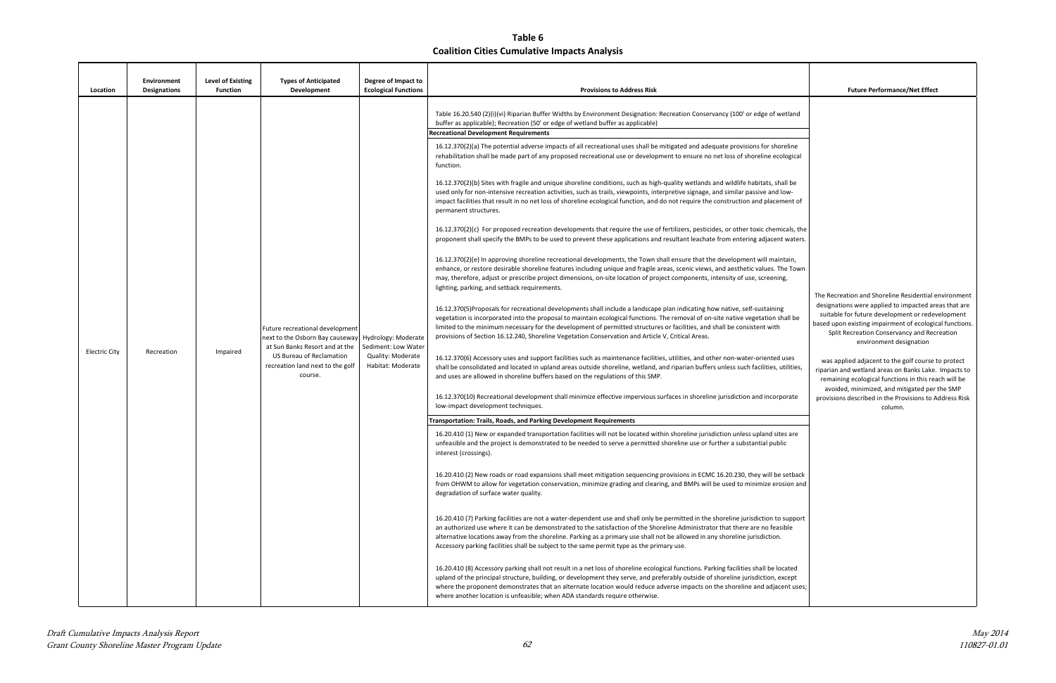**Table 6**
**Coalition Cities Cumulative Impacts Analysis**

| Location | Environment Designations | Level of Existing Function | Types of Anticipated Development | Degree of Impact to Ecological Functions | Provisions to Address Risk | Future Performance/Net Effect |
|---|---|---|---|---|---|---|
| Electric City | Recreation | Impaired | Future recreational development next to the Osborn Bay causeway at Sun Banks Resort and at the US Bureau of Reclamation recreation land next to the golf course. | Hydrology: Moderate<br>Sediment: Low Water Quality: Moderate<br>Habitat: Moderate | Table 16.20.540 (2)(i)(vi) Riparian Buffer Widths by Environment Designation: Recreation Conservancy (100' or edge of wetland buffer as applicable); Recreation (50' or edge of wetland buffer as applicable)<br>**Recreational Development Requirements**<br>16.12.370(2)(a) The potential adverse impacts of all recreational uses shall be mitigated and adequate provisions for shoreline rehabilitation shall be made part of any proposed recreational use or development to ensure no net loss of shoreline ecological function.<br>16.12.370(2)(b) Sites with fragile and unique shoreline conditions, such as high-quality wetlands and wildlife habitats, shall be used only for non-intensive recreation activities, such as trails, viewpoints, interpretive signage, and similar passive and low-impact facilities that result in no net loss of shoreline ecological function, and do not require the construction and placement of permanent structures.<br>16.12.370(2)(c) For proposed recreation developments that require the use of fertilizers, pesticides, or other toxic chemicals, the proponent shall specify the BMPs to be used to prevent these applications and resultant leachate from entering adjacent waters.<br>16.12.370(2)(e) In approving shoreline recreational developments, the Town shall ensure that the development will maintain, enhance, or restore desirable shoreline features including unique and fragile areas, scenic views, and aesthetic values. The Town may, therefore, adjust or prescribe project dimensions, on-site location of project components, intensity of use, screening, lighting, parking, and setback requirements.<br>16.12.370(5)Proposals for recreational developments shall include a landscape plan indicating how native, self-sustaining vegetation is incorporated into the proposal to maintain ecological functions. The removal of on-site native vegetation shall be limited to the minimum necessary for the development of permitted structures or facilities, and shall be consistent with provisions of Section 16.12.240, Shoreline Vegetation Conservation and Article V, Critical Areas.<br>16.12.370(6) Accessory uses and support facilities such as maintenance facilities, utilities, and other non-water-oriented uses shall be consolidated and located in upland areas outside shoreline, wetland, and riparian buffers unless such facilities, utilities, and uses are allowed in shoreline buffers based on the regulations of this SMP.<br>16.12.370(10) Recreational development shall minimize effective impervious surfaces in shoreline jurisdiction and incorporate low-impact development techniques.<br>**Transportation: Trails, Roads, and Parking Development Requirements**<br>16.20.410 (1) New or expanded transportation facilities will not be located within shoreline jurisdiction unless upland sites are unfeasible and the project is demonstrated to be needed to serve a permitted shoreline use or further a substantial public interest (crossings).<br>16.20.410 (2) New roads or road expansions shall meet mitigation sequencing provisions in ECMC 16.20.230, they will be setback from OHWM to allow for vegetation conservation, minimize grading and clearing, and BMPs will be used to minimize erosion and degradation of surface water quality.<br>16.20.410 (7) Parking facilities are not a water-dependent use and shall only be permitted in the shoreline jurisdiction to support an authorized use where it can be demonstrated to the satisfaction of the Shoreline Administrator that there are no feasible alternative locations away from the shoreline. Parking as a primary use shall not be allowed in any shoreline jurisdiction. Accessory parking facilities shall be subject to the same permit type as the primary use.<br>16.20.410 (8) Accessory parking shall not result in a net loss of shoreline ecological functions. Parking facilities shall be located upland of the principal structure, building, or development they serve, and preferably outside of shoreline jurisdiction, except where the proponent demonstrates that an alternate location would reduce adverse impacts on the shoreline and adjacent uses; where another location is unfeasible; when ADA standards require otherwise. | The Recreation and Shoreline Residential environment designations were applied to impacted areas that are suitable for future development or redevelopment based upon existing impairment of ecological functions. Split Recreation Conservancy and Recreation environment designation<br><br>was applied adjacent to the golf course to protect riparian and wetland areas on Banks Lake. Impacts to remaining ecological functions in this reach will be avoided, minimized, and mitigated per the SMP provisions described in the Provisions to Address Risk column. |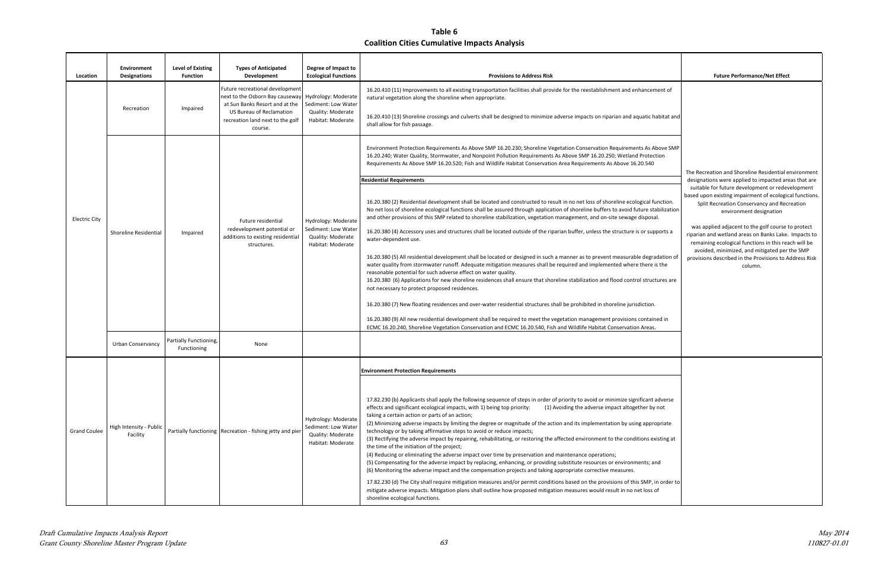**Table 6**
**Coalition Cities Cumulative Impacts Analysis**

| Location | Environment Designations | Level of Existing Function | Types of Anticipated Development | Degree of Impact to Ecological Functions | Provisions to Address Risk | Future Performance/Net Effect |
|---|---|---|---|---|---|---|
| Electric City | Recreation | Impaired | Future recreational development next to the Osborn Bay causeway at Sun Banks Resort and at the US Bureau of Reclamation recreation land next to the golf course. | Hydrology: Moderate Sediment: Low Water Quality: Moderate Habitat: Moderate | 16.20.410 (11) Improvements to all existing transportation facilities shall provide for the reestablishment and enhancement of natural vegetation along the shoreline when appropriate.<br><br>16.20.410 (13) Shoreline crossings and culverts shall be designed to minimize adverse impacts on riparian and aquatic habitat and shall allow for fish passage. | The Recreation and Shoreline Residential environment designations were applied to impacted areas that are suitable for future development or redevelopment based upon existing impairment of ecological functions. Split Recreation Conservancy and Recreation environment designation<br><br>was applied adjacent to the golf course to protect riparian and wetland areas on Banks Lake. Impacts to remaining ecological functions in this reach will be avoided, minimized, and mitigated per the SMP provisions described in the Provisions to Address Risk column. |
| | Shoreline Residential | Impaired | Future residential redevelopment potential or additions to existing residential structures. | Hydrology: Moderate Sediment: Low Water Quality: Moderate Habitat: Moderate | Environment Protection Requirements As Above SMP 16.20.230; Shoreline Vegetation Conservation Requirements As Above SMP 16.20.240; Water Quality, Stormwater, and Nonpoint Pollution Requirements As Above SMP 16.20.250; Wetland Protection Requirements As Above SMP 16.20.520; Fish and Wildlife Habitat Conservation Area Requirements As Above 16.20.540<br><br>**Residential Requirements**<br><br>16.20.380 (2) Residential development shall be located and constructed to result in no net loss of shoreline ecological function. No net loss of shoreline ecological functions shall be assured through application of shoreline buffers to avoid future stabilization and other provisions of this SMP related to shoreline stabilization, vegetation management, and on-site sewage disposal.<br><br>16.20.380 (4) Accessory uses and structures shall be located outside of the riparian buffer, unless the structure is or supports a water-dependent use.<br><br>16.20.380 (5) All residential development shall be located or designed in such a manner as to prevent measurable degradation of water quality from stormwater runoff. Adequate mitigation measures shall be required and implemented where there is the reasonable potential for such adverse effect on water quality.<br>16.20.380 (6) Applications for new shoreline residences shall ensure that shoreline stabilization and flood control structures are not necessary to protect proposed residences.<br><br>16.20.380 (7) New floating residences and over-water residential structures shall be prohibited in shoreline jurisdiction.<br><br>16.20.380 (9) All new residential development shall be required to meet the vegetation management provisions contained in ECMC 16.20.240, Shoreline Vegetation Conservation and ECMC 16.20.540, Fish and Wildlife Habitat Conservation Areas. | |
| | Urban Conservancy | Partially Functioning, Functioning | None | | | |
| Grand Coulee | High Intensity - Public Facility | Partially functioning | Recreation - fishing jetty and pier | Hydrology: Moderate Sediment: Low Water Quality: Moderate Habitat: Moderate | **Environment Protection Requirements**<br><br>17.82.230 (b) Applicants shall apply the following sequence of steps in order of priority to avoid or minimize significant adverse effects and significant ecological impacts, with 1) being top priority: (1) Avoiding the adverse impact altogether by not taking a certain action or parts of an action;<br>(2) Minimizing adverse impacts by limiting the degree or magnitude of the action and its implementation by using appropriate technology or by taking affirmative steps to avoid or reduce impacts;<br>(3) Rectifying the adverse impact by repairing, rehabilitating, or restoring the affected environment to the conditions existing at the time of the initiation of the project;<br>(4) Reducing or eliminating the adverse impact over time by preservation and maintenance operations;<br>(5) Compensating for the adverse impact by replacing, enhancing, or providing substitute resources or environments; and<br>(6) Monitoring the adverse impact and the compensation projects and taking appropriate corrective measures.<br><br>17.82.230 (d) The City shall require mitigation measures and/or permit conditions based on the provisions of this SMP, in order to mitigate adverse impacts. Mitigation plans shall outline how proposed mitigation measures would result in no net loss of shoreline ecological functions. | |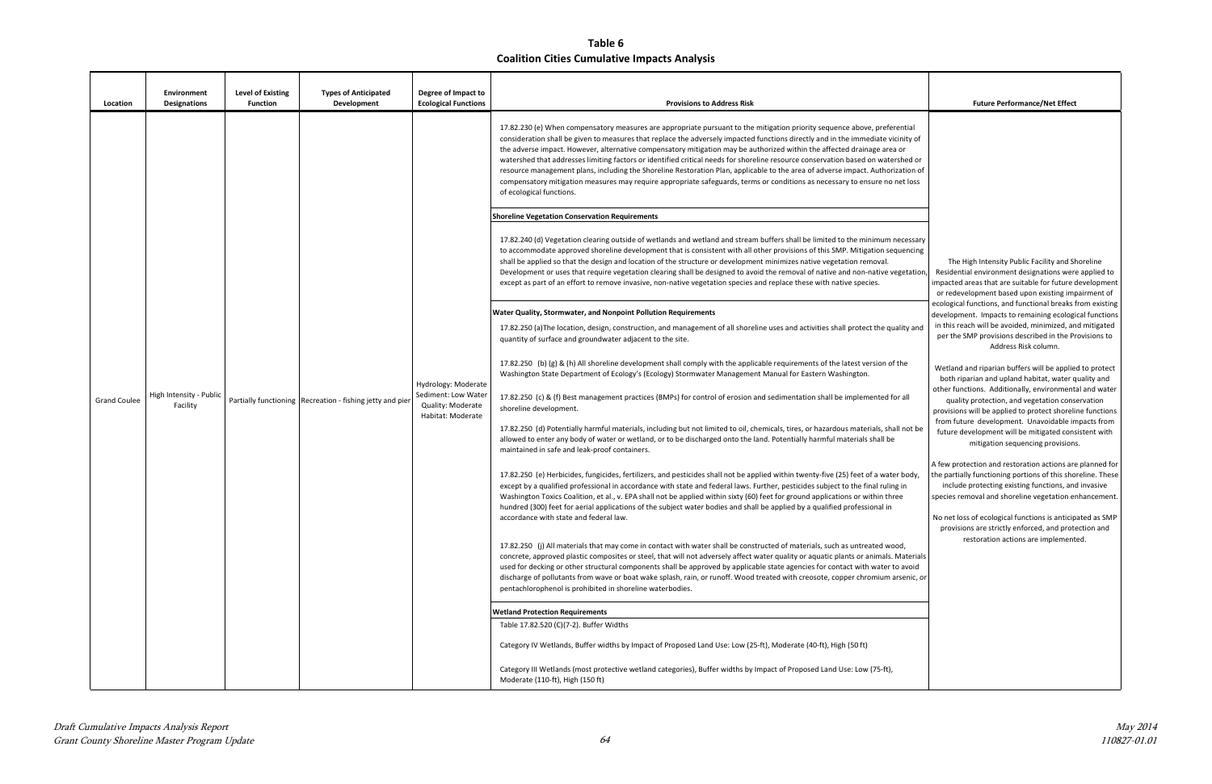**Table 6**
**Coalition Cities Cumulative Impacts Analysis**

| Location | Environment Designations | Level of Existing Function | Types of Anticipated Development | Degree of Impact to Ecological Functions | Provisions to Address Risk | Future Performance/Net Effect |
|---|---|---|---|---|---|---|
| Grand Coulee | High Intensity - Public Facility | Partially functioning | Recreation - fishing jetty and pier | Hydrology: Moderate<br>Sediment: Low Water Quality: Moderate<br>Habitat: Moderate | 17.82.230 (e) When compensatory measures are appropriate pursuant to the mitigation priority sequence above, preferential consideration shall be given to measures that replace the adversely impacted functions directly and in the immediate vicinity of the adverse impact. However, alternative compensatory mitigation may be authorized within the affected drainage area or watershed that addresses limiting factors or identified critical needs for shoreline resource conservation based on watershed or resource management plans, including the Shoreline Restoration Plan, applicable to the area of adverse impact. Authorization of compensatory mitigation measures may require appropriate safeguards, terms or conditions as necessary to ensure no net loss of ecological functions.<br><br>**Shoreline Vegetation Conservation Requirements**<br><br>17.82.240 (d) Vegetation clearing outside of wetlands and wetland and stream buffers shall be limited to the minimum necessary to accommodate approved shoreline development that is consistent with all other provisions of this SMP. Mitigation sequencing shall be applied so that the design and location of the structure or development minimizes native vegetation removal. Development or uses that require vegetation clearing shall be designed to avoid the removal of native and non-native vegetation, except as part of an effort to remove invasive, non-native vegetation species and replace these with native species.<br><br>**Water Quality, Stormwater, and Nonpoint Pollution Requirements**<br><br>17.82.250 (a)The location, design, construction, and management of all shoreline uses and activities shall protect the quality and quantity of surface and groundwater adjacent to the site.<br><br>17.82.250 (b) (g) & (h) All shoreline development shall comply with the applicable requirements of the latest version of the Washington State Department of Ecology's (Ecology) Stormwater Management Manual for Eastern Washington.<br><br>17.82.250 (c) & (f) Best management practices (BMPs) for control of erosion and sedimentation shall be implemented for all shoreline development.<br><br>17.82.250 (d) Potentially harmful materials, including but not limited to oil, chemicals, tires, or hazardous materials, shall not be allowed to enter any body of water or wetland, or to be discharged onto the land. Potentially harmful materials shall be maintained in safe and leak-proof containers.<br><br>17.82.250 (e) Herbicides, fungicides, fertilizers, and pesticides shall not be applied within twenty-five (25) feet of a water body, except by a qualified professional in accordance with state and federal laws. Further, pesticides subject to the final ruling in Washington Toxics Coalition, et al., v. EPA shall not be applied within sixty (60) feet for ground applications or within three hundred (300) feet for aerial applications of the subject water bodies and shall be applied by a qualified professional in accordance with state and federal law.<br><br>17.82.250 (j) All materials that may come in contact with water shall be constructed of materials, such as untreated wood, concrete, approved plastic composites or steel, that will not adversely affect water quality or aquatic plants or animals. Materials used for decking or other structural components shall be approved by applicable state agencies for contact with water to avoid discharge of pollutants from wave or boat wake splash, rain, or runoff. Wood treated with creosote, copper chromium arsenic, or pentachlorophenol is prohibited in shoreline waterbodies.<br><br>**Wetland Protection Requirements**<br><br>Table 17.82.520 (C)(7-2). Buffer Widths<br><br>Category IV Wetlands, Buffer widths by Impact of Proposed Land Use: Low (25-ft), Moderate (40-ft), High (50 ft)<br><br>Category III Wetlands (most protective wetland categories), Buffer widths by Impact of Proposed Land Use: Low (75-ft), Moderate (110-ft), High (150 ft) | The High Intensity Public Facility and Shoreline Residential environment designations were applied to impacted areas that are suitable for future development or redevelopment based upon existing impairment of ecological functions, and functional breaks from existing development. Impacts to remaining ecological functions in this reach will be avoided, minimized, and mitigated per the SMP provisions described in the Provisions to Address Risk column.<br><br>Wetland and riparian buffers will be applied to protect both riparian and upland habitat, water quality and other functions. Additionally, environmental and water quality protection, and vegetation conservation provisions will be applied to protect shoreline functions from future development. Unavoidable impacts from future development will be mitigated consistent with mitigation sequencing provisions.<br><br>A few protection and restoration actions are planned for the partially functioning portions of this shoreline. These include protecting existing functions, and invasive species removal and shoreline vegetation enhancement.<br><br>No net loss of ecological functions is anticipated as SMP provisions are strictly enforced, and protection and restoration actions are implemented. |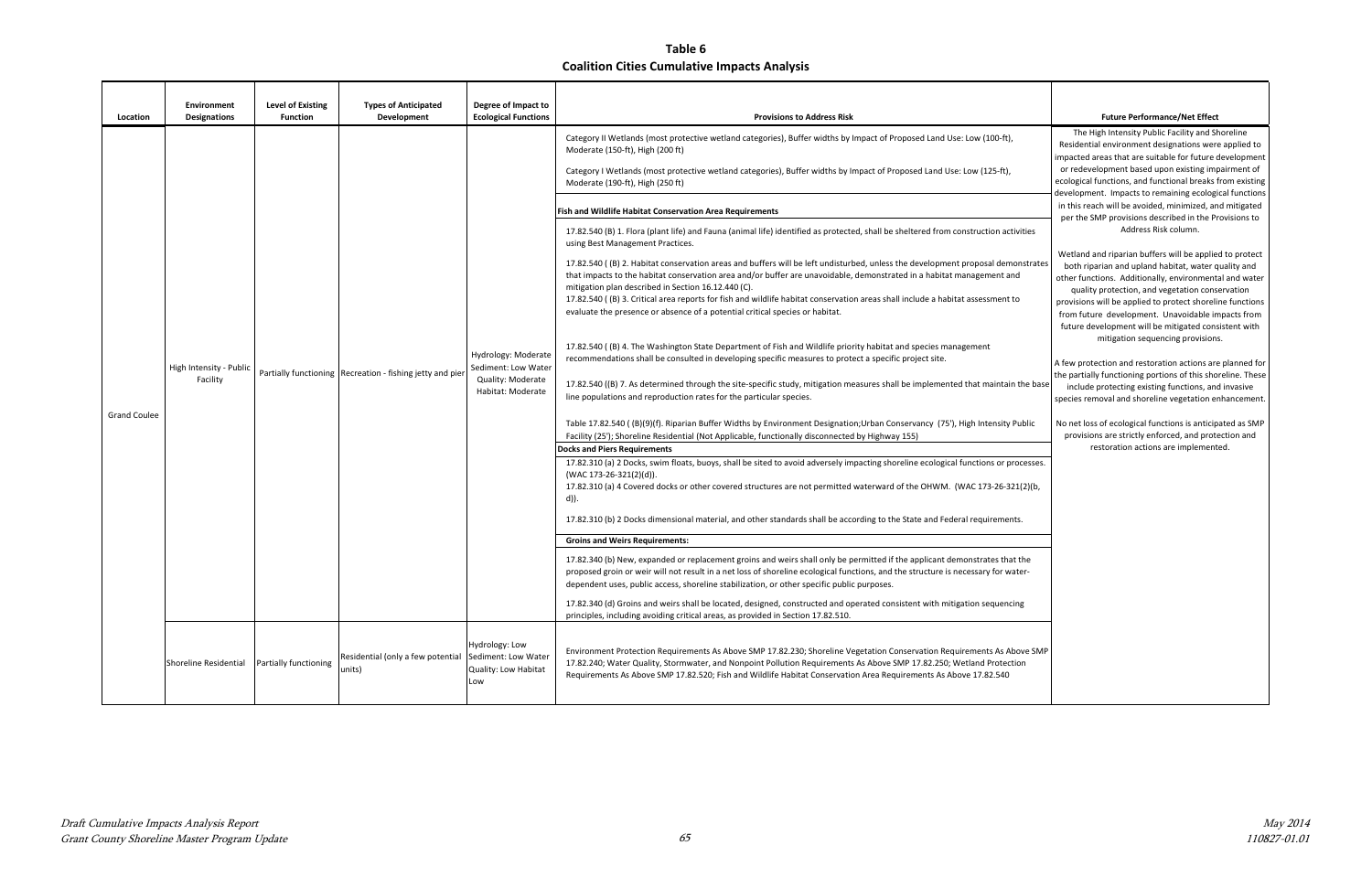**Table 6**
**Coalition Cities Cumulative Impacts Analysis**

| Location | Environment Designations | Level of Existing Function | Types of Anticipated Development | Degree of Impact to Ecological Functions | Provisions to Address Risk | Future Performance/Net Effect |
|---|---|---|---|---|---|---|
| Grand Coulee | High Intensity - Public Facility | Partially functioning | Recreation - fishing jetty and pier | Hydrology: Moderate Sediment: Low Water Quality: Moderate Habitat: Moderate | Category II Wetlands (most protective wetland categories), Buffer widths by Impact of Proposed Land Use: Low (100-ft), Moderate (150-ft), High (200 ft)<br><br>Category I Wetlands (most protective wetland categories), Buffer widths by Impact of Proposed Land Use: Low (125-ft), Moderate (190-ft), High (250 ft)<br><br>**Fish and Wildlife Habitat Conservation Area Requirements**<br><br>17.82.540 (B) 1. Flora (plant life) and Fauna (animal life) identified as protected, shall be sheltered from construction activities using Best Management Practices.<br><br>17.82.540 ( (B) 2. Habitat conservation areas and buffers will be left undisturbed, unless the development proposal demonstrates that impacts to the habitat conservation area and/or buffer are unavoidable, demonstrated in a habitat management and mitigation plan described in Section 16.12.440 (C).<br>17.82.540 ( (B) 3. Critical area reports for fish and wildlife habitat conservation areas shall include a habitat assessment to evaluate the presence or absence of a potential critical species or habitat.<br><br>17.82.540 ( (B) 4. The Washington State Department of Fish and Wildlife priority habitat and species management recommendations shall be consulted in developing specific measures to protect a specific project site.<br><br>17.82.540 ((B) 7. As determined through the site-specific study, mitigation measures shall be implemented that maintain the base line populations and reproduction rates for the particular species.<br><br>Table 17.82.540 ( (B)(9)(f). Riparian Buffer Widths by Environment Designation;Urban Conservancy (75'), High Intensity Public Facility (25'); Shoreline Residential (Not Applicable, functionally disconnected by Highway 155)<br><br>**Docks and Piers Requirements**<br><br>17.82.310 (a) 2 Docks, swim floats, buoys, shall be sited to avoid adversely impacting shoreline ecological functions or processes. (WAC 173-26-321(2)(d)).<br>17.82.310 (a) 4 Covered docks or other covered structures are not permitted waterward of the OHWM. (WAC 173-26-321(2)(b, d)).<br><br>17.82.310 (b) 2 Docks dimensional material, and other standards shall be according to the State and Federal requirements.<br><br>**Groins and Weirs Requirements:**<br><br>17.82.340 (b) New, expanded or replacement groins and weirs shall only be permitted if the applicant demonstrates that the proposed groin or weir will not result in a net loss of shoreline ecological functions, and the structure is necessary for water-dependent uses, public access, shoreline stabilization, or other specific public purposes.<br><br>17.82.340 (d) Groins and weirs shall be located, designed, constructed and operated consistent with mitigation sequencing principles, including avoiding critical areas, as provided in Section 17.82.510. | The High Intensity Public Facility and Shoreline Residential environment designations were applied to impacted areas that are suitable for future development or redevelopment based upon existing impairment of ecological functions, and functional breaks from existing development. Impacts to remaining ecological functions in this reach will be avoided, minimized, and mitigated per the SMP provisions described in the Provisions to Address Risk column.<br><br>Wetland and riparian buffers will be applied to protect both riparian and upland habitat, water quality and other functions. Additionally, environmental and water quality protection, and vegetation conservation provisions will be applied to protect shoreline functions from future development. Unavoidable impacts from future development will be mitigated consistent with mitigation sequencing provisions.<br><br>A few protection and restoration actions are planned for the partially functioning portions of this shoreline. These include protecting existing functions, and invasive species removal and shoreline vegetation enhancement.<br><br>No net loss of ecological functions is anticipated as SMP provisions are strictly enforced, and protection and restoration actions are implemented. |
| | Shoreline Residential | Partially functioning | Residential (only a few potential units) | Hydrology: Low Sediment: Low Water Quality: Low Habitat Low | Environment Protection Requirements As Above SMP 17.82.230; Shoreline Vegetation Conservation Requirements As Above SMP 17.82.240; Water Quality, Stormwater, and Nonpoint Pollution Requirements As Above SMP 17.82.250; Wetland Protection Requirements As Above SMP 17.82.520; Fish and Wildlife Habitat Conservation Area Requirements As Above 17.82.540 | |

*Draft Cumulative Impacts Analysis Report*
*Grant County Shoreline Master Program Update*

*May 2014*
*110827-01.01*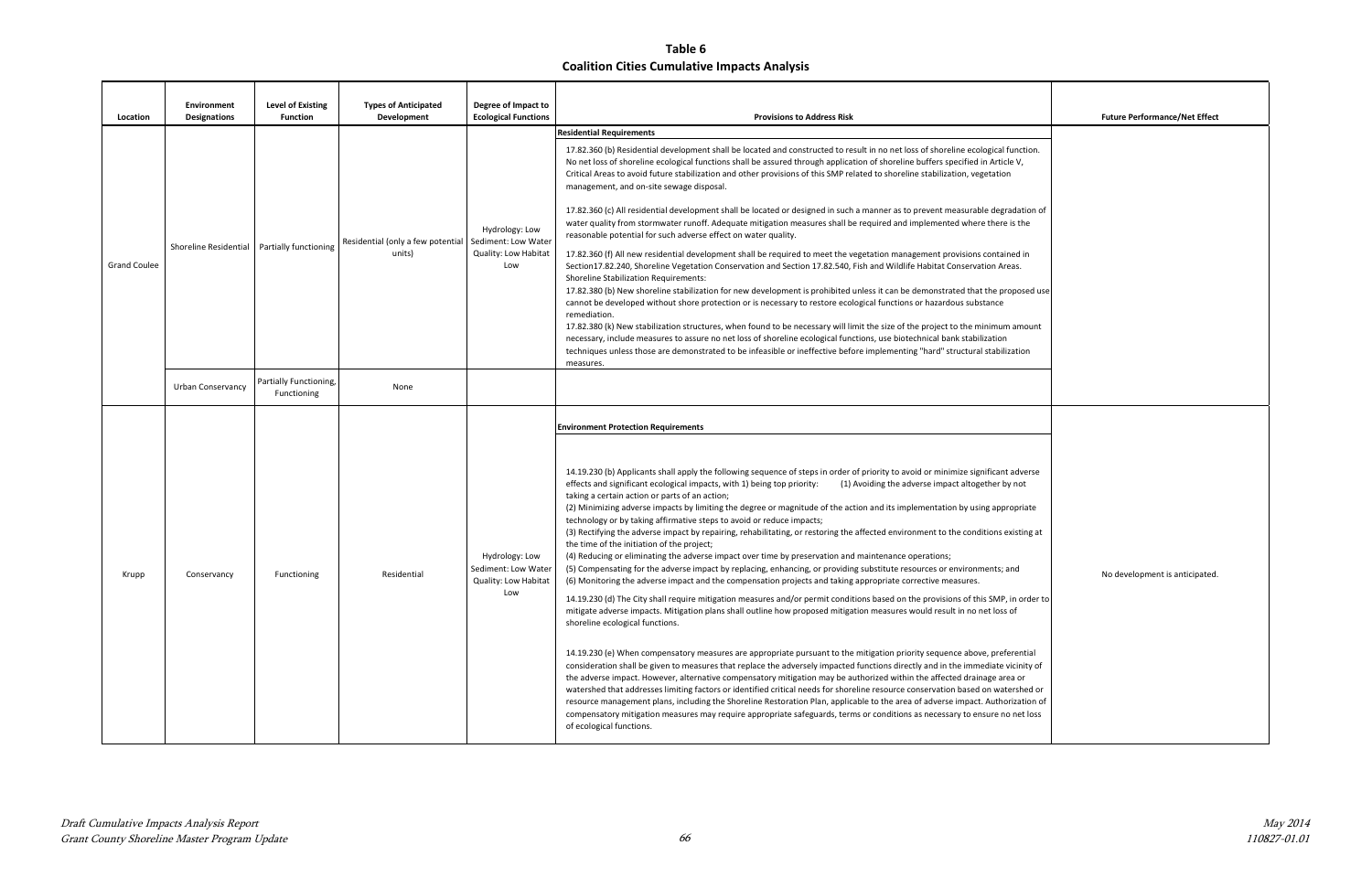**Table 6**
**Coalition Cities Cumulative Impacts Analysis**

| Location | Environment Designations | Level of Existing Function | Types of Anticipated Development | Degree of Impact to Ecological Functions | Provisions to Address Risk | Future Performance/Net Effect |
|---|---|---|---|---|---|---|
| Grand Coulee | Shoreline Residential | Partially functioning | Residential (only a few potential units) | Hydrology: Low Sediment: Low Water Quality: Low Habitat Low | **Residential Requirements**<br>17.82.360 (b) Residential development shall be located and constructed to result in no net loss of shoreline ecological function. No net loss of shoreline ecological functions shall be assured through application of shoreline buffers specified in Article V, Critical Areas to avoid future stabilization and other provisions of this SMP related to shoreline stabilization, vegetation management, and on-site sewage disposal.<br><br>17.82.360 (c) All residential development shall be located or designed in such a manner as to prevent measurable degradation of water quality from stormwater runoff. Adequate mitigation measures shall be required and implemented where there is the reasonable potential for such adverse effect on water quality.<br><br>17.82.360 (f) All new residential development shall be required to meet the vegetation management provisions contained in Section17.82.240, Shoreline Vegetation Conservation and Section 17.82.540, Fish and Wildlife Habitat Conservation Areas.<br>Shoreline Stabilization Requirements:<br>17.82.380 (b) New shoreline stabilization for new development is prohibited unless it can be demonstrated that the proposed use cannot be developed without shore protection or is necessary to restore ecological functions or hazardous substance remediation.<br>17.82.380 (k) New stabilization structures, when found to be necessary will limit the size of the project to the minimum amount necessary, include measures to assure no net loss of shoreline ecological functions, use biotechnical bank stabilization techniques unless those are demonstrated to be infeasible or ineffective before implementing "hard" structural stabilization measures. | |
| | Urban Conservancy | Partially Functioning, Functioning | None | | | |
| Krupp | Conservancy | Functioning | Residential | Hydrology: Low Sediment: Low Water Quality: Low Habitat Low | **Environment Protection Requirements**<br><br>14.19.230 (b) Applicants shall apply the following sequence of steps in order of priority to avoid or minimize significant adverse effects and significant ecological impacts, with 1) being top priority: (1) Avoiding the adverse impact altogether by not taking a certain action or parts of an action;<br>(2) Minimizing adverse impacts by limiting the degree or magnitude of the action and its implementation by using appropriate technology or by taking affirmative steps to avoid or reduce impacts;<br>(3) Rectifying the adverse impact by repairing, rehabilitating, or restoring the affected environment to the conditions existing at the time of the initiation of the project;<br>(4) Reducing or eliminating the adverse impact over time by preservation and maintenance operations;<br>(5) Compensating for the adverse impact by replacing, enhancing, or providing substitute resources or environments; and<br>(6) Monitoring the adverse impact and the compensation projects and taking appropriate corrective measures.<br><br>14.19.230 (d) The City shall require mitigation measures and/or permit conditions based on the provisions of this SMP, in order to mitigate adverse impacts. Mitigation plans shall outline how proposed mitigation measures would result in no net loss of shoreline ecological functions.<br><br>14.19.230 (e) When compensatory measures are appropriate pursuant to the mitigation priority sequence above, preferential consideration shall be given to measures that replace the adversely impacted functions directly and in the immediate vicinity of the adverse impact. However, alternative compensatory mitigation may be authorized within the affected drainage area or watershed that addresses limiting factors or identified critical needs for shoreline resource conservation based on watershed or resource management plans, including the Shoreline Restoration Plan, applicable to the area of adverse impact. Authorization of compensatory mitigation measures may require appropriate safeguards, terms or conditions as necessary to ensure no net loss of ecological functions. | No development is anticipated. |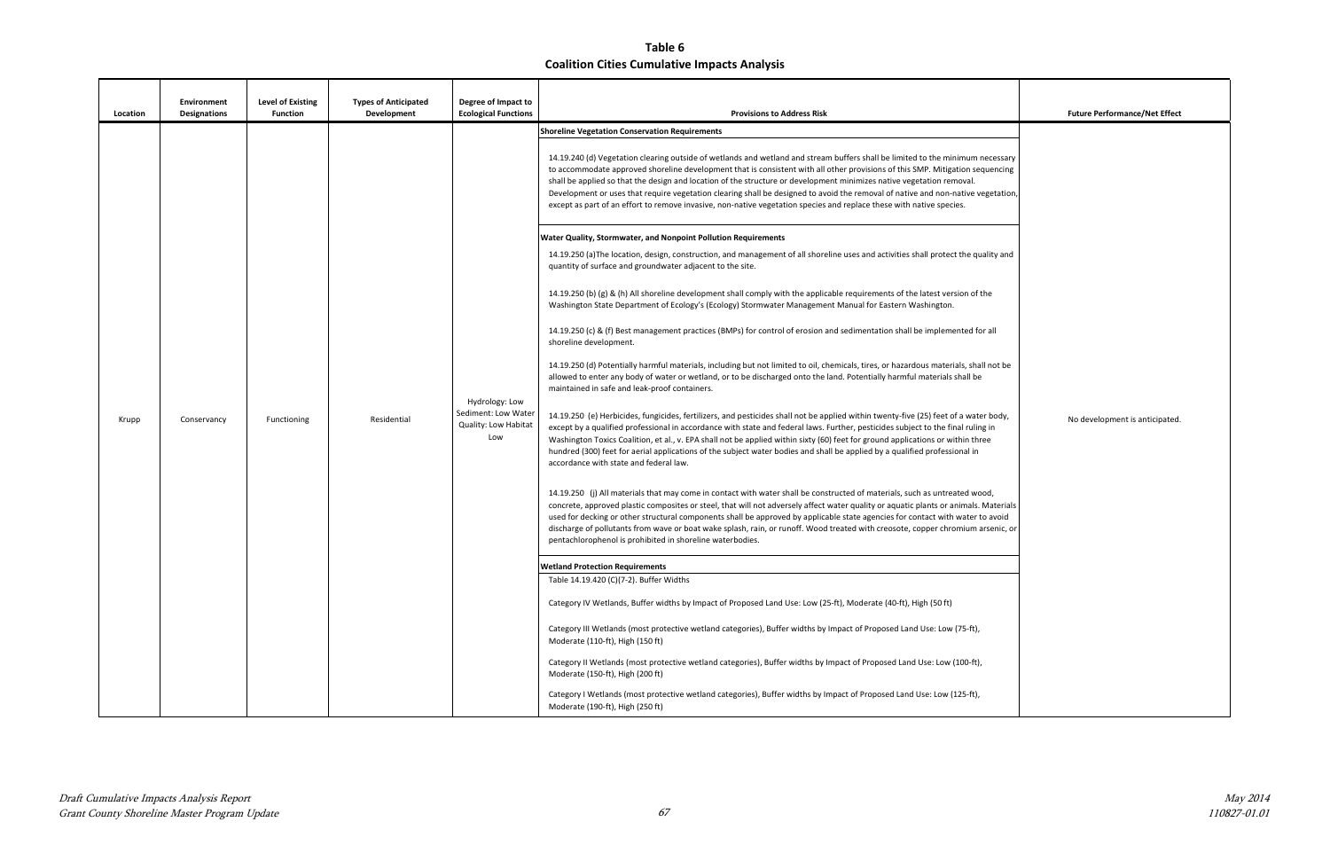**Table 6**
**Coalition Cities Cumulative Impacts Analysis**

| Location | Environment Designations | Level of Existing Function | Types of Anticipated Development | Degree of Impact to Ecological Functions | Provisions to Address Risk | Future Performance/Net Effect |
|---|---|---|---|---|---|---|
| Krupp | Conservancy | Functioning | Residential | Hydrology: Low<br>Sediment: Low Water Quality: Low Habitat Low | **Shoreline Vegetation Conservation Requirements**<br><br>14.19.240 (d) Vegetation clearing outside of wetlands and wetland and stream buffers shall be limited to the minimum necessary to accommodate approved shoreline development that is consistent with all other provisions of this SMP. Mitigation sequencing shall be applied so that the design and location of the structure or development minimizes native vegetation removal. Development or uses that require vegetation clearing shall be designed to avoid the removal of native and non-native vegetation, except as part of an effort to remove invasive, non-native vegetation species and replace these with native species.<br><br>**Water Quality, Stormwater, and Nonpoint Pollution Requirements**<br><br>14.19.250 (a)The location, design, construction, and management of all shoreline uses and activities shall protect the quality and quantity of surface and groundwater adjacent to the site.<br><br>14.19.250 (b) (g) & (h) All shoreline development shall comply with the applicable requirements of the latest version of the Washington State Department of Ecology's (Ecology) Stormwater Management Manual for Eastern Washington.<br><br>14.19.250 (c) & (f) Best management practices (BMPs) for control of erosion and sedimentation shall be implemented for all shoreline development.<br><br>14.19.250 (d) Potentially harmful materials, including but not limited to oil, chemicals, tires, or hazardous materials, shall not be allowed to enter any body of water or wetland, or to be discharged onto the land. Potentially harmful materials shall be maintained in safe and leak-proof containers.<br><br>14.19.250 (e) Herbicides, fungicides, fertilizers, and pesticides shall not be applied within twenty-five (25) feet of a water body, except by a qualified professional in accordance with state and federal laws. Further, pesticides subject to the final ruling in Washington Toxics Coalition, et al., v. EPA shall not be applied within sixty (60) feet for ground applications or within three hundred (300) feet for aerial applications of the subject water bodies and shall be applied by a qualified professional in accordance with state and federal law.<br><br>14.19.250 (j) All materials that may come in contact with water shall be constructed of materials, such as untreated wood, concrete, approved plastic composites or steel, that will not adversely affect water quality or aquatic plants or animals. Materials used for decking or other structural components shall be approved by applicable state agencies for contact with water to avoid discharge of pollutants from wave or boat wake splash, rain, or runoff. Wood treated with creosote, copper chromium arsenic, or pentachlorophenol is prohibited in shoreline waterbodies.<br><br>**Wetland Protection Requirements**<br><br>Table 14.19.420 (C)(7-2). Buffer Widths<br><br>Category IV Wetlands, Buffer widths by Impact of Proposed Land Use: Low (25-ft), Moderate (40-ft), High (50 ft)<br><br>Category III Wetlands (most protective wetland categories), Buffer widths by Impact of Proposed Land Use: Low (75-ft), Moderate (110-ft), High (150 ft)<br><br>Category II Wetlands (most protective wetland categories), Buffer widths by Impact of Proposed Land Use: Low (100-ft), Moderate (150-ft), High (200 ft)<br><br>Category I Wetlands (most protective wetland categories), Buffer widths by Impact of Proposed Land Use: Low (125-ft), Moderate (190-ft), High (250 ft) | No development is anticipated. |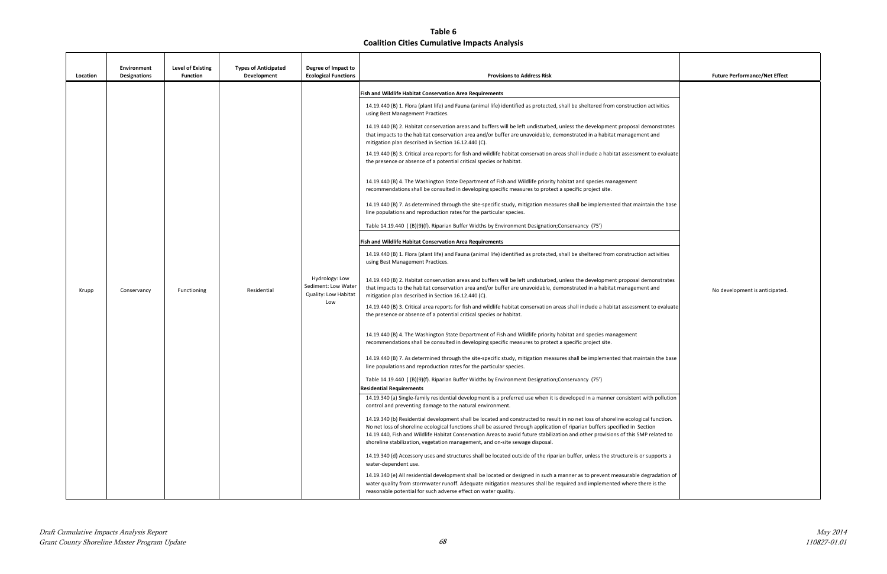**Table 6**
**Coalition Cities Cumulative Impacts Analysis**

| Location | Environment Designations | Level of Existing Function | Types of Anticipated Development | Degree of Impact to Ecological Functions | Provisions to Address Risk | Future Performance/Net Effect |
|---|---|---|---|---|---|---|
| Krupp | Conservancy | Functioning | Residential | Hydrology: Low Sediment: Low Water Quality: Low Habitat Low | **Fish and Wildlife Habitat Conservation Area Requirements**<br>14.19.440 (B) 1. Flora (plant life) and Fauna (animal life) identified as protected, shall be sheltered from construction activities using Best Management Practices.<br>14.19.440 (B) 2. Habitat conservation areas and buffers will be left undisturbed, unless the development proposal demonstrates that impacts to the habitat conservation area and/or buffer are unavoidable, demonstrated in a habitat management and mitigation plan described in Section 16.12.440 (C).<br>14.19.440 (B) 3. Critical area reports for fish and wildlife habitat conservation areas shall include a habitat assessment to evaluate the presence or absence of a potential critical species or habitat.<br>14.19.440 (B) 4. The Washington State Department of Fish and Wildlife priority habitat and species management recommendations shall be consulted in developing specific measures to protect a specific project site.<br>14.19.440 (B) 7. As determined through the site-specific study, mitigation measures shall be implemented that maintain the base line populations and reproduction rates for the particular species.<br>Table 14.19.440 ( (B)(9)(f). Riparian Buffer Widths by Environment Designation;Conservancy (75')<br>**Fish and Wildlife Habitat Conservation Area Requirements**<br>14.19.440 (B) 1. Flora (plant life) and Fauna (animal life) identified as protected, shall be sheltered from construction activities using Best Management Practices.<br>14.19.440 (B) 2. Habitat conservation areas and buffers will be left undisturbed, unless the development proposal demonstrates that impacts to the habitat conservation area and/or buffer are unavoidable, demonstrated in a habitat management and mitigation plan described in Section 16.12.440 (C).<br>14.19.440 (B) 3. Critical area reports for fish and wildlife habitat conservation areas shall include a habitat assessment to evaluate the presence or absence of a potential critical species or habitat.<br>14.19.440 (B) 4. The Washington State Department of Fish and Wildlife priority habitat and species management recommendations shall be consulted in developing specific measures to protect a specific project site.<br>14.19.440 (B) 7. As determined through the site-specific study, mitigation measures shall be implemented that maintain the base line populations and reproduction rates for the particular species.<br>Table 14.19.440 ( (B)(9)(f). Riparian Buffer Widths by Environment Designation;Conservancy (75')<br>**Residential Requirements**<br>14.19.340 (a) Single-family residential development is a preferred use when it is developed in a manner consistent with pollution control and preventing damage to the natural environment.<br>14.19.340 (b) Residential development shall be located and constructed to result in no net loss of shoreline ecological function. No net loss of shoreline ecological functions shall be assured through application of riparian buffers specified in Section 14.19.440, Fish and Wildlife Habitat Conservation Areas to avoid future stabilization and other provisions of this SMP related to shoreline stabilization, vegetation management, and on-site sewage disposal.<br>14.19.340 (d) Accessory uses and structures shall be located outside of the riparian buffer, unless the structure is or supports a water-dependent use.<br>14.19.340 (e) All residential development shall be located or designed in such a manner as to prevent measurable degradation of water quality from stormwater runoff. Adequate mitigation measures shall be required and implemented where there is the reasonable potential for such adverse effect on water quality. | No development is anticipated. |

*Draft Cumulative Impacts Analysis Report*
*Grant County Shoreline Master Program Update*

*May 2014*
*110827-01.01*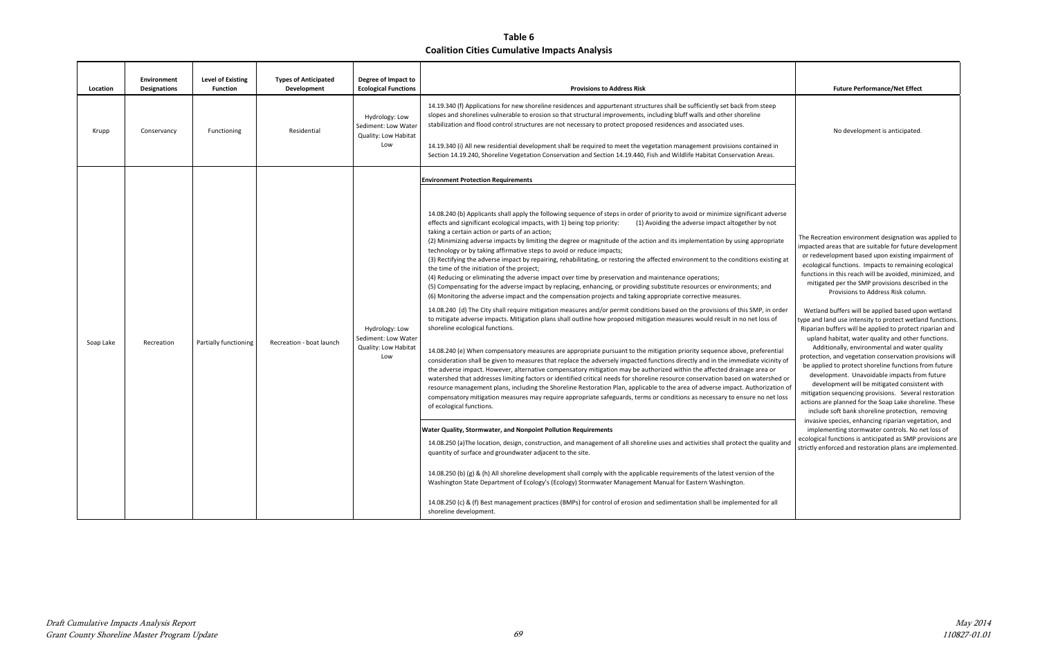**Table 6**
**Coalition Cities Cumulative Impacts Analysis**

| Location | Environment Designations | Level of Existing Function | Types of Anticipated Development | Degree of Impact to Ecological Functions | Provisions to Address Risk | Future Performance/Net Effect |
|---|---|---|---|---|---|---|
| Krupp | Conservancy | Functioning | Residential | Hydrology: Low<br>Sediment: Low Water<br>Quality: Low Habitat<br>Low | 14.19.340 (f) Applications for new shoreline residences and appurtenant structures shall be sufficiently set back from steep slopes and shorelines vulnerable to erosion so that structural improvements, including bluff walls and other shoreline stabilization and flood control structures are not necessary to protect proposed residences and associated uses.<br><br>14.19.340 (i) All new residential development shall be required to meet the vegetation management provisions contained in Section 14.19.240, Shoreline Vegetation Conservation and Section 14.19.440, Fish and Wildlife Habitat Conservation Areas. | No development is anticipated. |
| Soap Lake | Recreation | Partially functioning | Recreation - boat launch | Hydrology: Low<br>Sediment: Low Water<br>Quality: Low Habitat<br>Low | **Environment Protection Requirements**<br><br>14.08.240 (b) Applicants shall apply the following sequence of steps in order of priority to avoid or minimize significant adverse effects and significant ecological impacts, with 1) being top priority: (1) Avoiding the adverse impact altogether by not taking a certain action or parts of an action;<br>(2) Minimizing adverse impacts by limiting the degree or magnitude of the action and its implementation by using appropriate technology or by taking affirmative steps to avoid or reduce impacts;<br>(3) Rectifying the adverse impact by repairing, rehabilitating, or restoring the affected environment to the conditions existing at the time of the initiation of the project;<br>(4) Reducing or eliminating the adverse impact over time by preservation and maintenance operations;<br>(5) Compensating for the adverse impact by replacing, enhancing, or providing substitute resources or environments; and<br>(6) Monitoring the adverse impact and the compensation projects and taking appropriate corrective measures.<br><br>14.08.240 (d) The City shall require mitigation measures and/or permit conditions based on the provisions of this SMP, in order to mitigate adverse impacts. Mitigation plans shall outline how proposed mitigation measures would result in no net loss of shoreline ecological functions.<br><br>14.08.240 (e) When compensatory measures are appropriate pursuant to the mitigation priority sequence above, preferential consideration shall be given to measures that replace the adversely impacted functions directly and in the immediate vicinity of the adverse impact. However, alternative compensatory mitigation may be authorized within the affected drainage area or watershed that addresses limiting factors or identified critical needs for shoreline resource conservation based on watershed or resource management plans, including the Shoreline Restoration Plan, applicable to the area of adverse impact. Authorization of compensatory mitigation measures may require appropriate safeguards, terms or conditions as necessary to ensure no net loss of ecological functions.<br><br>**Water Quality, Stormwater, and Nonpoint Pollution Requirements**<br><br>14.08.250 (a)The location, design, construction, and management of all shoreline uses and activities shall protect the quality and quantity of surface and groundwater adjacent to the site.<br><br>14.08.250 (b) (g) & (h) All shoreline development shall comply with the applicable requirements of the latest version of the Washington State Department of Ecology's (Ecology) Stormwater Management Manual for Eastern Washington.<br><br>14.08.250 (c) & (f) Best management practices (BMPs) for control of erosion and sedimentation shall be implemented for all shoreline development. | The Recreation environment designation was applied to impacted areas that are suitable for future development or redevelopment based upon existing impairment of ecological functions. Impacts to remaining ecological functions in this reach will be avoided, minimized, and mitigated per the SMP provisions described in the Provisions to Address Risk column.<br><br>Wetland buffers will be applied based upon wetland type and land use intensity to protect wetland functions. Riparian buffers will be applied to protect riparian and upland habitat, water quality and other functions. Additionally, environmental and water quality protection, and vegetation conservation provisions will be applied to protect shoreline functions from future development. Unavoidable impacts from future development will be mitigated consistent with mitigation sequencing provisions. Several restoration actions are planned for the Soap Lake shoreline. These include soft bank shoreline protection, removing invasive species, enhancing riparian vegetation, and implementing stormwater controls. No net loss of ecological functions is anticipated as SMP provisions are strictly enforced and restoration plans are implemented. |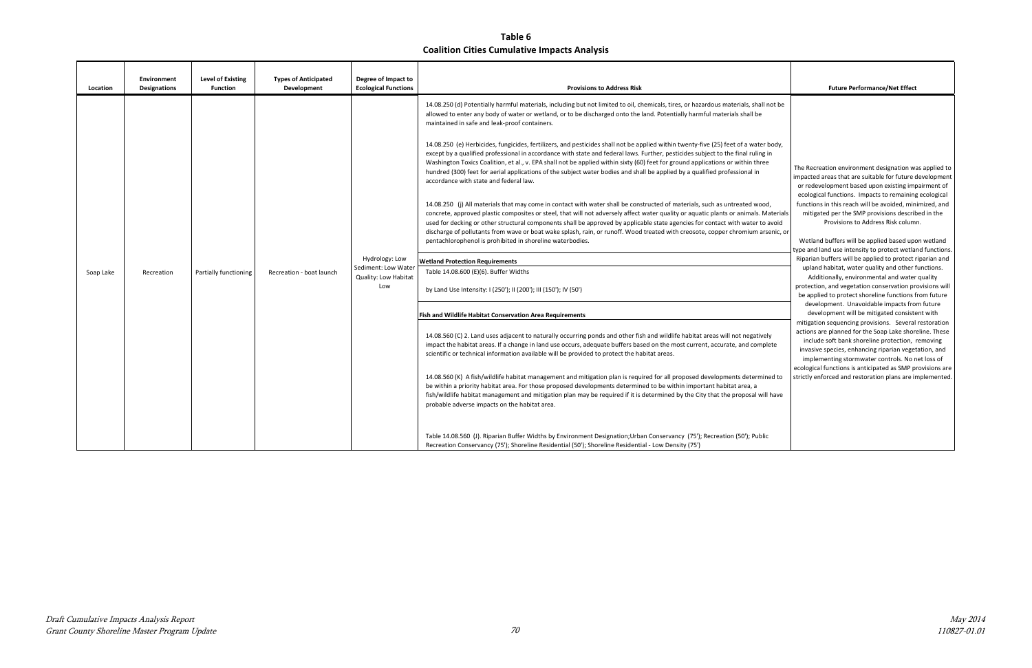**Table 6**
**Coalition Cities Cumulative Impacts Analysis**

| Location | Environment Designations | Level of Existing Function | Types of Anticipated Development | Degree of Impact to Ecological Functions | Provisions to Address Risk | Future Performance/Net Effect |
|---|---|---|---|---|---|---|
| Soap Lake | Recreation | Partially functioning | Recreation - boat launch | Hydrology: Low<br>Sediment: Low Water Quality: Low Habitat Low | 14.08.250 (d) Potentially harmful materials, including but not limited to oil, chemicals, tires, or hazardous materials, shall not be allowed to enter any body of water or wetland, or to be discharged onto the land. Potentially harmful materials shall be maintained in safe and leak-proof containers.<br><br>14.08.250 (e) Herbicides, fungicides, fertilizers, and pesticides shall not be applied within twenty-five (25) feet of a water body, except by a qualified professional in accordance with state and federal laws. Further, pesticides subject to the final ruling in Washington Toxics Coalition, et al., v. EPA shall not be applied within sixty (60) feet for ground applications or within three hundred (300) feet for aerial applications of the subject water bodies and shall be applied by a qualified professional in accordance with state and federal law.<br><br>14.08.250 (j) All materials that may come in contact with water shall be constructed of materials, such as untreated wood, concrete, approved plastic composites or steel, that will not adversely affect water quality or aquatic plants or animals. Materials used for decking or other structural components shall be approved by applicable state agencies for contact with water to avoid discharge of pollutants from wave or boat wake splash, rain, or runoff. Wood treated with creosote, copper chromium arsenic, or pentachlorophenol is prohibited in shoreline waterbodies.<br><br>**Wetland Protection Requirements**<br>Table 14.08.600 (E)(6). Buffer Widths<br><br>by Land Use Intensity: I (250'); II (200'); III (150'); IV (50')<br><br>**Fish and Wildlife Habitat Conservation Area Requirements**<br><br>14.08.560 (C) 2. Land uses adjacent to naturally occurring ponds and other fish and wildlife habitat areas will not negatively impact the habitat areas. If a change in land use occurs, adequate buffers based on the most current, accurate, and complete scientific or technical information available will be provided to protect the habitat areas.<br><br>14.08.560 (K) A fish/wildlife habitat management and mitigation plan is required for all proposed developments determined to be within a priority habitat area. For those proposed developments determined to be within important habitat area, a fish/wildlife habitat management and mitigation plan may be required if it is determined by the City that the proposal will have probable adverse impacts on the habitat area.<br><br>Table 14.08.560 (J). Riparian Buffer Widths by Environment Designation;Urban Conservancy (75'); Recreation (50'); Public Recreation Conservancy (75'); Shoreline Residential (50'); Shoreline Residential - Low Density (75') | The Recreation environment designation was applied to impacted areas that are suitable for future development or redevelopment based upon existing impairment of ecological functions. Impacts to remaining ecological functions in this reach will be avoided, minimized, and mitigated per the SMP provisions described in the Provisions to Address Risk column.<br><br>Wetland buffers will be applied based upon wetland type and land use intensity to protect wetland functions. Riparian buffers will be applied to protect riparian and upland habitat, water quality and other functions. Additionally, environmental and water quality protection, and vegetation conservation provisions will be applied to protect shoreline functions from future development. Unavoidable impacts from future development will be mitigated consistent with mitigation sequencing provisions. Several restoration actions are planned for the Soap Lake shoreline. These include soft bank shoreline protection, removing invasive species, enhancing riparian vegetation, and implementing stormwater controls. No net loss of ecological functions is anticipated as SMP provisions are strictly enforced and restoration plans are implemented. |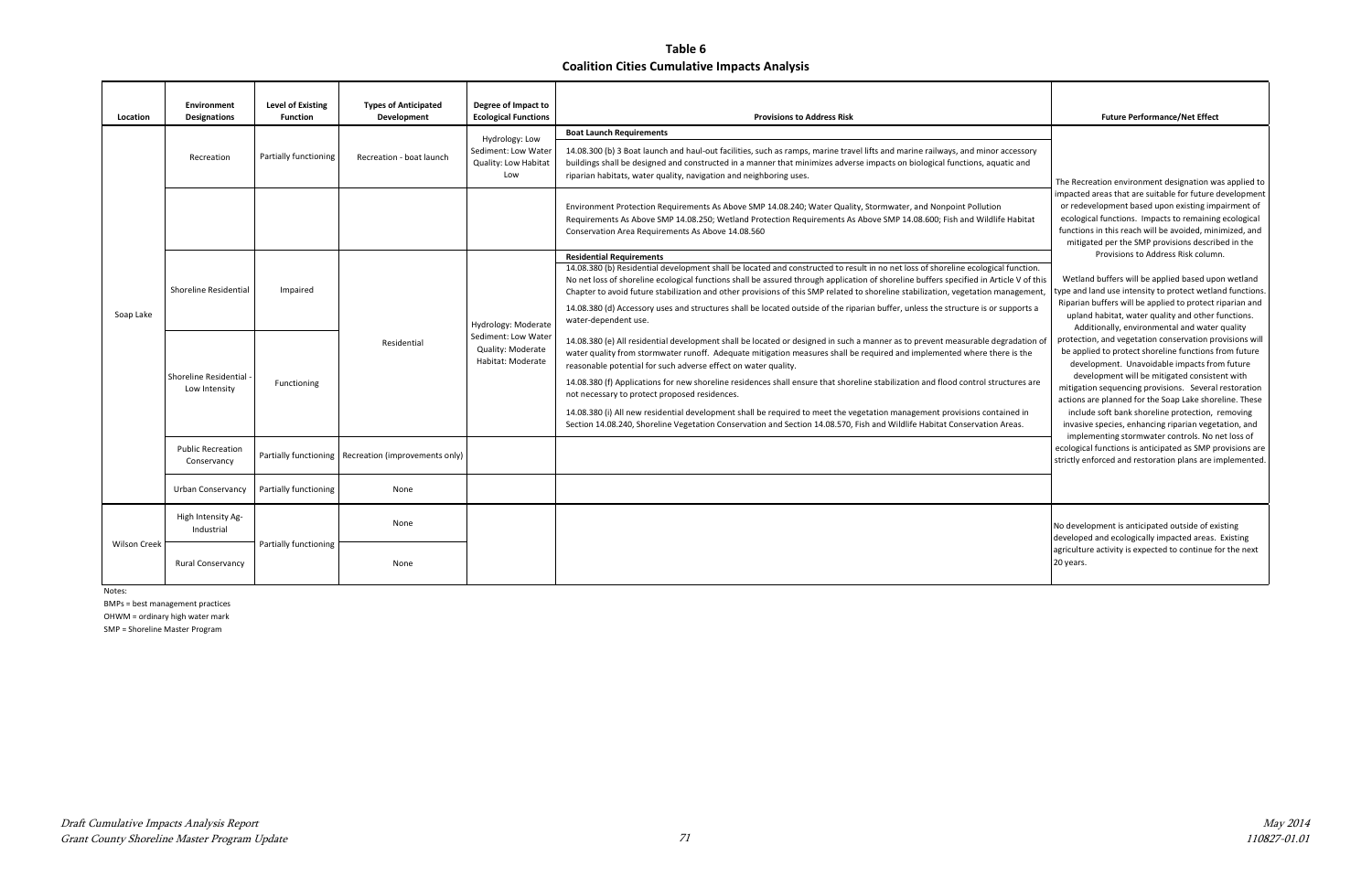# Table 6
## Coalition Cities Cumulative Impacts Analysis

| Location | Environment Designations | Level of Existing Function | Types of Anticipated Development | Degree of Impact to Ecological Functions | Provisions to Address Risk | Future Performance/Net Effect |
|---|---|---|---|---|---|---|
| Soap Lake | Recreation | Partially functioning | Recreation - boat launch | Hydrology: Low<br>Sediment: Low Water Quality: Low Habitat Low | **Boat Launch Requirements**<br>14.08.300 (b) 3 Boat launch and haul-out facilities, such as ramps, marine travel lifts and marine railways, and minor accessory buildings shall be designed and constructed in a manner that minimizes adverse impacts on biological functions, aquatic and riparian habitats, water quality, navigation and neighboring uses. | The Recreation environment designation was applied to impacted areas that are suitable for future development or redevelopment based upon existing impairment of ecological functions. Impacts to remaining ecological functions in this reach will be avoided, minimized, and mitigated per the SMP provisions described in the Provisions to Address Risk column.<br><br>Wetland buffers will be applied based upon wetland type and land use intensity to protect wetland functions. Riparian buffers will be applied to protect riparian and upland habitat, water quality and other functions. Additionally, environmental and water quality protection, and vegetation conservation provisions will be applied to protect shoreline functions from future development. Unavoidable impacts from future development will be mitigated consistent with mitigation sequencing provisions. Several restoration actions are planned for the Soap Lake shoreline. These include soft bank shoreline protection, removing invasive species, enhancing riparian vegetation, and implementing stormwater controls. No net loss of ecological functions is anticipated as SMP provisions are strictly enforced and restoration plans are implemented. |
| | | | | | Environment Protection Requirements As Above SMP 14.08.240; Water Quality, Stormwater, and Nonpoint Pollution Requirements As Above SMP 14.08.250; Wetland Protection Requirements As Above SMP 14.08.600; Fish and Wildlife Habitat Conservation Area Requirements As Above 14.08.560 | |
| | Shoreline Residential | Impaired | Residential | Hydrology: Moderate<br>Sediment: Low Water Quality: Moderate Habitat: Moderate | **Residential Requirements**<br>14.08.380 (b) Residential development shall be located and constructed to result in no net loss of shoreline ecological function. No net loss of shoreline ecological functions shall be assured through application of shoreline buffers specified in Article V of this Chapter to avoid future stabilization and other provisions of this SMP related to shoreline stabilization, vegetation management,<br>14.08.380 (d) Accessory uses and structures shall be located outside of the riparian buffer, unless the structure is or supports a water-dependent use.<br>14.08.380 (e) All residential development shall be located or designed in such a manner as to prevent measurable degradation of water quality from stormwater runoff. Adequate mitigation measures shall be required and implemented where there is the reasonable potential for such adverse effect on water quality.<br>14.08.380 (f) Applications for new shoreline residences shall ensure that shoreline stabilization and flood control structures are not necessary to protect proposed residences.<br>14.08.380 (i) All new residential development shall be required to meet the vegetation management provisions contained in Section 14.08.240, Shoreline Vegetation Conservation and Section 14.08.570, Fish and Wildlife Habitat Conservation Areas. | |
| | Shoreline Residential - Low Intensity | Functioning | | | | |
| | Public Recreation Conservancy | Partially functioning | Recreation (improvements only) | | | |
| | Urban Conservancy | Partially functioning | None | | | |
| Wilson Creek | High Intensity Ag-Industrial | Partially functioning | None | | | No development is anticipated outside of existing developed and ecologically impacted areas. Existing agriculture activity is expected to continue for the next 20 years. |
| | Rural Conservancy | | None | | | |

Notes:

BMPs = best management practices

OHWM = ordinary high water mark

SMP = Shoreline Master Program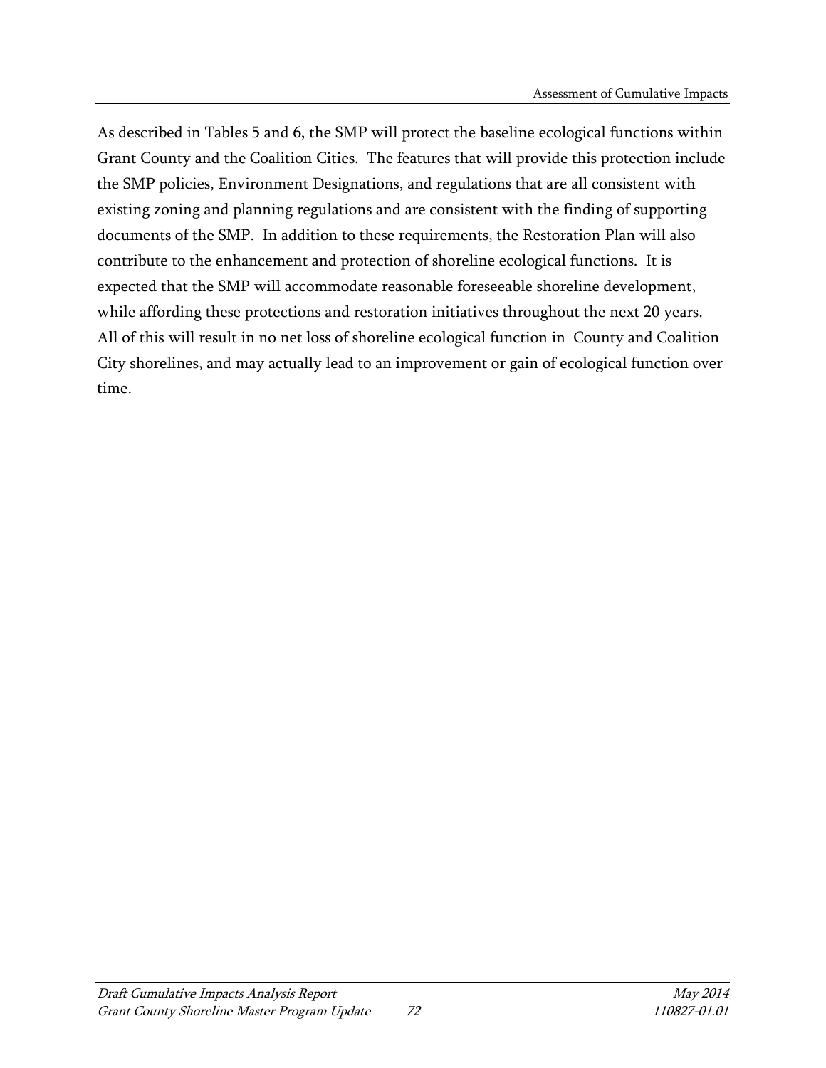As described in Tables 5 and 6, the SMP will protect the baseline ecological functions within Grant County and the Coalition Cities. The features that will provide this protection include the SMP policies, Environment Designations, and regulations that are all consistent with existing zoning and planning regulations and are consistent with the finding of supporting documents of the SMP. In addition to these requirements, the Restoration Plan will also contribute to the enhancement and protection of shoreline ecological functions. It is expected that the SMP will accommodate reasonable foreseeable shoreline development, while affording these protections and restoration initiatives throughout the next 20 years. All of this will result in no net loss of shoreline ecological function in County and Coalition City shorelines, and may actually lead to an improvement or gain of ecological function over time.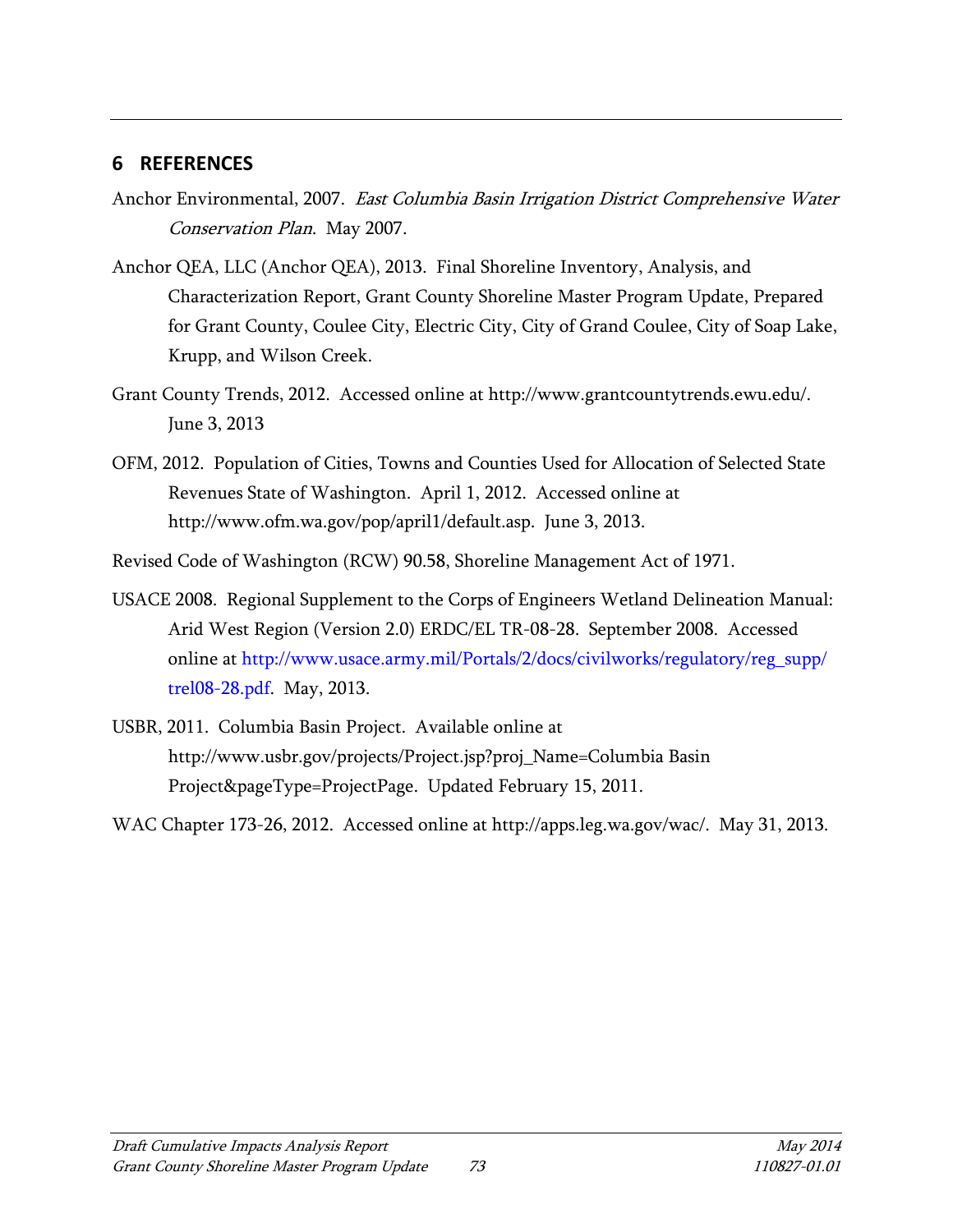## 6 REFERENCES

Anchor Environmental, 2007. *East Columbia Basin Irrigation District Comprehensive Water Conservation Plan*. May 2007.

Anchor QEA, LLC (Anchor QEA), 2013. Final Shoreline Inventory, Analysis, and Characterization Report, Grant County Shoreline Master Program Update, Prepared for Grant County, Coulee City, Electric City, City of Grand Coulee, City of Soap Lake, Krupp, and Wilson Creek.

Grant County Trends, 2012. Accessed online at http://www.grantcountytrends.ewu.edu/. June 3, 2013

OFM, 2012. Population of Cities, Towns and Counties Used for Allocation of Selected State Revenues State of Washington. April 1, 2012. Accessed online at http://www.ofm.wa.gov/pop/april1/default.asp. June 3, 2013.

Revised Code of Washington (RCW) 90.58, Shoreline Management Act of 1971.

USACE 2008. Regional Supplement to the Corps of Engineers Wetland Delineation Manual: Arid West Region (Version 2.0) ERDC/EL TR-08-28. September 2008. Accessed online at http://www.usace.army.mil/Portals/2/docs/civilworks/regulatory/reg_supp/trel08-28.pdf. May, 2013.

USBR, 2011. Columbia Basin Project. Available online at http://www.usbr.gov/projects/Project.jsp?proj_Name=Columbia Basin Project&pageType=ProjectPage. Updated February 15, 2011.

WAC Chapter 173-26, 2012. Accessed online at http://apps.leg.wa.gov/wac/. May 31, 2013.